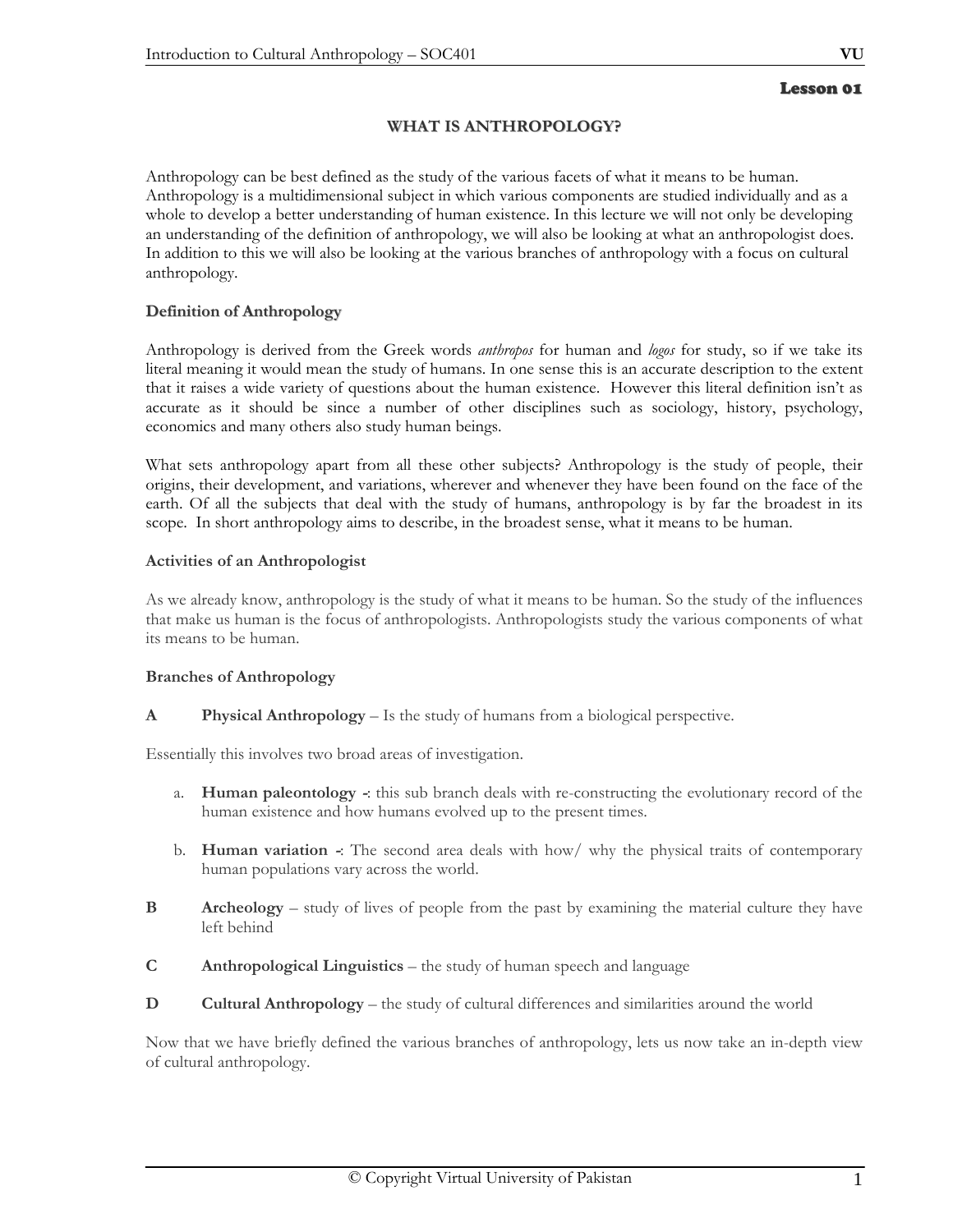Lesson 01

# WHAT IS ANTHROPOLOGY?

Anthropology can be best defined as the study of the various facets of what it means to be human. Anthropology is a multidimensional subject in which various components are studied individually and as a whole to develop a better understanding of human existence. In this lecture we will not only be developing an understanding of the definition of anthropology, we will also be looking at what an anthropologist does. In addition to this we will also be looking at the various branches of anthropology with a focus on cultural anthropology.

### Definition of Anthropology

Anthropology is derived from the Greek words *anthropos* for human and *logos* for study, so if we take its literal meaning it would mean the study of humans. In one sense this is an accurate description to the extent that it raises a wide variety of questions about the human existence. However this literal definition isn't as accurate as it should be since a number of other disciplines such as sociology, history, psychology, economics and many others also study human beings.

What sets anthropology apart from all these other subjects? Anthropology is the study of people, their origins, their development, and variations, wherever and whenever they have been found on the face of the earth. Of all the subjects that deal with the study of humans, anthropology is by far the broadest in its scope. In short anthropology aims to describe, in the broadest sense, what it means to be human.

### Activities of an Anthropologist

As we already know, anthropology is the study of what it means to be human. So the study of the influences that make us human is the focus of anthropologists. Anthropologists study the various components of what its means to be human.

### Branches of Anthropology

**A** **Physical Anthropology** – Is the study of humans from a biological perspective.

Essentially this involves two broad areas of investigation.

a. **Human paleontology -**: this sub branch deals with re-constructing the evolutionary record of the human existence and how humans evolved up to the present times.

b. **Human variation -**: The second area deals with how/ why the physical traits of contemporary human populations vary across the world.

**B** **Archeology** – study of lives of people from the past by examining the material culture they have left behind

**C** **Anthropological Linguistics** – the study of human speech and language

**D** **Cultural Anthropology** – the study of cultural differences and similarities around the world

Now that we have briefly defined the various branches of anthropology, lets us now take an in-depth view of cultural anthropology.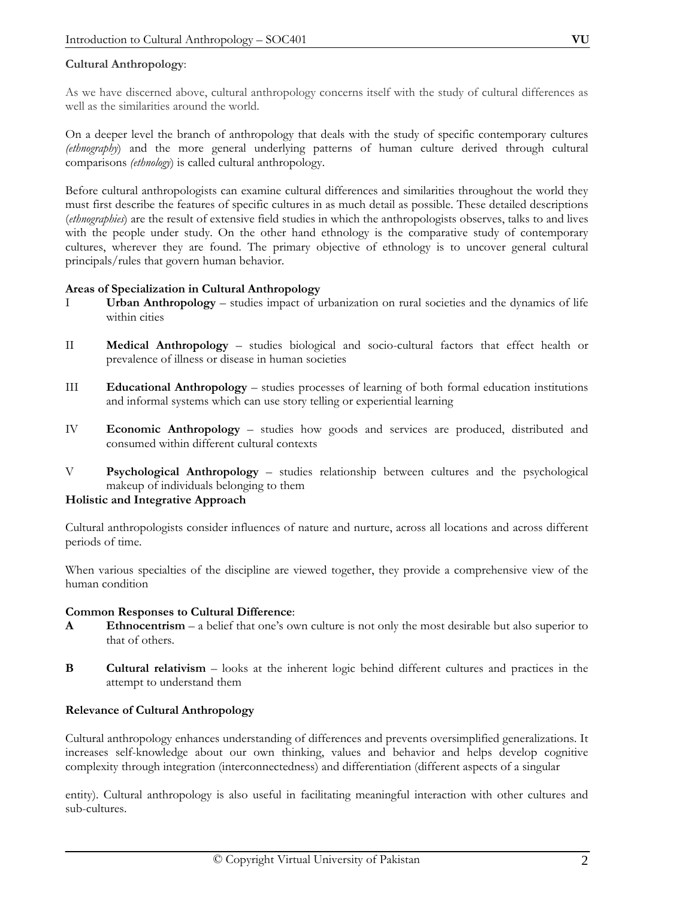**Cultural Anthropology**:

As we have discerned above, cultural anthropology concerns itself with the study of cultural differences as well as the similarities around the world.

On a deeper level the branch of anthropology that deals with the study of specific contemporary cultures *(ethnography*) and the more general underlying patterns of human culture derived through cultural comparisons *(ethnology*) is called cultural anthropology.

Before cultural anthropologists can examine cultural differences and similarities throughout the world they must first describe the features of specific cultures in as much detail as possible. These detailed descriptions (*ethnographies*) are the result of extensive field studies in which the anthropologists observes, talks to and lives with the people under study. On the other hand ethnology is the comparative study of contemporary cultures, wherever they are found. The primary objective of ethnology is to uncover general cultural principals/rules that govern human behavior.

**Areas of Specialization in Cultural Anthropology**

I **Urban Anthropology** – studies impact of urbanization on rural societies and the dynamics of life within cities

II **Medical Anthropology** – studies biological and socio-cultural factors that effect health or prevalence of illness or disease in human societies

III **Educational Anthropology** – studies processes of learning of both formal education institutions and informal systems which can use story telling or experiential learning

IV **Economic Anthropology** – studies how goods and services are produced, distributed and consumed within different cultural contexts

V **Psychological Anthropology** – studies relationship between cultures and the psychological makeup of individuals belonging to them

**Holistic and Integrative Approach**

Cultural anthropologists consider influences of nature and nurture, across all locations and across different periods of time.

When various specialties of the discipline are viewed together, they provide a comprehensive view of the human condition

**Common Responses to Cultural Difference**:

**A** **Ethnocentrism** – a belief that one's own culture is not only the most desirable but also superior to that of others.

**B** **Cultural relativism** – looks at the inherent logic behind different cultures and practices in the attempt to understand them

**Relevance of Cultural Anthropology**

Cultural anthropology enhances understanding of differences and prevents oversimplified generalizations. It increases self-knowledge about our own thinking, values and behavior and helps develop cognitive complexity through integration (interconnectedness) and differentiation (different aspects of a singular entity). Cultural anthropology is also useful in facilitating meaningful interaction with other cultures and sub-cultures.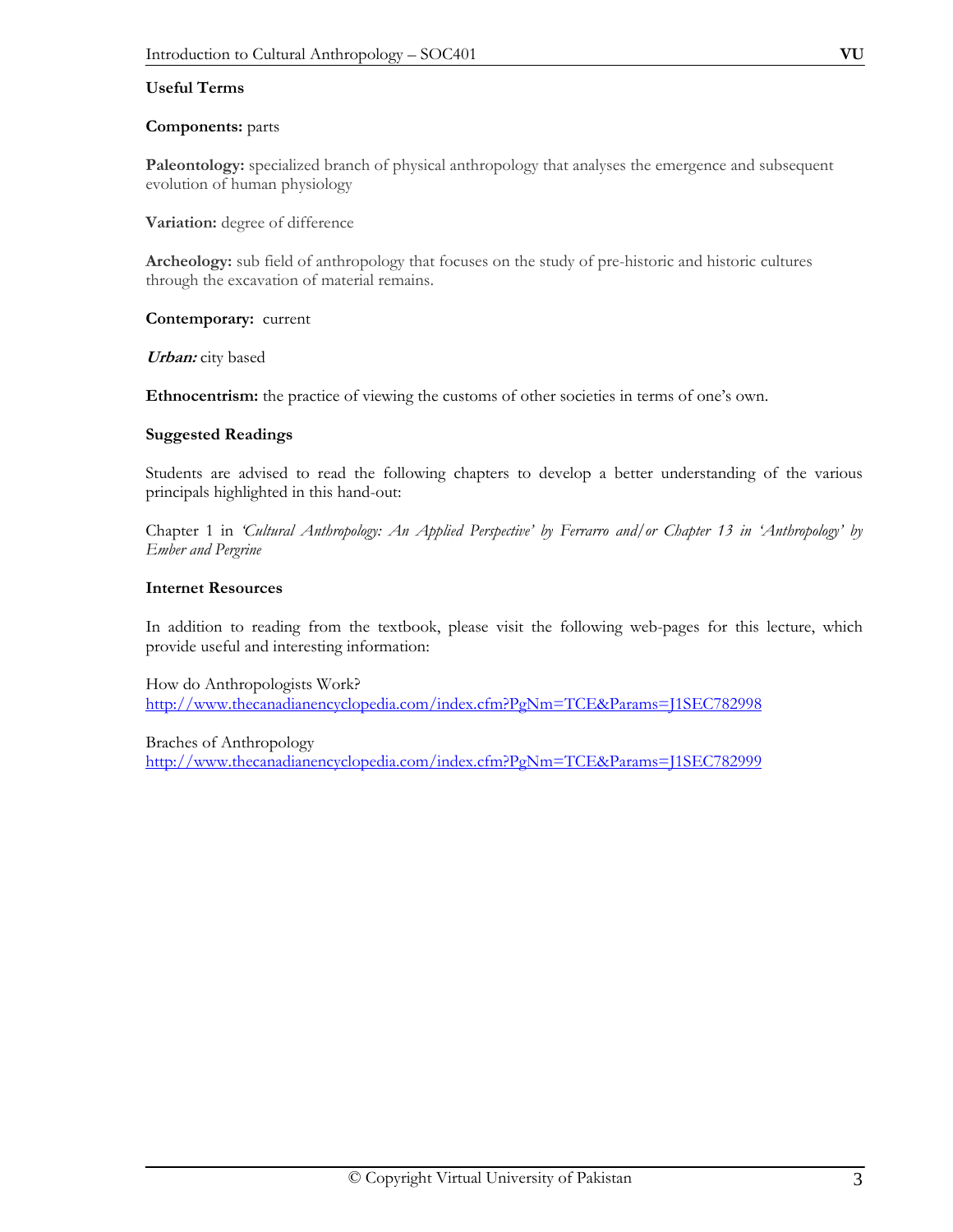### Useful Terms

**Components:** parts

**Paleontology:** specialized branch of physical anthropology that analyses the emergence and subsequent evolution of human physiology

**Variation:** degree of difference

**Archeology:** sub field of anthropology that focuses on the study of pre-historic and historic cultures through the excavation of material remains.

**Contemporary:** current

***Urban:*** city based

**Ethnocentrism:** the practice of viewing the customs of other societies in terms of one's own.

### Suggested Readings

Students are advised to read the following chapters to develop a better understanding of the various principals highlighted in this hand-out:

Chapter 1 in *'Cultural Anthropology: An Applied Perspective' by Ferrarro and/or Chapter 13 in 'Anthropology' by Ember and Pergrine*

### Internet Resources

In addition to reading from the textbook, please visit the following web-pages for this lecture, which provide useful and interesting information:

How do Anthropologists Work?
http://www.thecanadianencyclopedia.com/index.cfm?PgNm=TCE&Params=J1SEC782998

Braches of Anthropology
http://www.thecanadianencyclopedia.com/index.cfm?PgNm=TCE&Params=J1SEC782999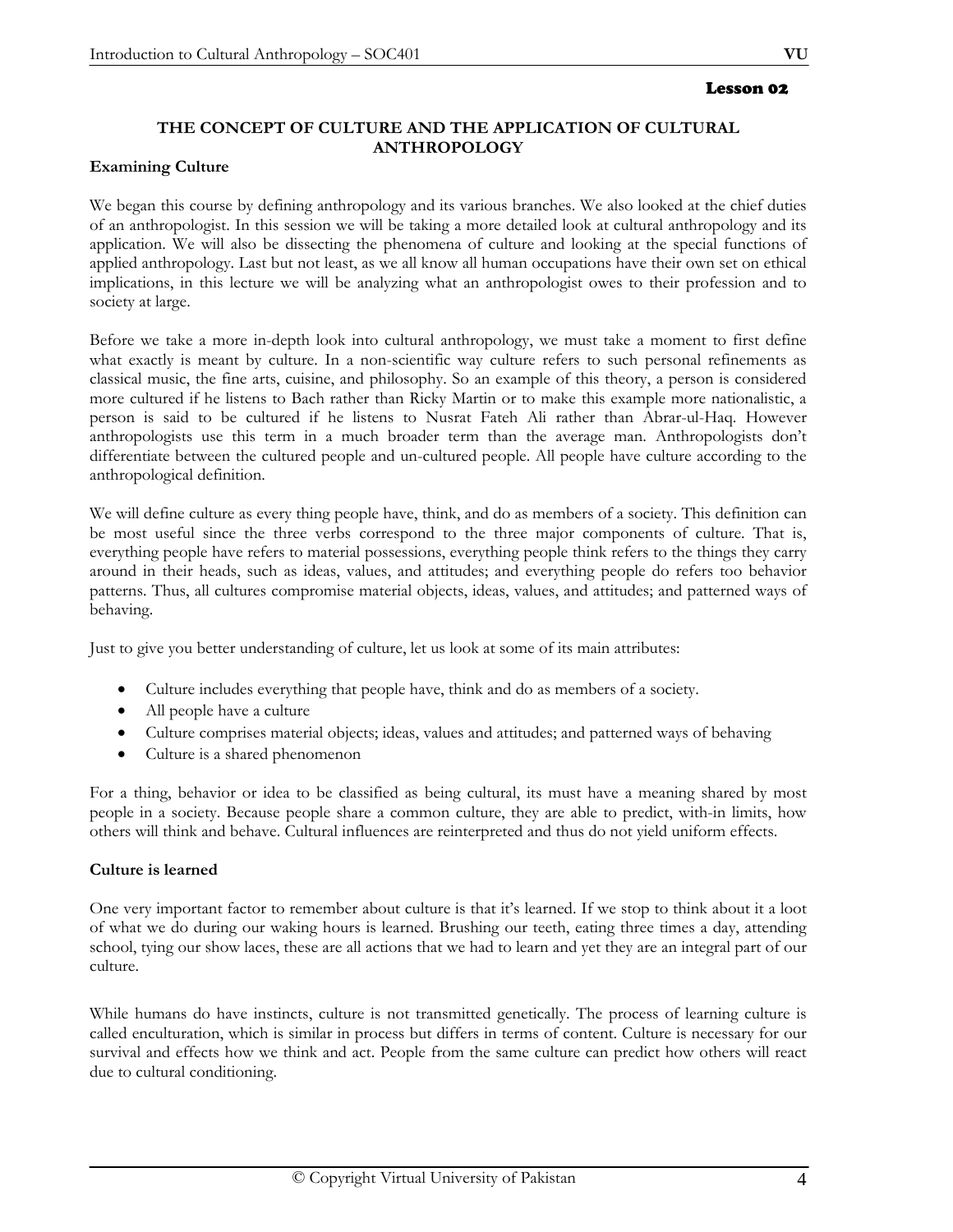Lesson 02

## THE CONCEPT OF CULTURE AND THE APPLICATION OF CULTURAL ANTHROPOLOGY

### Examining Culture

We began this course by defining anthropology and its various branches. We also looked at the chief duties of an anthropologist. In this session we will be taking a more detailed look at cultural anthropology and its application. We will also be dissecting the phenomena of culture and looking at the special functions of applied anthropology. Last but not least, as we all know all human occupations have their own set on ethical implications, in this lecture we will be analyzing what an anthropologist owes to their profession and to society at large.

Before we take a more in-depth look into cultural anthropology, we must take a moment to first define what exactly is meant by culture. In a non-scientific way culture refers to such personal refinements as classical music, the fine arts, cuisine, and philosophy. So an example of this theory, a person is considered more cultured if he listens to Bach rather than Ricky Martin or to make this example more nationalistic, a person is said to be cultured if he listens to Nusrat Fateh Ali rather than Abrar-ul-Haq. However anthropologists use this term in a much broader term than the average man. Anthropologists don't differentiate between the cultured people and un-cultured people. All people have culture according to the anthropological definition.

We will define culture as every thing people have, think, and do as members of a society. This definition can be most useful since the three verbs correspond to the three major components of culture. That is, everything people have refers to material possessions, everything people think refers to the things they carry around in their heads, such as ideas, values, and attitudes; and everything people do refers too behavior patterns. Thus, all cultures compromise material objects, ideas, values, and attitudes; and patterned ways of behaving.

Just to give you better understanding of culture, let us look at some of its main attributes:

- Culture includes everything that people have, think and do as members of a society.
- All people have a culture
- Culture comprises material objects; ideas, values and attitudes; and patterned ways of behaving
- Culture is a shared phenomenon

For a thing, behavior or idea to be classified as being cultural, its must have a meaning shared by most people in a society. Because people share a common culture, they are able to predict, with-in limits, how others will think and behave. Cultural influences are reinterpreted and thus do not yield uniform effects.

### Culture is learned

One very important factor to remember about culture is that it's learned. If we stop to think about it a loot of what we do during our waking hours is learned. Brushing our teeth, eating three times a day, attending school, tying our show laces, these are all actions that we had to learn and yet they are an integral part of our culture.

While humans do have instincts, culture is not transmitted genetically. The process of learning culture is called enculturation, which is similar in process but differs in terms of content. Culture is necessary for our survival and effects how we think and act. People from the same culture can predict how others will react due to cultural conditioning.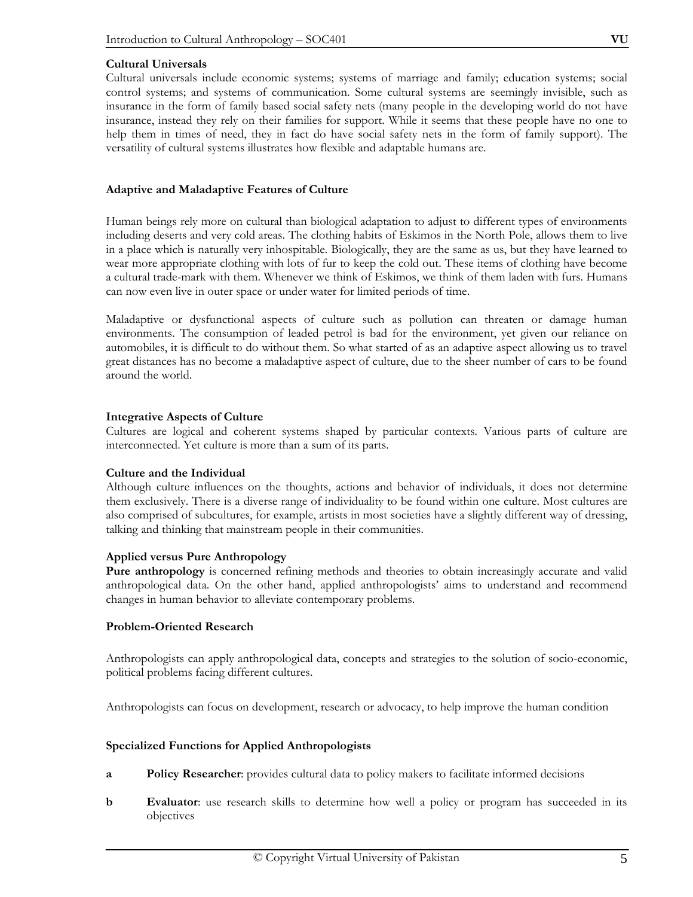### Cultural Universals

Cultural universals include economic systems; systems of marriage and family; education systems; social control systems; and systems of communication. Some cultural systems are seemingly invisible, such as insurance in the form of family based social safety nets (many people in the developing world do not have insurance, instead they rely on their families for support. While it seems that these people have no one to help them in times of need, they in fact do have social safety nets in the form of family support). The versatility of cultural systems illustrates how flexible and adaptable humans are.

### Adaptive and Maladaptive Features of Culture

Human beings rely more on cultural than biological adaptation to adjust to different types of environments including deserts and very cold areas. The clothing habits of Eskimos in the North Pole, allows them to live in a place which is naturally very inhospitable. Biologically, they are the same as us, but they have learned to wear more appropriate clothing with lots of fur to keep the cold out. These items of clothing have become a cultural trade-mark with them. Whenever we think of Eskimos, we think of them laden with furs. Humans can now even live in outer space or under water for limited periods of time.

Maladaptive or dysfunctional aspects of culture such as pollution can threaten or damage human environments. The consumption of leaded petrol is bad for the environment, yet given our reliance on automobiles, it is difficult to do without them. So what started of as an adaptive aspect allowing us to travel great distances has no become a maladaptive aspect of culture, due to the sheer number of cars to be found around the world.

### Integrative Aspects of Culture

Cultures are logical and coherent systems shaped by particular contexts. Various parts of culture are interconnected. Yet culture is more than a sum of its parts.

### Culture and the Individual

Although culture influences on the thoughts, actions and behavior of individuals, it does not determine them exclusively. There is a diverse range of individuality to be found within one culture. Most cultures are also comprised of subcultures, for example, artists in most societies have a slightly different way of dressing, talking and thinking that mainstream people in their communities.

### Applied versus Pure Anthropology

**Pure anthropology** is concerned refining methods and theories to obtain increasingly accurate and valid anthropological data. On the other hand, applied anthropologists' aims to understand and recommend changes in human behavior to alleviate contemporary problems.

### Problem-Oriented Research

Anthropologists can apply anthropological data, concepts and strategies to the solution of socio-economic, political problems facing different cultures.

Anthropologists can focus on development, research or advocacy, to help improve the human condition

### Specialized Functions for Applied Anthropologists

a **Policy Researcher**: provides cultural data to policy makers to facilitate informed decisions

b **Evaluator**: use research skills to determine how well a policy or program has succeeded in its objectives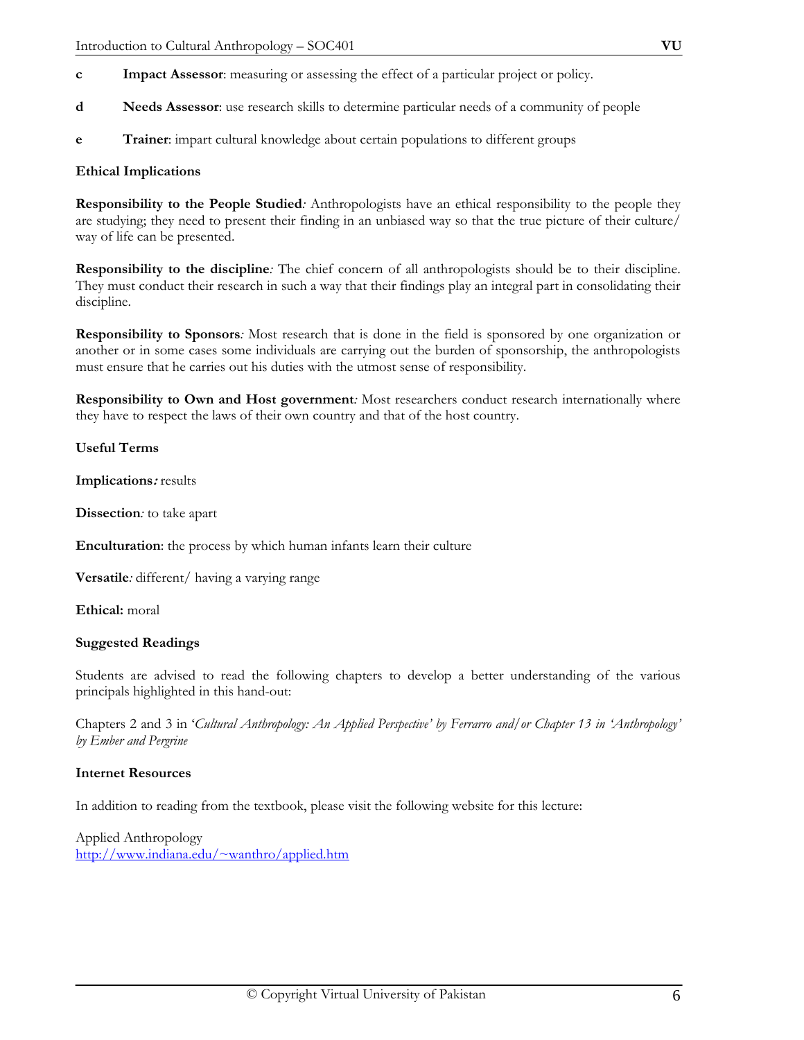**c** **Impact Assessor**: measuring or assessing the effect of a particular project or policy.

**d** **Needs Assessor**: use research skills to determine particular needs of a community of people

**e** **Trainer**: impart cultural knowledge about certain populations to different groups

**Ethical Implications**

**Responsibility to the People Studied***:* Anthropologists have an ethical responsibility to the people they are studying; they need to present their finding in an unbiased way so that the true picture of their culture/ way of life can be presented.

**Responsibility to the discipline***:* The chief concern of all anthropologists should be to their discipline. They must conduct their research in such a way that their findings play an integral part in consolidating their discipline.

**Responsibility to Sponsors***:* Most research that is done in the field is sponsored by one organization or another or in some cases some individuals are carrying out the burden of sponsorship, the anthropologists must ensure that he carries out his duties with the utmost sense of responsibility.

**Responsibility to Own and Host government***:* Most researchers conduct research internationally where they have to respect the laws of their own country and that of the host country.

**Useful Terms**

**Implications***:* results

**Dissection***:* to take apart

**Enculturation**: the process by which human infants learn their culture

**Versatile***:* different/ having a varying range

**Ethical:** moral

**Suggested Readings**

Students are advised to read the following chapters to develop a better understanding of the various principals highlighted in this hand-out:

Chapters 2 and 3 in '*Cultural Anthropology: An Applied Perspective' by Ferrarro and/or Chapter 13 in 'Anthropology' by Ember and Pergrine*

**Internet Resources**

In addition to reading from the textbook, please visit the following website for this lecture:

Applied Anthropology
http://www.indiana.edu/~wanthro/applied.htm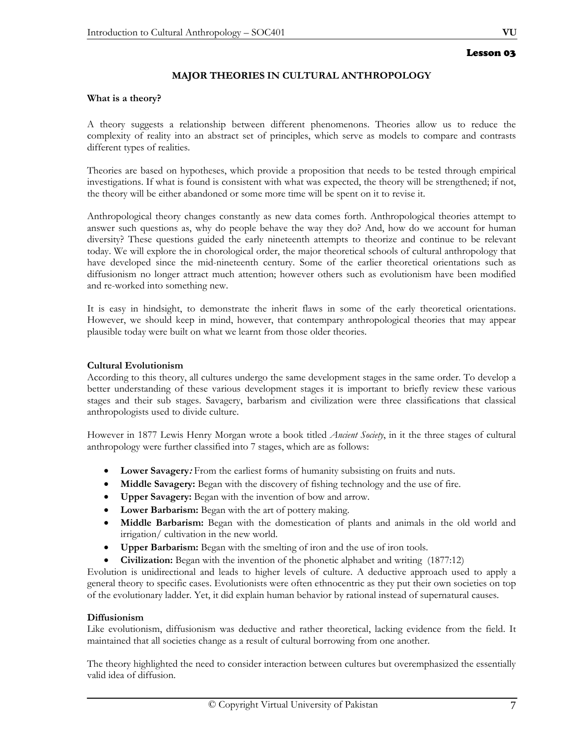**Lesson 03**

# MAJOR THEORIES IN CULTURAL ANTHROPOLOGY

**What is a theory?**

A theory suggests a relationship between different phenomenons. Theories allow us to reduce the complexity of reality into an abstract set of principles, which serve as models to compare and contrasts different types of realities.

Theories are based on hypotheses, which provide a proposition that needs to be tested through empirical investigations. If what is found is consistent with what was expected, the theory will be strengthened; if not, the theory will be either abandoned or some more time will be spent on it to revise it.

Anthropological theory changes constantly as new data comes forth. Anthropological theories attempt to answer such questions as, why do people behave the way they do? And, how do we account for human diversity? These questions guided the early nineteenth attempts to theorize and continue to be relevant today. We will explore the in chorological order, the major theoretical schools of cultural anthropology that have developed since the mid-nineteenth century. Some of the earlier theoretical orientations such as diffusionism no longer attract much attention; however others such as evolutionism have been modified and re-worked into something new.

It is easy in hindsight, to demonstrate the inherit flaws in some of the early theoretical orientations. However, we should keep in mind, however, that contempary anthropological theories that may appear plausible today were built on what we learnt from those older theories.

**Cultural Evolutionism**

According to this theory, all cultures undergo the same development stages in the same order. To develop a better understanding of these various development stages it is important to briefly review these various stages and their sub stages. Savagery, barbarism and civilization were three classifications that classical anthropologists used to divide culture.

However in 1877 Lewis Henry Morgan wrote a book titled *Ancient Society*, in it the three stages of cultural anthropology were further classified into 7 stages, which are as follows:

- **Lower Savagery:** From the earliest forms of humanity subsisting on fruits and nuts.
- **Middle Savagery:** Began with the discovery of fishing technology and the use of fire.
- **Upper Savagery:** Began with the invention of bow and arrow.
- **Lower Barbarism:** Began with the art of pottery making.
- **Middle Barbarism:** Began with the domestication of plants and animals in the old world and irrigation/ cultivation in the new world.
- **Upper Barbarism:** Began with the smelting of iron and the use of iron tools.
- **Civilization:** Began with the invention of the phonetic alphabet and writing (1877:12)

Evolution is unidirectional and leads to higher levels of culture. A deductive approach used to apply a general theory to specific cases. Evolutionists were often ethnocentric as they put their own societies on top of the evolutionary ladder. Yet, it did explain human behavior by rational instead of supernatural causes.

**Diffusionism**

Like evolutionism, diffusionism was deductive and rather theoretical, lacking evidence from the field. It maintained that all societies change as a result of cultural borrowing from one another.

The theory highlighted the need to consider interaction between cultures but overemphasized the essentially valid idea of diffusion.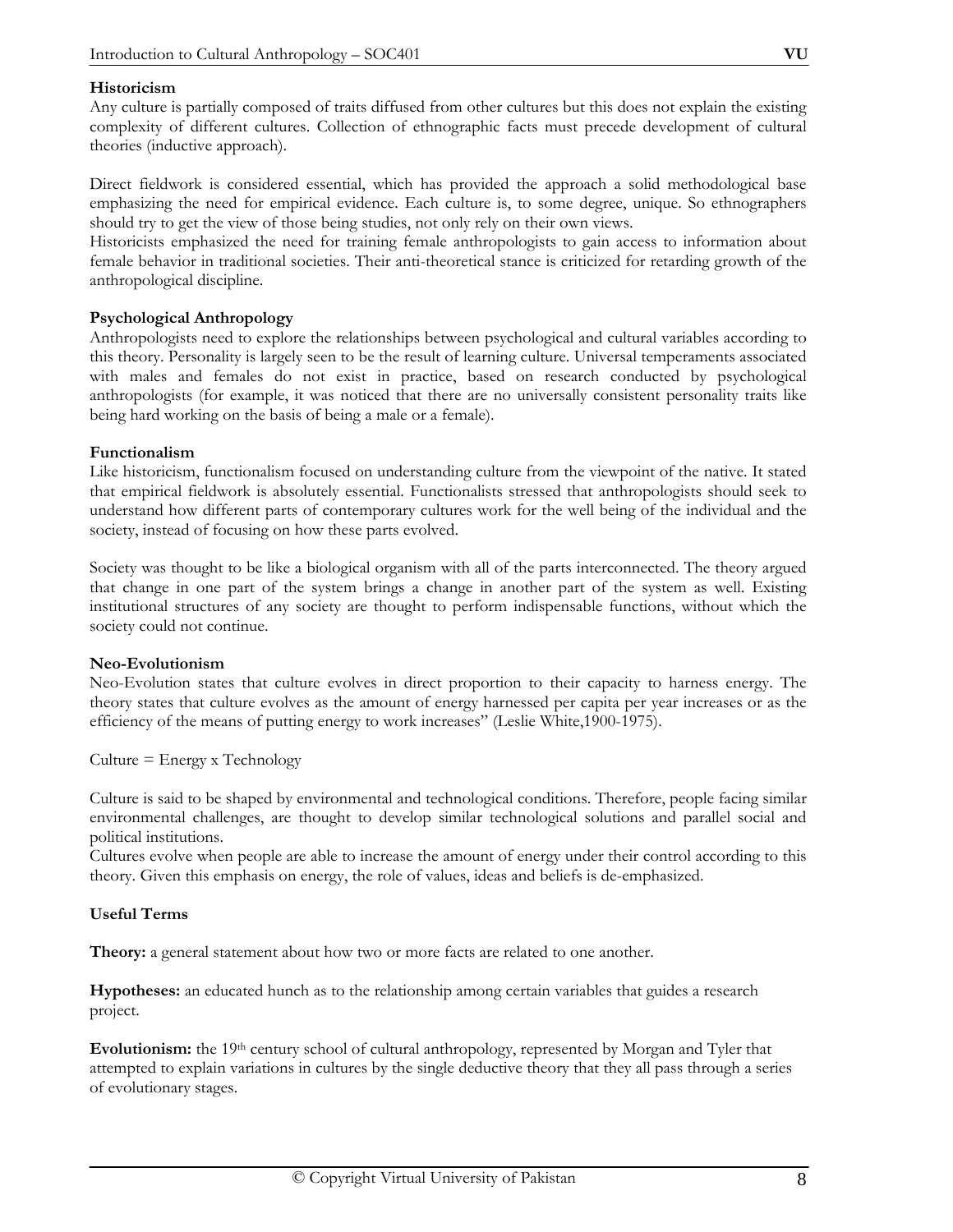**Historicism**

Any culture is partially composed of traits diffused from other cultures but this does not explain the existing complexity of different cultures. Collection of ethnographic facts must precede development of cultural theories (inductive approach).

Direct fieldwork is considered essential, which has provided the approach a solid methodological base emphasizing the need for empirical evidence. Each culture is, to some degree, unique. So ethnographers should try to get the view of those being studies, not only rely on their own views.

Historicists emphasized the need for training female anthropologists to gain access to information about female behavior in traditional societies. Their anti-theoretical stance is criticized for retarding growth of the anthropological discipline.

**Psychological Anthropology**

Anthropologists need to explore the relationships between psychological and cultural variables according to this theory. Personality is largely seen to be the result of learning culture. Universal temperaments associated with males and females do not exist in practice, based on research conducted by psychological anthropologists (for example, it was noticed that there are no universally consistent personality traits like being hard working on the basis of being a male or a female).

**Functionalism**

Like historicism, functionalism focused on understanding culture from the viewpoint of the native. It stated that empirical fieldwork is absolutely essential. Functionalists stressed that anthropologists should seek to understand how different parts of contemporary cultures work for the well being of the individual and the society, instead of focusing on how these parts evolved.

Society was thought to be like a biological organism with all of the parts interconnected. The theory argued that change in one part of the system brings a change in another part of the system as well. Existing institutional structures of any society are thought to perform indispensable functions, without which the society could not continue.

**Neo-Evolutionism**

Neo-Evolution states that culture evolves in direct proportion to their capacity to harness energy. The theory states that culture evolves as the amount of energy harnessed per capita per year increases or as the efficiency of the means of putting energy to work increases" (Leslie White,1900-1975).

Culture = Energy x Technology

Culture is said to be shaped by environmental and technological conditions. Therefore, people facing similar environmental challenges, are thought to develop similar technological solutions and parallel social and political institutions.

Cultures evolve when people are able to increase the amount of energy under their control according to this theory. Given this emphasis on energy, the role of values, ideas and beliefs is de-emphasized.

**Useful Terms**

**Theory:** a general statement about how two or more facts are related to one another.

**Hypotheses:** an educated hunch as to the relationship among certain variables that guides a research project.

**Evolutionism:** the 19th century school of cultural anthropology, represented by Morgan and Tyler that attempted to explain variations in cultures by the single deductive theory that they all pass through a series of evolutionary stages.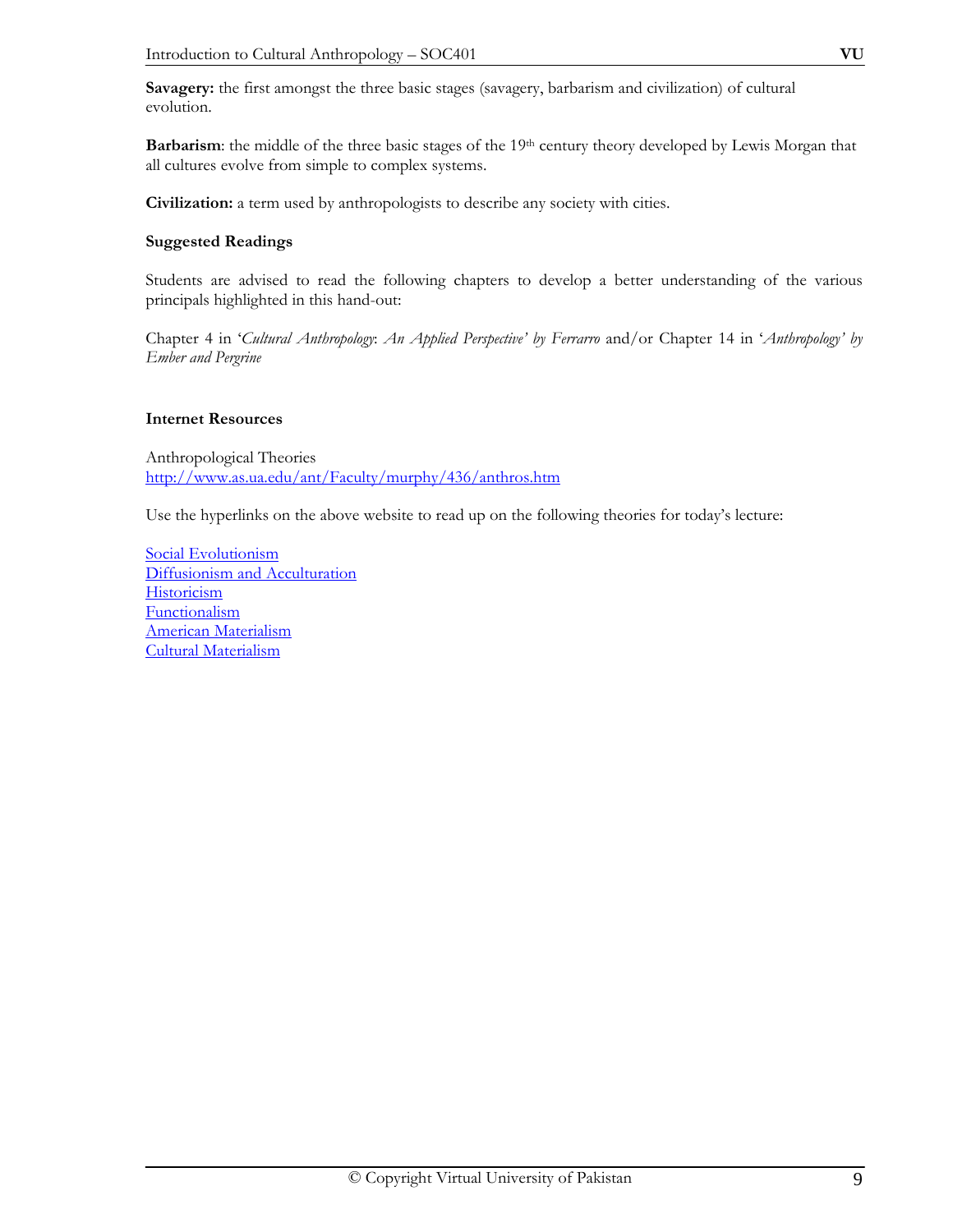**Savagery:** the first amongst the three basic stages (savagery, barbarism and civilization) of cultural evolution.

**Barbarism**: the middle of the three basic stages of the 19th century theory developed by Lewis Morgan that all cultures evolve from simple to complex systems.

**Civilization:** a term used by anthropologists to describe any society with cities.

**Suggested Readings**

Students are advised to read the following chapters to develop a better understanding of the various principals highlighted in this hand-out:

Chapter 4 in '*Cultural Anthropology*: *An Applied Perspective' by Ferrarro* and/or Chapter 14 in '*Anthropology' by Ember and Pergrine*

**Internet Resources**

Anthropological Theories
http://www.as.ua.edu/ant/Faculty/murphy/436/anthros.htm

Use the hyperlinks on the above website to read up on the following theories for today's lecture:

Social Evolutionism
Diffusionism and Acculturation
Historicism
Functionalism
American Materialism
Cultural Materialism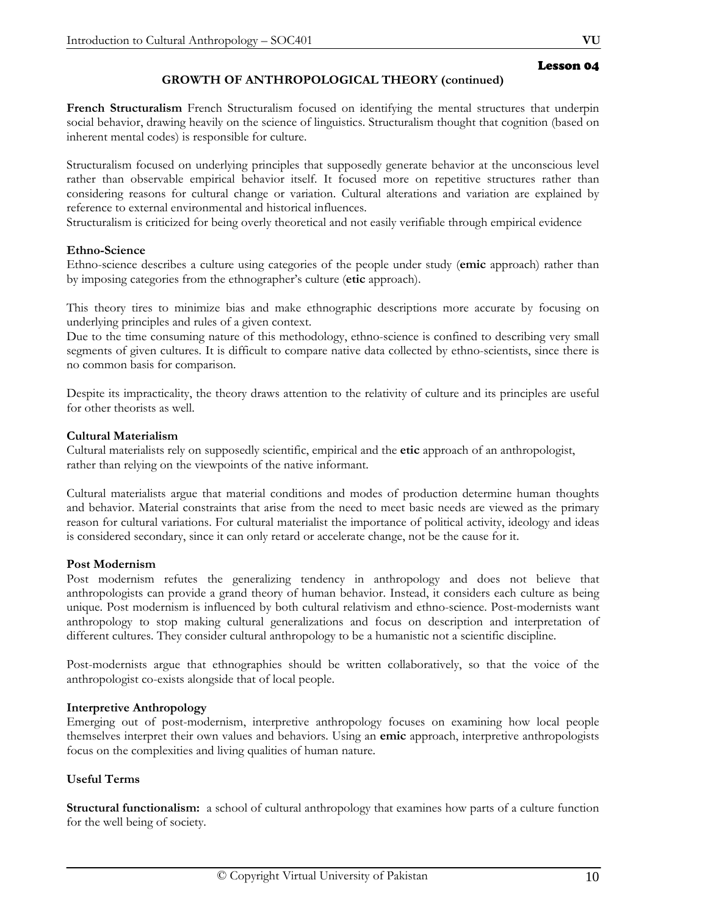Lesson 04

## GROWTH OF ANTHROPOLOGICAL THEORY (continued)

**French Structuralism** French Structuralism focused on identifying the mental structures that underpin social behavior, drawing heavily on the science of linguistics. Structuralism thought that cognition (based on inherent mental codes) is responsible for culture.

Structuralism focused on underlying principles that supposedly generate behavior at the unconscious level rather than observable empirical behavior itself. It focused more on repetitive structures rather than considering reasons for cultural change or variation. Cultural alterations and variation are explained by reference to external environmental and historical influences.
Structuralism is criticized for being overly theoretical and not easily verifiable through empirical evidence

**Ethno-Science**
Ethno-science describes a culture using categories of the people under study (**emic** approach) rather than by imposing categories from the ethnographer's culture (**etic** approach).

This theory tires to minimize bias and make ethnographic descriptions more accurate by focusing on underlying principles and rules of a given context.
Due to the time consuming nature of this methodology, ethno-science is confined to describing very small segments of given cultures. It is difficult to compare native data collected by ethno-scientists, since there is no common basis for comparison.

Despite its impracticality, the theory draws attention to the relativity of culture and its principles are useful for other theorists as well.

**Cultural Materialism**
Cultural materialists rely on supposedly scientific, empirical and the **etic** approach of an anthropologist, rather than relying on the viewpoints of the native informant.

Cultural materialists argue that material conditions and modes of production determine human thoughts and behavior. Material constraints that arise from the need to meet basic needs are viewed as the primary reason for cultural variations. For cultural materialist the importance of political activity, ideology and ideas is considered secondary, since it can only retard or accelerate change, not be the cause for it.

**Post Modernism**
Post modernism refutes the generalizing tendency in anthropology and does not believe that anthropologists can provide a grand theory of human behavior. Instead, it considers each culture as being unique. Post modernism is influenced by both cultural relativism and ethno-science. Post-modernists want anthropology to stop making cultural generalizations and focus on description and interpretation of different cultures. They consider cultural anthropology to be a humanistic not a scientific discipline.

Post-modernists argue that ethnographies should be written collaboratively, so that the voice of the anthropologist co-exists alongside that of local people.

**Interpretive Anthropology**
Emerging out of post-modernism, interpretive anthropology focuses on examining how local people themselves interpret their own values and behaviors. Using an **emic** approach, interpretive anthropologists focus on the complexities and living qualities of human nature.

**Useful Terms**

**Structural functionalism:** a school of cultural anthropology that examines how parts of a culture function for the well being of society.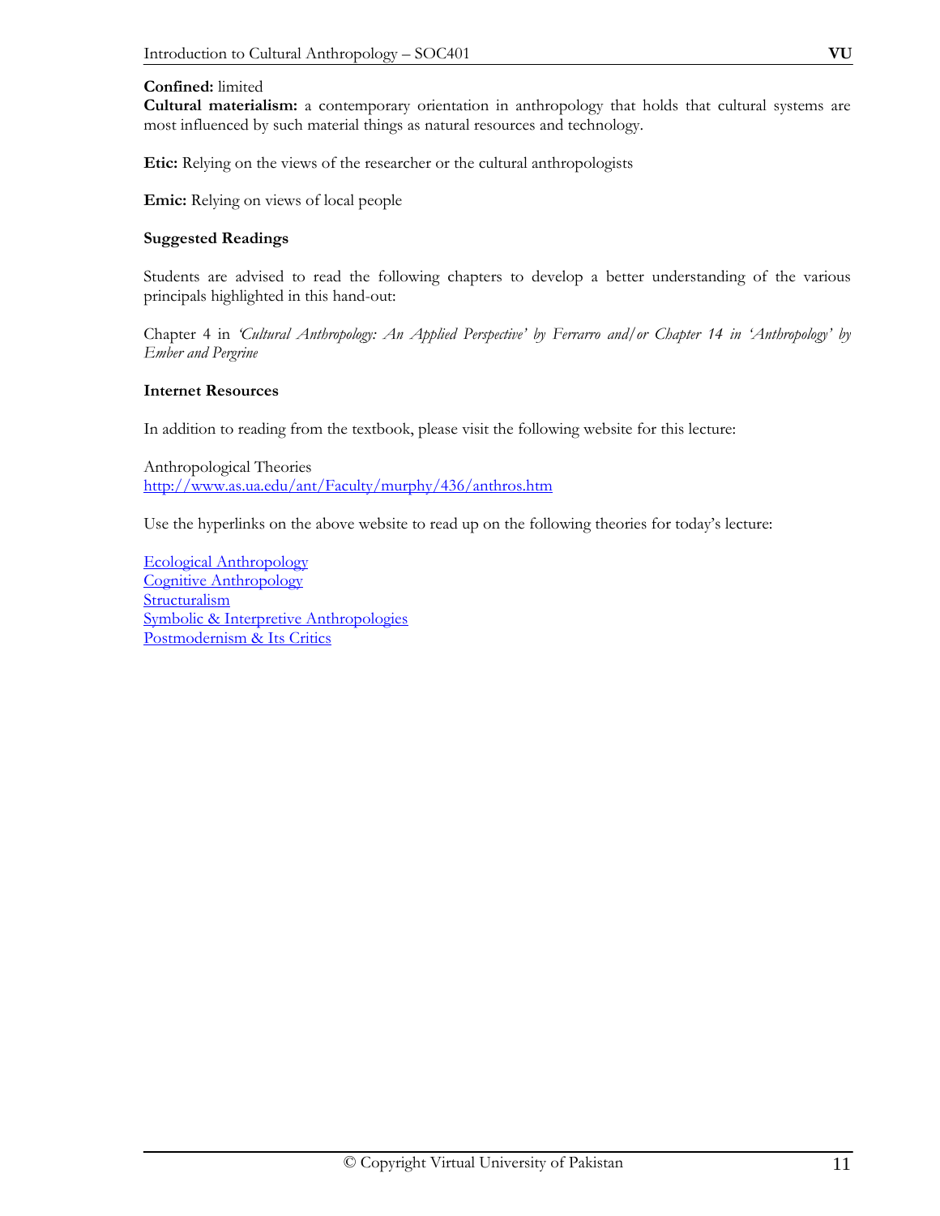**Confined:** limited
**Cultural materialism:** a contemporary orientation in anthropology that holds that cultural systems are most influenced by such material things as natural resources and technology.

**Etic:** Relying on the views of the researcher or the cultural anthropologists

**Emic:** Relying on views of local people

**Suggested Readings**

Students are advised to read the following chapters to develop a better understanding of the various principals highlighted in this hand-out:

Chapter 4 in *'Cultural Anthropology: An Applied Perspective' by Ferrarro and/or Chapter 14 in 'Anthropology' by Ember and Pergrine*

**Internet Resources**

In addition to reading from the textbook, please visit the following website for this lecture:

Anthropological Theories
http://www.as.ua.edu/ant/Faculty/murphy/436/anthros.htm

Use the hyperlinks on the above website to read up on the following theories for today's lecture:

Ecological Anthropology
Cognitive Anthropology
Structuralism
Symbolic & Interpretive Anthropologies
Postmodernism & Its Critics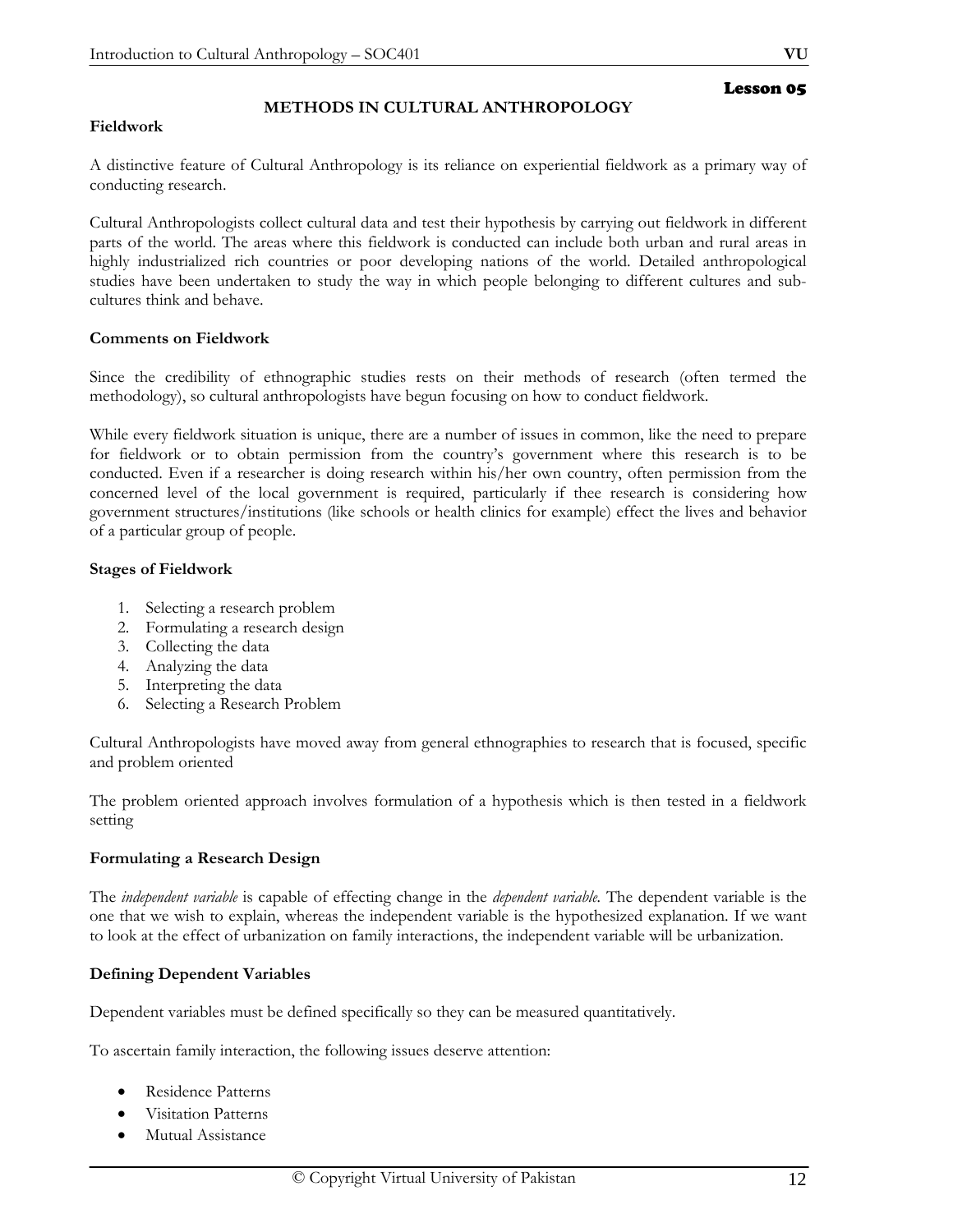Lesson 05

## METHODS IN CULTURAL ANTHROPOLOGY

**Fieldwork**

A distinctive feature of Cultural Anthropology is its reliance on experiential fieldwork as a primary way of conducting research.

Cultural Anthropologists collect cultural data and test their hypothesis by carrying out fieldwork in different parts of the world. The areas where this fieldwork is conducted can include both urban and rural areas in highly industrialized rich countries or poor developing nations of the world. Detailed anthropological studies have been undertaken to study the way in which people belonging to different cultures and sub-cultures think and behave.

**Comments on Fieldwork**

Since the credibility of ethnographic studies rests on their methods of research (often termed the methodology), so cultural anthropologists have begun focusing on how to conduct fieldwork.

While every fieldwork situation is unique, there are a number of issues in common, like the need to prepare for fieldwork or to obtain permission from the country's government where this research is to be conducted. Even if a researcher is doing research within his/her own country, often permission from the concerned level of the local government is required, particularly if thee research is considering how government structures/institutions (like schools or health clinics for example) effect the lives and behavior of a particular group of people.

**Stages of Fieldwork**

1. Selecting a research problem
2. Formulating a research design
3. Collecting the data
4. Analyzing the data
5. Interpreting the data
6. Selecting a Research Problem

Cultural Anthropologists have moved away from general ethnographies to research that is focused, specific and problem oriented

The problem oriented approach involves formulation of a hypothesis which is then tested in a fieldwork setting

**Formulating a Research Design**

The *independent variable* is capable of effecting change in the *dependent variable*. The dependent variable is the one that we wish to explain, whereas the independent variable is the hypothesized explanation. If we want to look at the effect of urbanization on family interactions, the independent variable will be urbanization.

**Defining Dependent Variables**

Dependent variables must be defined specifically so they can be measured quantitatively.

To ascertain family interaction, the following issues deserve attention:

- Residence Patterns
- Visitation Patterns
- Mutual Assistance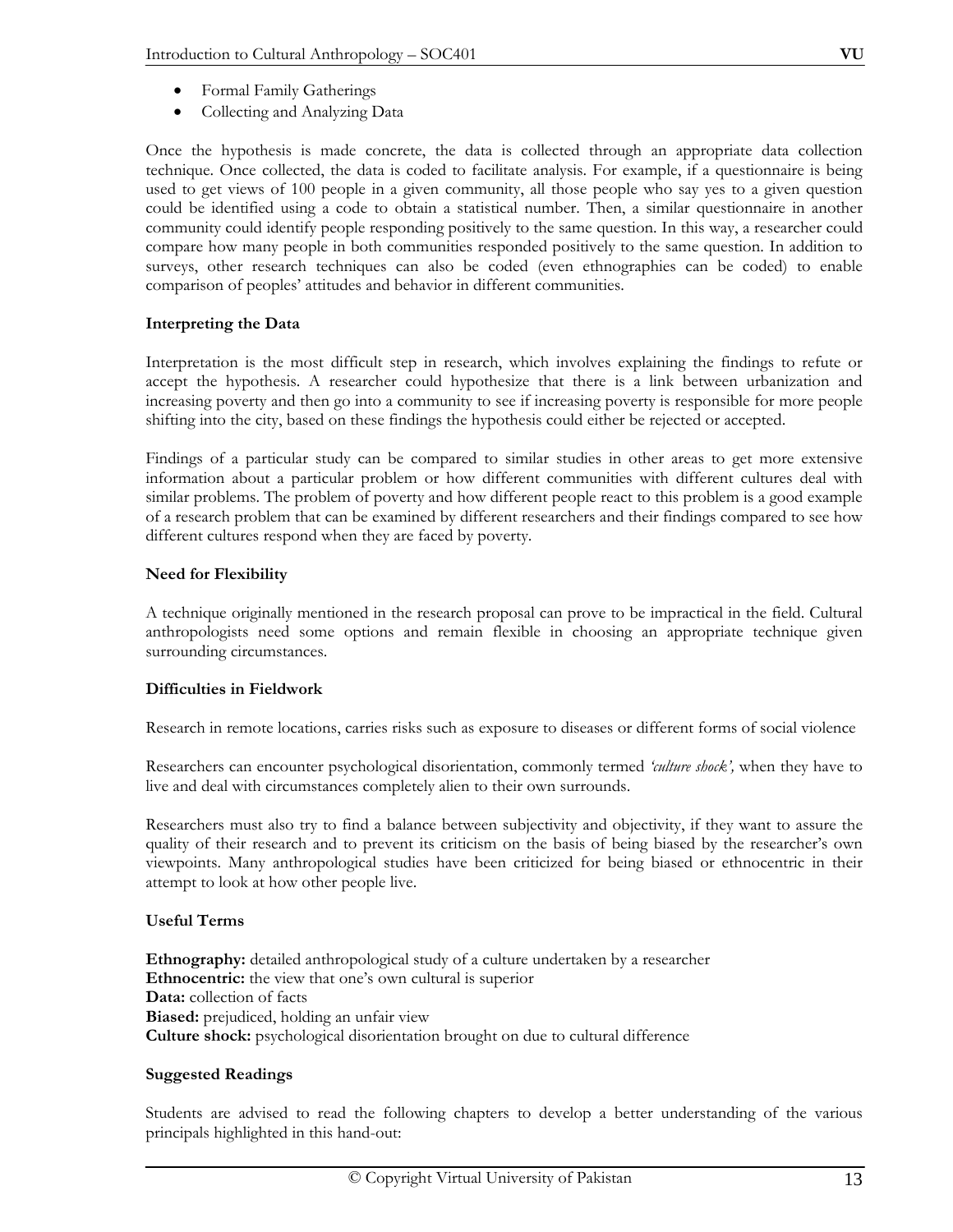- Formal Family Gatherings
- Collecting and Analyzing Data

Once the hypothesis is made concrete, the data is collected through an appropriate data collection technique. Once collected, the data is coded to facilitate analysis. For example, if a questionnaire is being used to get views of 100 people in a given community, all those people who say yes to a given question could be identified using a code to obtain a statistical number. Then, a similar questionnaire in another community could identify people responding positively to the same question. In this way, a researcher could compare how many people in both communities responded positively to the same question. In addition to surveys, other research techniques can also be coded (even ethnographies can be coded) to enable comparison of peoples' attitudes and behavior in different communities.

**Interpreting the Data**

Interpretation is the most difficult step in research, which involves explaining the findings to refute or accept the hypothesis. A researcher could hypothesize that there is a link between urbanization and increasing poverty and then go into a community to see if increasing poverty is responsible for more people shifting into the city, based on these findings the hypothesis could either be rejected or accepted.

Findings of a particular study can be compared to similar studies in other areas to get more extensive information about a particular problem or how different communities with different cultures deal with similar problems. The problem of poverty and how different people react to this problem is a good example of a research problem that can be examined by different researchers and their findings compared to see how different cultures respond when they are faced by poverty.

**Need for Flexibility**

A technique originally mentioned in the research proposal can prove to be impractical in the field. Cultural anthropologists need some options and remain flexible in choosing an appropriate technique given surrounding circumstances.

**Difficulties in Fieldwork**

Research in remote locations, carries risks such as exposure to diseases or different forms of social violence

Researchers can encounter psychological disorientation, commonly termed *'culture shock',* when they have to live and deal with circumstances completely alien to their own surrounds.

Researchers must also try to find a balance between subjectivity and objectivity, if they want to assure the quality of their research and to prevent its criticism on the basis of being biased by the researcher's own viewpoints. Many anthropological studies have been criticized for being biased or ethnocentric in their attempt to look at how other people live.

**Useful Terms**

**Ethnography:** detailed anthropological study of a culture undertaken by a researcher
**Ethnocentric:** the view that one's own cultural is superior
**Data:** collection of facts
**Biased:** prejudiced, holding an unfair view
**Culture shock:** psychological disorientation brought on due to cultural difference

**Suggested Readings**

Students are advised to read the following chapters to develop a better understanding of the various principals highlighted in this hand-out: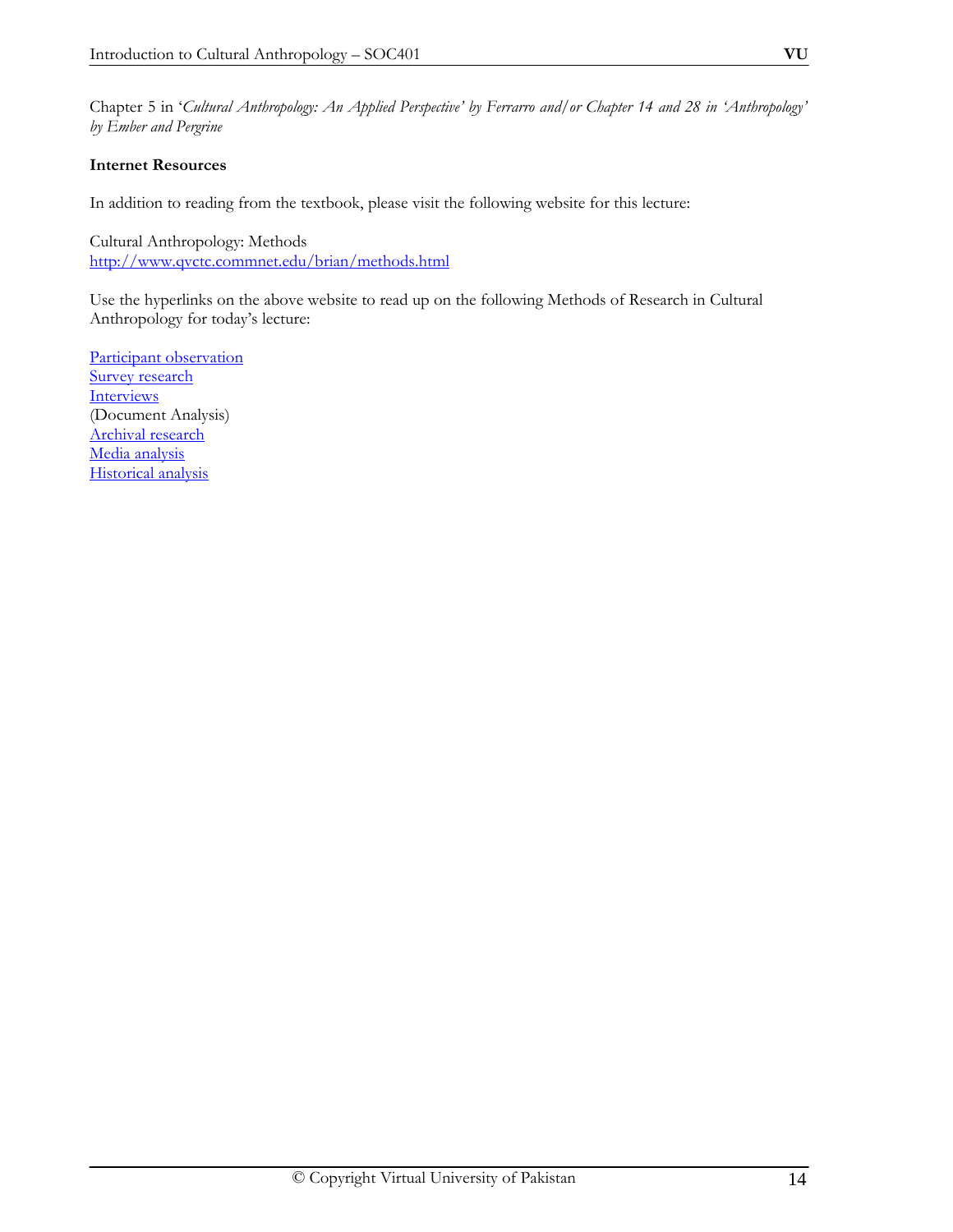Chapter 5 in '*Cultural Anthropology: An Applied Perspective' by Ferrarro and/or Chapter 14 and 28 in 'Anthropology' by Ember and Pergrine*

**Internet Resources**

In addition to reading from the textbook, please visit the following website for this lecture:

Cultural Anthropology: Methods
[http://www.qvctc.commnet.edu/brian/methods.html](http://www.qvctc.commnet.edu/brian/methods.html)

Use the hyperlinks on the above website to read up on the following Methods of Research in Cultural Anthropology for today's lecture:

Participant observation
Survey research
Interviews
(Document Analysis)
Archival research
Media analysis
Historical analysis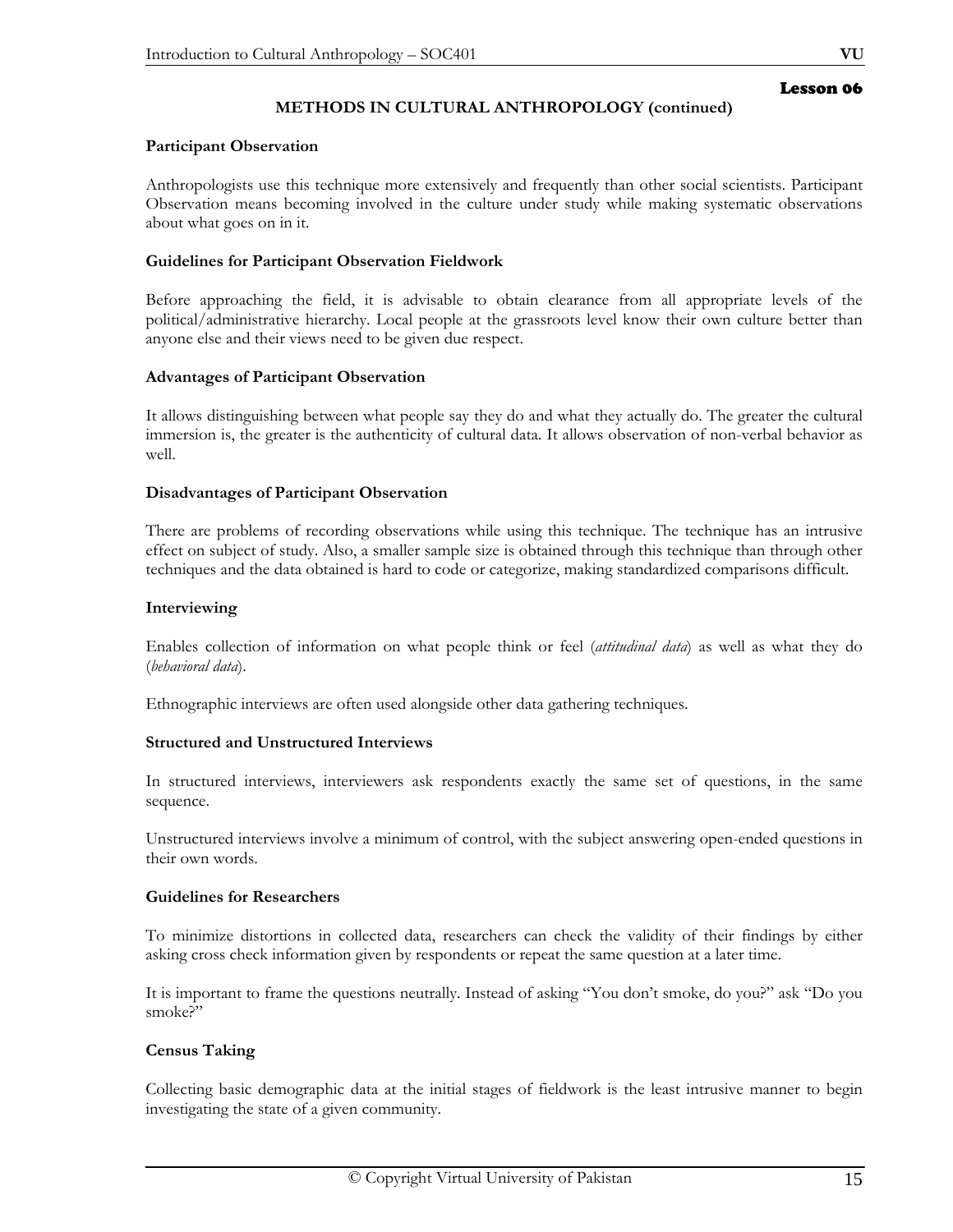## Lesson 06

### METHODS IN CULTURAL ANTHROPOLOGY (continued)

**Participant Observation**

Anthropologists use this technique more extensively and frequently than other social scientists. Participant Observation means becoming involved in the culture under study while making systematic observations about what goes on in it.

**Guidelines for Participant Observation Fieldwork**

Before approaching the field, it is advisable to obtain clearance from all appropriate levels of the political/administrative hierarchy. Local people at the grassroots level know their own culture better than anyone else and their views need to be given due respect.

**Advantages of Participant Observation**

It allows distinguishing between what people say they do and what they actually do. The greater the cultural immersion is, the greater is the authenticity of cultural data. It allows observation of non-verbal behavior as well.

**Disadvantages of Participant Observation**

There are problems of recording observations while using this technique. The technique has an intrusive effect on subject of study. Also, a smaller sample size is obtained through this technique than through other techniques and the data obtained is hard to code or categorize, making standardized comparisons difficult.

**Interviewing**

Enables collection of information on what people think or feel (*attitudinal data*) as well as what they do (*behavioral data*).

Ethnographic interviews are often used alongside other data gathering techniques.

**Structured and Unstructured Interviews**

In structured interviews, interviewers ask respondents exactly the same set of questions, in the same sequence.

Unstructured interviews involve a minimum of control, with the subject answering open-ended questions in their own words.

**Guidelines for Researchers**

To minimize distortions in collected data, researchers can check the validity of their findings by either asking cross check information given by respondents or repeat the same question at a later time.

It is important to frame the questions neutrally. Instead of asking "You don't smoke, do you?" ask "Do you smoke?"

**Census Taking**

Collecting basic demographic data at the initial stages of fieldwork is the least intrusive manner to begin investigating the state of a given community.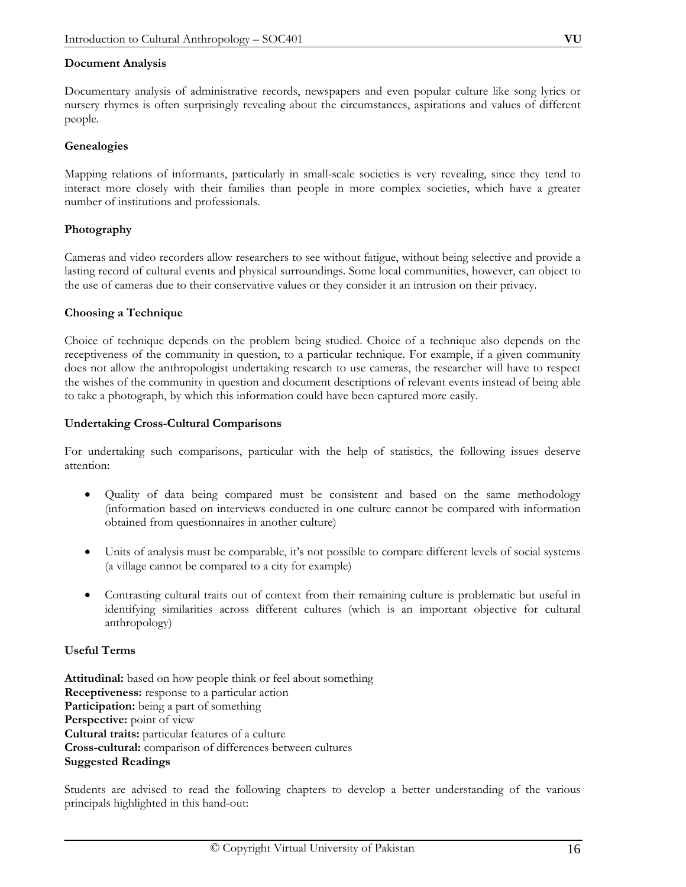**Document Analysis**

Documentary analysis of administrative records, newspapers and even popular culture like song lyrics or nursery rhymes is often surprisingly revealing about the circumstances, aspirations and values of different people.

**Genealogies**

Mapping relations of informants, particularly in small-scale societies is very revealing, since they tend to interact more closely with their families than people in more complex societies, which have a greater number of institutions and professionals.

**Photography**

Cameras and video recorders allow researchers to see without fatigue, without being selective and provide a lasting record of cultural events and physical surroundings. Some local communities, however, can object to the use of cameras due to their conservative values or they consider it an intrusion on their privacy.

**Choosing a Technique**

Choice of technique depends on the problem being studied. Choice of a technique also depends on the receptiveness of the community in question, to a particular technique. For example, if a given community does not allow the anthropologist undertaking research to use cameras, the researcher will have to respect the wishes of the community in question and document descriptions of relevant events instead of being able to take a photograph, by which this information could have been captured more easily.

**Undertaking Cross-Cultural Comparisons**

For undertaking such comparisons, particular with the help of statistics, the following issues deserve attention:

- Quality of data being compared must be consistent and based on the same methodology (information based on interviews conducted in one culture cannot be compared with information obtained from questionnaires in another culture)
- Units of analysis must be comparable, it's not possible to compare different levels of social systems (a village cannot be compared to a city for example)
- Contrasting cultural traits out of context from their remaining culture is problematic but useful in identifying similarities across different cultures (which is an important objective for cultural anthropology)

**Useful Terms**

**Attitudinal:** based on how people think or feel about something
**Receptiveness:** response to a particular action
**Participation:** being a part of something
**Perspective:** point of view
**Cultural traits:** particular features of a culture
**Cross-cultural:** comparison of differences between cultures
**Suggested Readings**

Students are advised to read the following chapters to develop a better understanding of the various principals highlighted in this hand-out: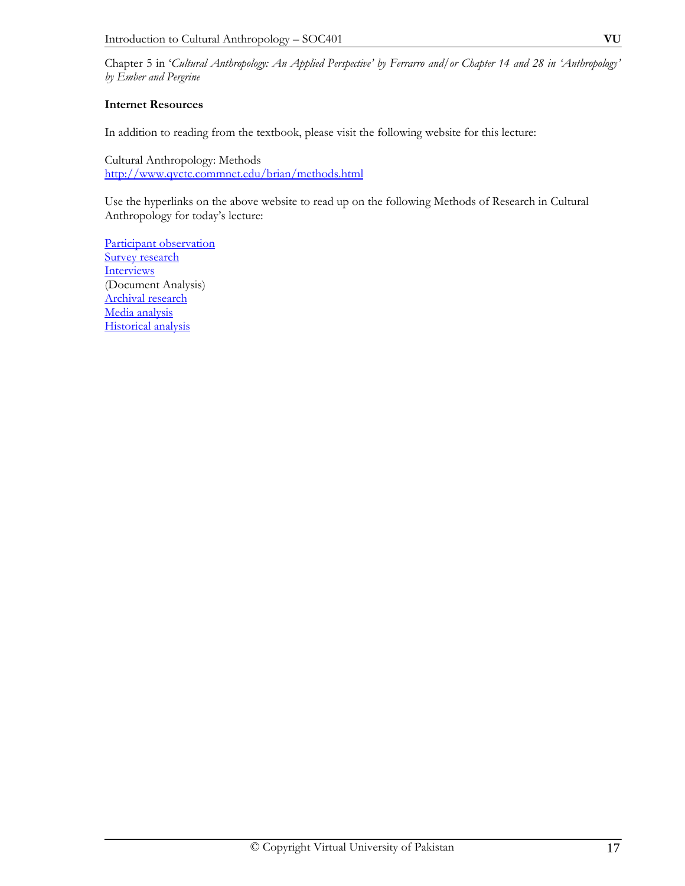Chapter 5 in '*Cultural Anthropology: An Applied Perspective' by Ferrarro and/or Chapter 14 and 28 in 'Anthropology' by Ember and Pergrine*

**Internet Resources**

In addition to reading from the textbook, please visit the following website for this lecture:

Cultural Anthropology: Methods
http://www.qvctc.commnet.edu/brian/methods.html

Use the hyperlinks on the above website to read up on the following Methods of Research in Cultural Anthropology for today's lecture:

Participant observation
Survey research
Interviews
(Document Analysis)
Archival research
Media analysis
Historical analysis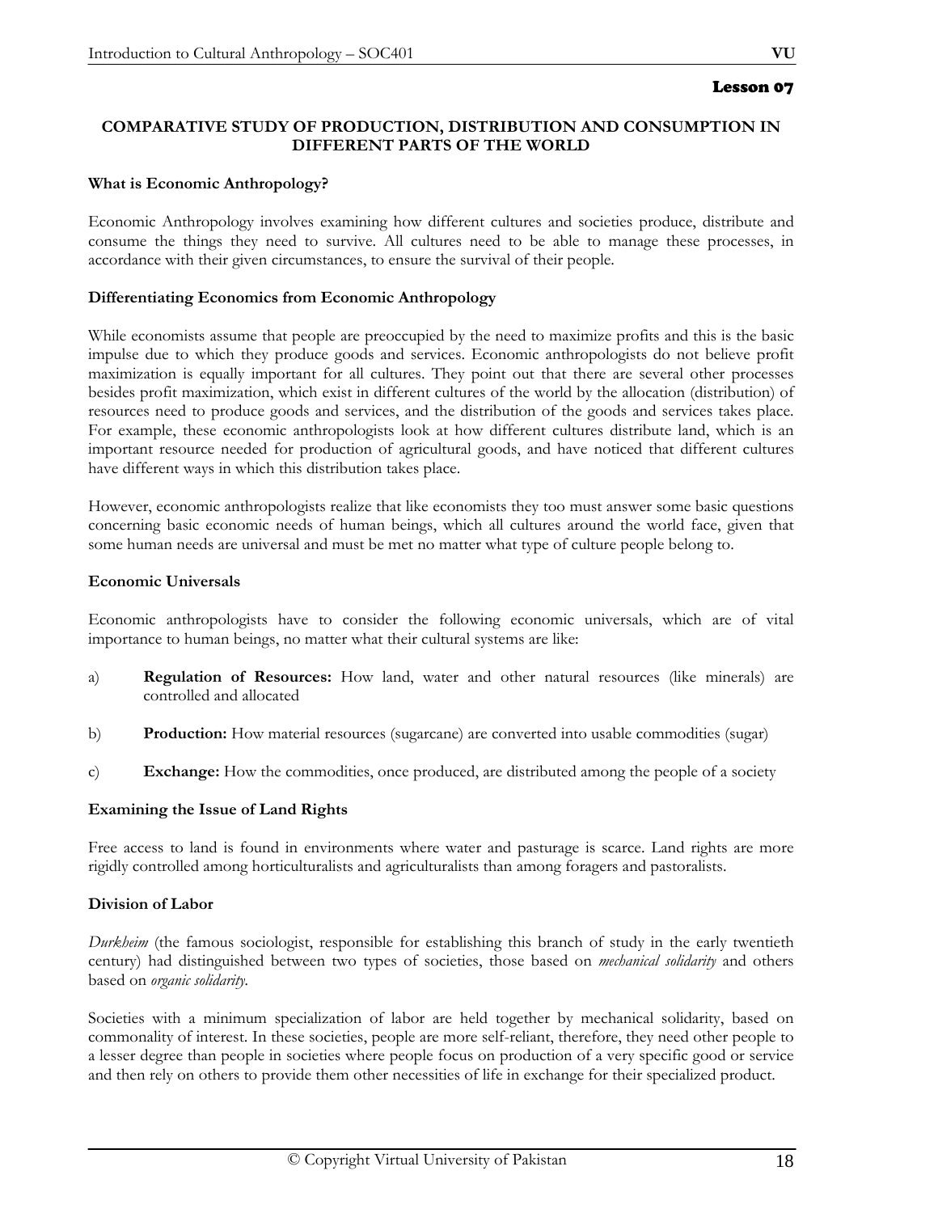## Lesson 07

### COMPARATIVE STUDY OF PRODUCTION, DISTRIBUTION AND CONSUMPTION IN DIFFERENT PARTS OF THE WORLD

**What is Economic Anthropology?**

Economic Anthropology involves examining how different cultures and societies produce, distribute and consume the things they need to survive. All cultures need to be able to manage these processes, in accordance with their given circumstances, to ensure the survival of their people.

**Differentiating Economics from Economic Anthropology**

While economists assume that people are preoccupied by the need to maximize profits and this is the basic impulse due to which they produce goods and services. Economic anthropologists do not believe profit maximization is equally important for all cultures. They point out that there are several other processes besides profit maximization, which exist in different cultures of the world by the allocation (distribution) of resources need to produce goods and services, and the distribution of the goods and services takes place. For example, these economic anthropologists look at how different cultures distribute land, which is an important resource needed for production of agricultural goods, and have noticed that different cultures have different ways in which this distribution takes place.

However, economic anthropologists realize that like economists they too must answer some basic questions concerning basic economic needs of human beings, which all cultures around the world face, given that some human needs are universal and must be met no matter what type of culture people belong to.

**Economic Universals**

Economic anthropologists have to consider the following economic universals, which are of vital importance to human beings, no matter what their cultural systems are like:

a) **Regulation of Resources:** How land, water and other natural resources (like minerals) are controlled and allocated

b) **Production:** How material resources (sugarcane) are converted into usable commodities (sugar)

c) **Exchange:** How the commodities, once produced, are distributed among the people of a society

**Examining the Issue of Land Rights**

Free access to land is found in environments where water and pasturage is scarce. Land rights are more rigidly controlled among horticulturalists and agriculturalists than among foragers and pastoralists.

**Division of Labor**

*Durkheim* (the famous sociologist, responsible for establishing this branch of study in the early twentieth century) had distinguished between two types of societies, those based on *mechanical solidarity* and others based on *organic solidarity*.

Societies with a minimum specialization of labor are held together by mechanical solidarity, based on commonality of interest. In these societies, people are more self-reliant, therefore, they need other people to a lesser degree than people in societies where people focus on production of a very specific good or service and then rely on others to provide them other necessities of life in exchange for their specialized product.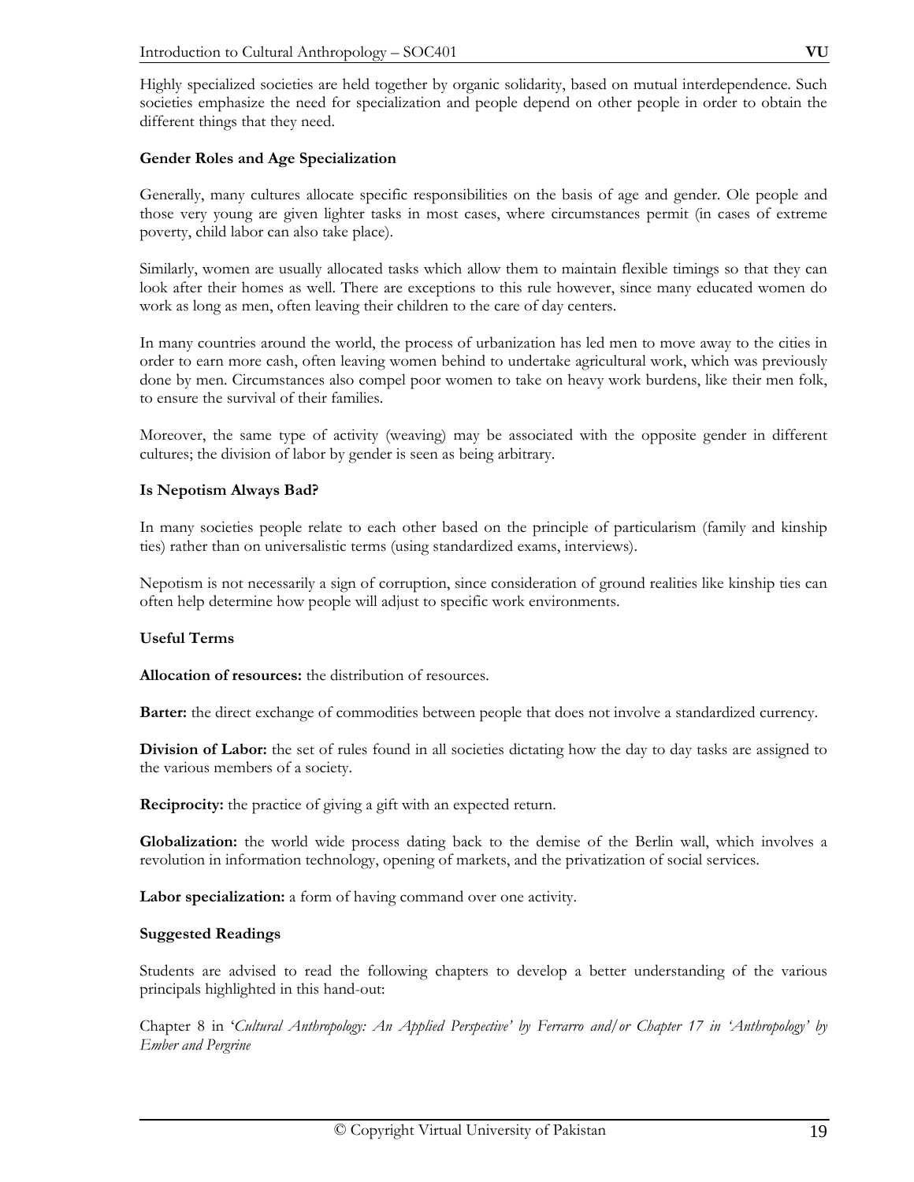Highly specialized societies are held together by organic solidarity, based on mutual interdependence. Such societies emphasize the need for specialization and people depend on other people in order to obtain the different things that they need.

**Gender Roles and Age Specialization**

Generally, many cultures allocate specific responsibilities on the basis of age and gender. Ole people and those very young are given lighter tasks in most cases, where circumstances permit (in cases of extreme poverty, child labor can also take place).

Similarly, women are usually allocated tasks which allow them to maintain flexible timings so that they can look after their homes as well. There are exceptions to this rule however, since many educated women do work as long as men, often leaving their children to the care of day centers.

In many countries around the world, the process of urbanization has led men to move away to the cities in order to earn more cash, often leaving women behind to undertake agricultural work, which was previously done by men. Circumstances also compel poor women to take on heavy work burdens, like their men folk, to ensure the survival of their families.

Moreover, the same type of activity (weaving) may be associated with the opposite gender in different cultures; the division of labor by gender is seen as being arbitrary.

**Is Nepotism Always Bad?**

In many societies people relate to each other based on the principle of particularism (family and kinship ties) rather than on universalistic terms (using standardized exams, interviews).

Nepotism is not necessarily a sign of corruption, since consideration of ground realities like kinship ties can often help determine how people will adjust to specific work environments.

**Useful Terms**

**Allocation of resources:** the distribution of resources.

**Barter:** the direct exchange of commodities between people that does not involve a standardized currency.

**Division of Labor:** the set of rules found in all societies dictating how the day to day tasks are assigned to the various members of a society.

**Reciprocity:** the practice of giving a gift with an expected return.

**Globalization:** the world wide process dating back to the demise of the Berlin wall, which involves a revolution in information technology, opening of markets, and the privatization of social services.

**Labor specialization:** a form of having command over one activity.

**Suggested Readings**

Students are advised to read the following chapters to develop a better understanding of the various principals highlighted in this hand-out:

Chapter 8 in '*Cultural Anthropology: An Applied Perspective' by Ferrarro and/or Chapter 17 in 'Anthropology' by Ember and Pergrine*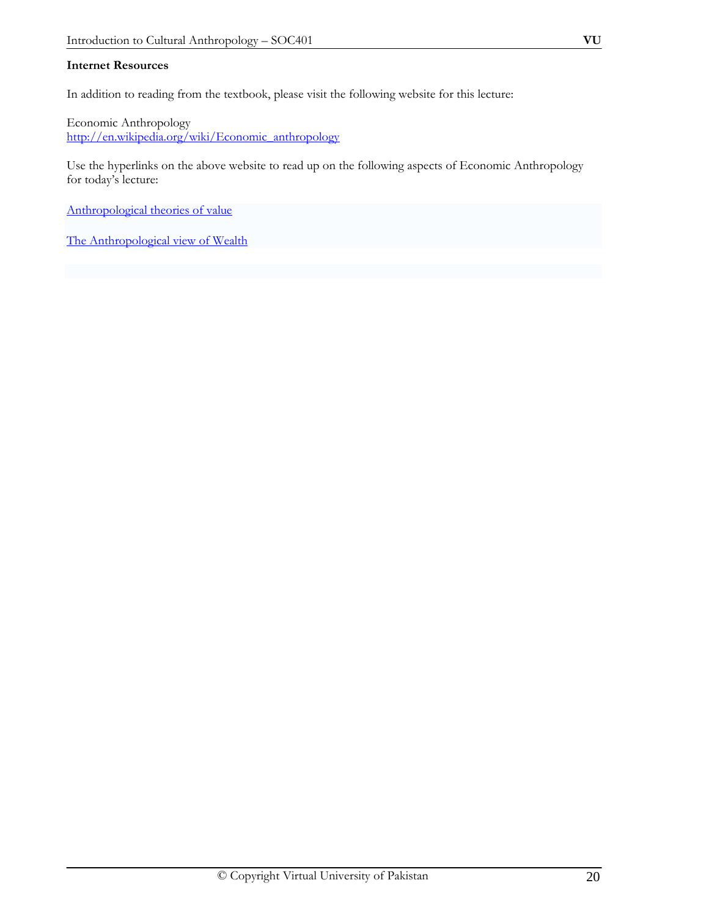**Internet Resources**

In addition to reading from the textbook, please visit the following website for this lecture:

Economic Anthropology
http://en.wikipedia.org/wiki/Economic_anthropology

Use the hyperlinks on the above website to read up on the following aspects of Economic Anthropology for today's lecture:

Anthropological theories of value

The Anthropological view of Wealth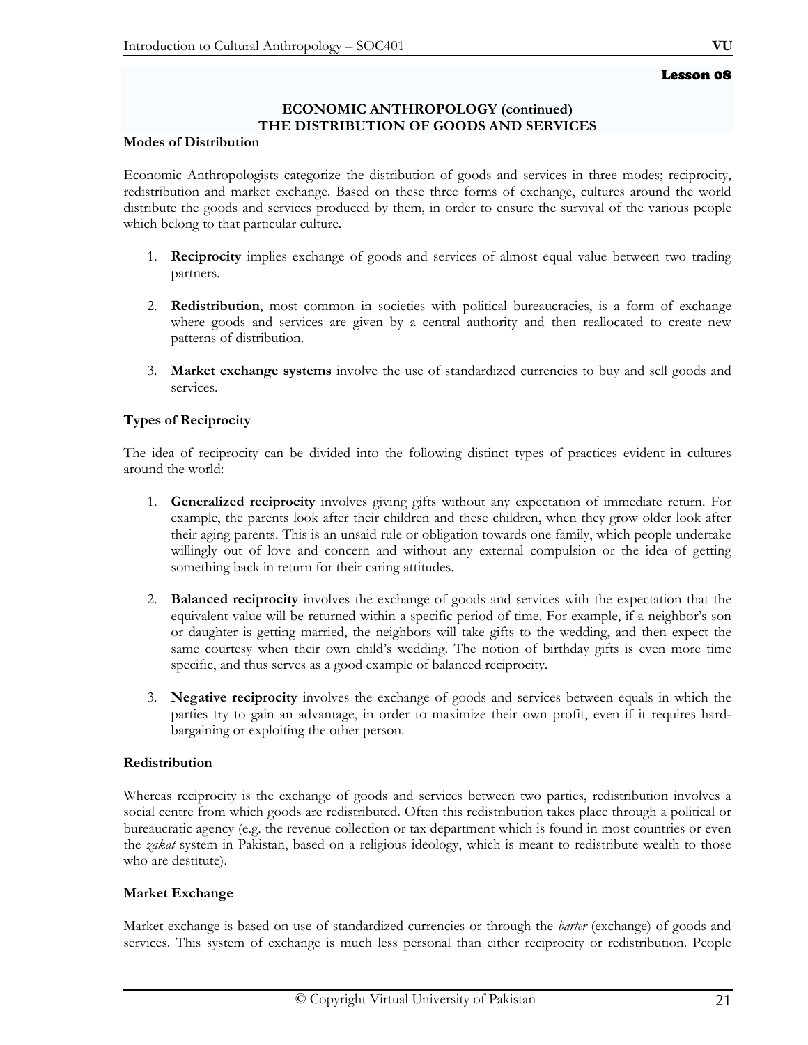Lesson 08

## ECONOMIC ANTHROPOLOGY (continued)
## THE DISTRIBUTION OF GOODS AND SERVICES

### Modes of Distribution

Economic Anthropologists categorize the distribution of goods and services in three modes; reciprocity, redistribution and market exchange. Based on these three forms of exchange, cultures around the world distribute the goods and services produced by them, in order to ensure the survival of the various people which belong to that particular culture.

1. **Reciprocity** implies exchange of goods and services of almost equal value between two trading partners.

2. **Redistribution**, most common in societies with political bureaucracies, is a form of exchange where goods and services are given by a central authority and then reallocated to create new patterns of distribution.

3. **Market exchange systems** involve the use of standardized currencies to buy and sell goods and services.

### Types of Reciprocity

The idea of reciprocity can be divided into the following distinct types of practices evident in cultures around the world:

1. **Generalized reciprocity** involves giving gifts without any expectation of immediate return. For example, the parents look after their children and these children, when they grow older look after their aging parents. This is an unsaid rule or obligation towards one family, which people undertake willingly out of love and concern and without any external compulsion or the idea of getting something back in return for their caring attitudes.

2. **Balanced reciprocity** involves the exchange of goods and services with the expectation that the equivalent value will be returned within a specific period of time. For example, if a neighbor's son or daughter is getting married, the neighbors will take gifts to the wedding, and then expect the same courtesy when their own child's wedding. The notion of birthday gifts is even more time specific, and thus serves as a good example of balanced reciprocity.

3. **Negative reciprocity** involves the exchange of goods and services between equals in which the parties try to gain an advantage, in order to maximize their own profit, even if it requires hard-bargaining or exploiting the other person.

### Redistribution

Whereas reciprocity is the exchange of goods and services between two parties, redistribution involves a social centre from which goods are redistributed. Often this redistribution takes place through a political or bureaucratic agency (e.g. the revenue collection or tax department which is found in most countries or even the *zakat* system in Pakistan, based on a religious ideology, which is meant to redistribute wealth to those who are destitute).

### Market Exchange

Market exchange is based on use of standardized currencies or through the *barter* (exchange) of goods and services. This system of exchange is much less personal than either reciprocity or redistribution. People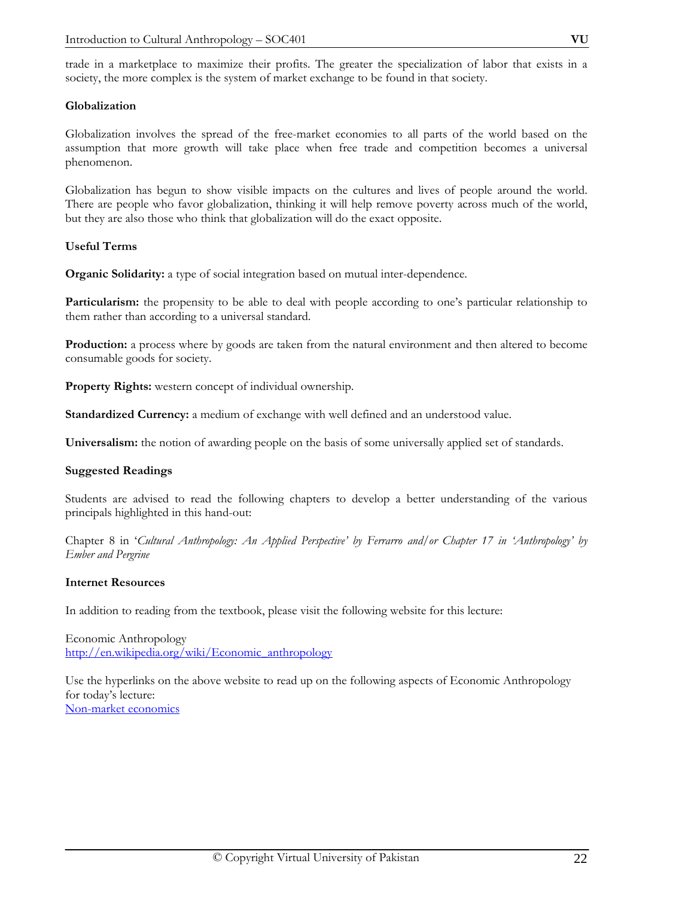trade in a marketplace to maximize their profits. The greater the specialization of labor that exists in a society, the more complex is the system of market exchange to be found in that society.

**Globalization**

Globalization involves the spread of the free-market economies to all parts of the world based on the assumption that more growth will take place when free trade and competition becomes a universal phenomenon.

Globalization has begun to show visible impacts on the cultures and lives of people around the world. There are people who favor globalization, thinking it will help remove poverty across much of the world, but they are also those who think that globalization will do the exact opposite.

**Useful Terms**

**Organic Solidarity:** a type of social integration based on mutual inter-dependence.

**Particularism:** the propensity to be able to deal with people according to one's particular relationship to them rather than according to a universal standard.

**Production:** a process where by goods are taken from the natural environment and then altered to become consumable goods for society.

**Property Rights:** western concept of individual ownership.

**Standardized Currency:** a medium of exchange with well defined and an understood value.

**Universalism:** the notion of awarding people on the basis of some universally applied set of standards.

**Suggested Readings**

Students are advised to read the following chapters to develop a better understanding of the various principals highlighted in this hand-out:

Chapter 8 in '*Cultural Anthropology: An Applied Perspective' by Ferrarro and/or Chapter 17 in 'Anthropology' by Ember and Pergrine*

**Internet Resources**

In addition to reading from the textbook, please visit the following website for this lecture:

Economic Anthropology
http://en.wikipedia.org/wiki/Economic_anthropology

Use the hyperlinks on the above website to read up on the following aspects of Economic Anthropology for today's lecture:
Non-market economics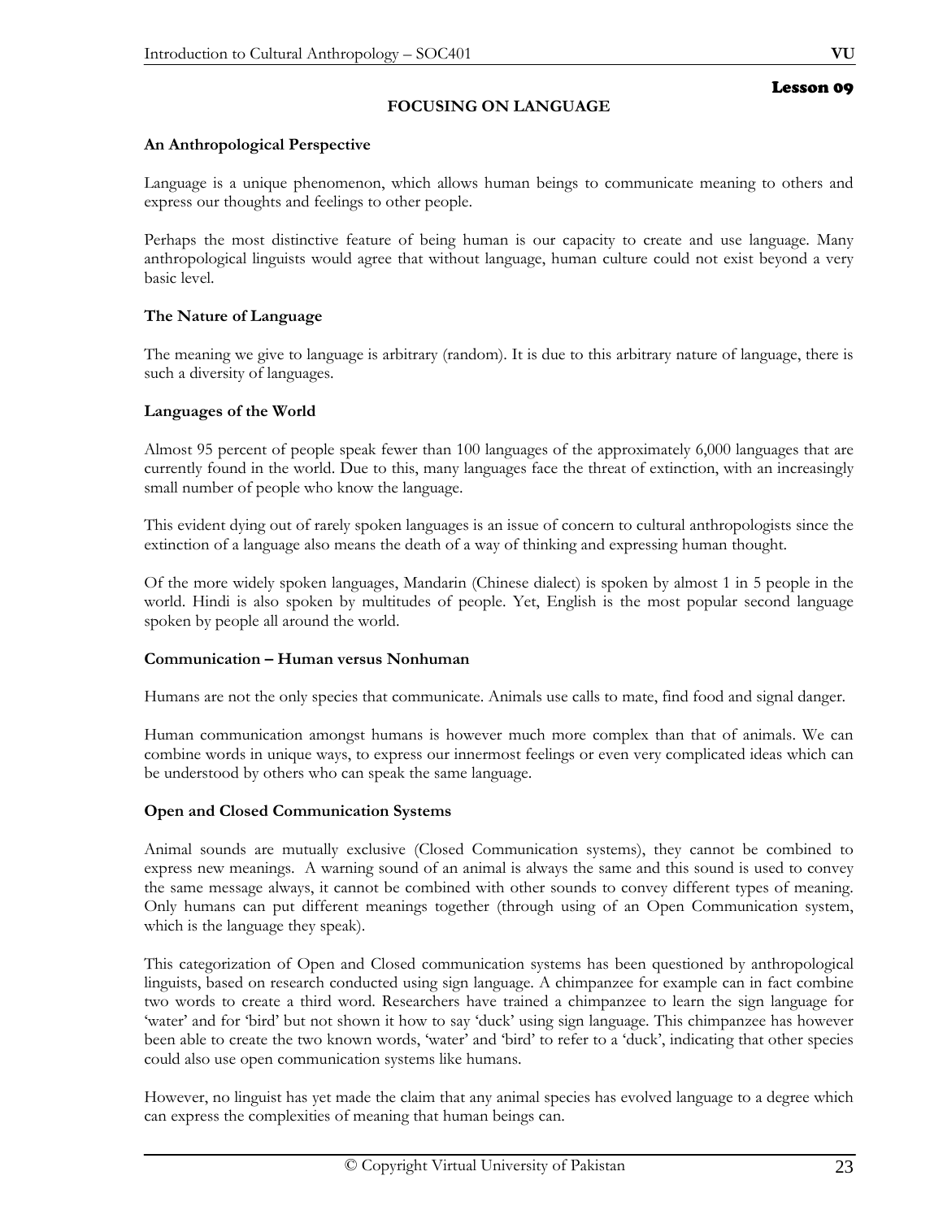**Lesson 09**

# FOCUSING ON LANGUAGE

## An Anthropological Perspective

Language is a unique phenomenon, which allows human beings to communicate meaning to others and express our thoughts and feelings to other people.

Perhaps the most distinctive feature of being human is our capacity to create and use language. Many anthropological linguists would agree that without language, human culture could not exist beyond a very basic level.

## The Nature of Language

The meaning we give to language is arbitrary (random). It is due to this arbitrary nature of language, there is such a diversity of languages.

## Languages of the World

Almost 95 percent of people speak fewer than 100 languages of the approximately 6,000 languages that are currently found in the world. Due to this, many languages face the threat of extinction, with an increasingly small number of people who know the language.

This evident dying out of rarely spoken languages is an issue of concern to cultural anthropologists since the extinction of a language also means the death of a way of thinking and expressing human thought.

Of the more widely spoken languages, Mandarin (Chinese dialect) is spoken by almost 1 in 5 people in the world. Hindi is also spoken by multitudes of people. Yet, English is the most popular second language spoken by people all around the world.

## Communication – Human versus Nonhuman

Humans are not the only species that communicate. Animals use calls to mate, find food and signal danger.

Human communication amongst humans is however much more complex than that of animals. We can combine words in unique ways, to express our innermost feelings or even very complicated ideas which can be understood by others who can speak the same language.

## Open and Closed Communication Systems

Animal sounds are mutually exclusive (Closed Communication systems), they cannot be combined to express new meanings. A warning sound of an animal is always the same and this sound is used to convey the same message always, it cannot be combined with other sounds to convey different types of meaning. Only humans can put different meanings together (through using of an Open Communication system, which is the language they speak).

This categorization of Open and Closed communication systems has been questioned by anthropological linguists, based on research conducted using sign language. A chimpanzee for example can in fact combine two words to create a third word. Researchers have trained a chimpanzee to learn the sign language for 'water' and for 'bird' but not shown it how to say 'duck' using sign language. This chimpanzee has however been able to create the two known words, 'water' and 'bird' to refer to a 'duck', indicating that other species could also use open communication systems like humans.

However, no linguist has yet made the claim that any animal species has evolved language to a degree which can express the complexities of meaning that human beings can.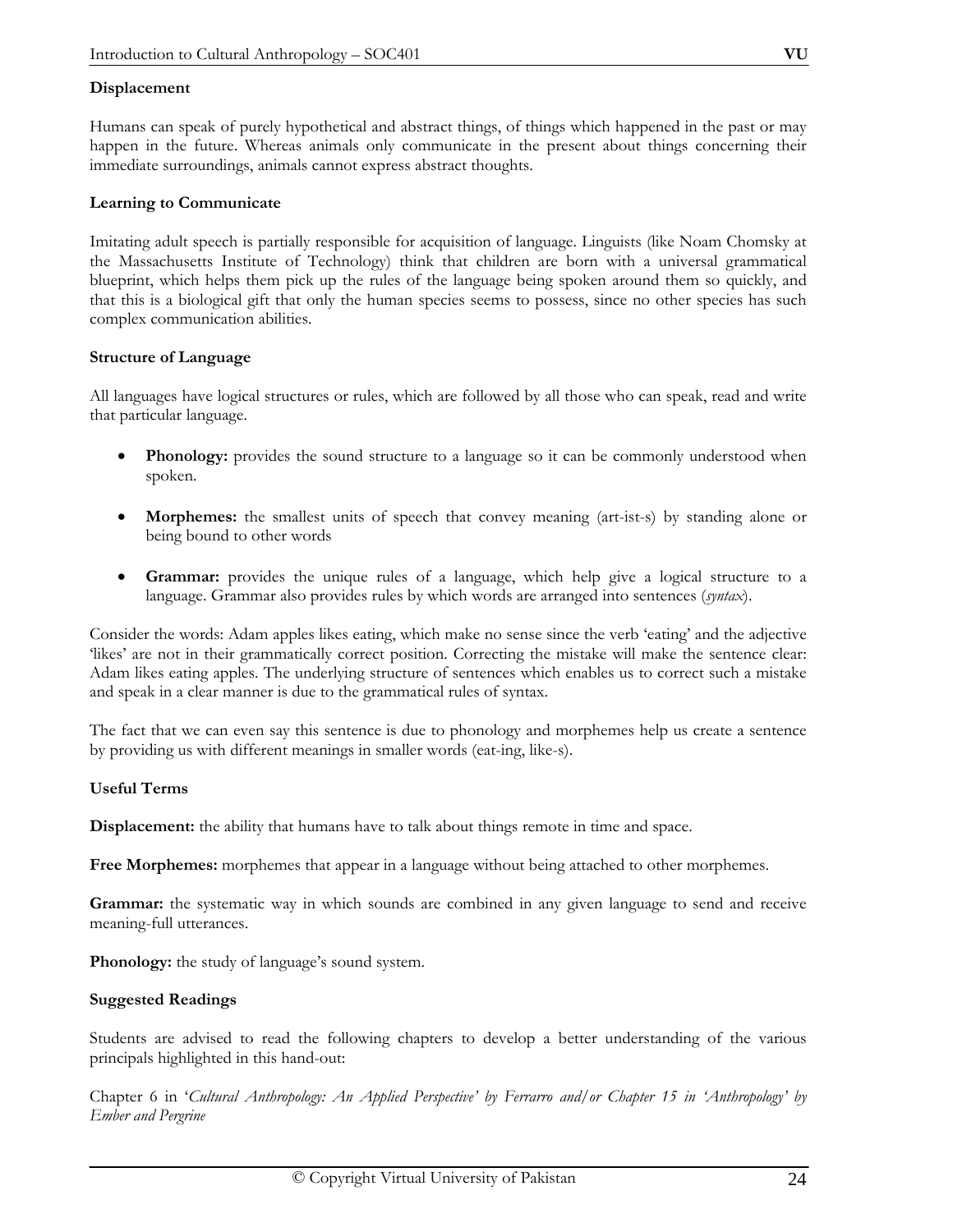**Displacement**

Humans can speak of purely hypothetical and abstract things, of things which happened in the past or may happen in the future. Whereas animals only communicate in the present about things concerning their immediate surroundings, animals cannot express abstract thoughts.

**Learning to Communicate**

Imitating adult speech is partially responsible for acquisition of language. Linguists (like Noam Chomsky at the Massachusetts Institute of Technology) think that children are born with a universal grammatical blueprint, which helps them pick up the rules of the language being spoken around them so quickly, and that this is a biological gift that only the human species seems to possess, since no other species has such complex communication abilities.

**Structure of Language**

All languages have logical structures or rules, which are followed by all those who can speak, read and write that particular language.

- **Phonology:** provides the sound structure to a language so it can be commonly understood when spoken.
- **Morphemes:** the smallest units of speech that convey meaning (art-ist-s) by standing alone or being bound to other words
- **Grammar:** provides the unique rules of a language, which help give a logical structure to a language. Grammar also provides rules by which words are arranged into sentences (*syntax*).

Consider the words: Adam apples likes eating, which make no sense since the verb 'eating' and the adjective 'likes' are not in their grammatically correct position. Correcting the mistake will make the sentence clear: Adam likes eating apples. The underlying structure of sentences which enables us to correct such a mistake and speak in a clear manner is due to the grammatical rules of syntax.

The fact that we can even say this sentence is due to phonology and morphemes help us create a sentence by providing us with different meanings in smaller words (eat-ing, like-s).

**Useful Terms**

**Displacement:** the ability that humans have to talk about things remote in time and space.

**Free Morphemes:** morphemes that appear in a language without being attached to other morphemes.

**Grammar:** the systematic way in which sounds are combined in any given language to send and receive meaning-full utterances.

**Phonology:** the study of language's sound system.

**Suggested Readings**

Students are advised to read the following chapters to develop a better understanding of the various principals highlighted in this hand-out:

Chapter 6 in '*Cultural Anthropology: An Applied Perspective' by Ferrarro and/or Chapter 15 in 'Anthropology' by Ember and Pergrine*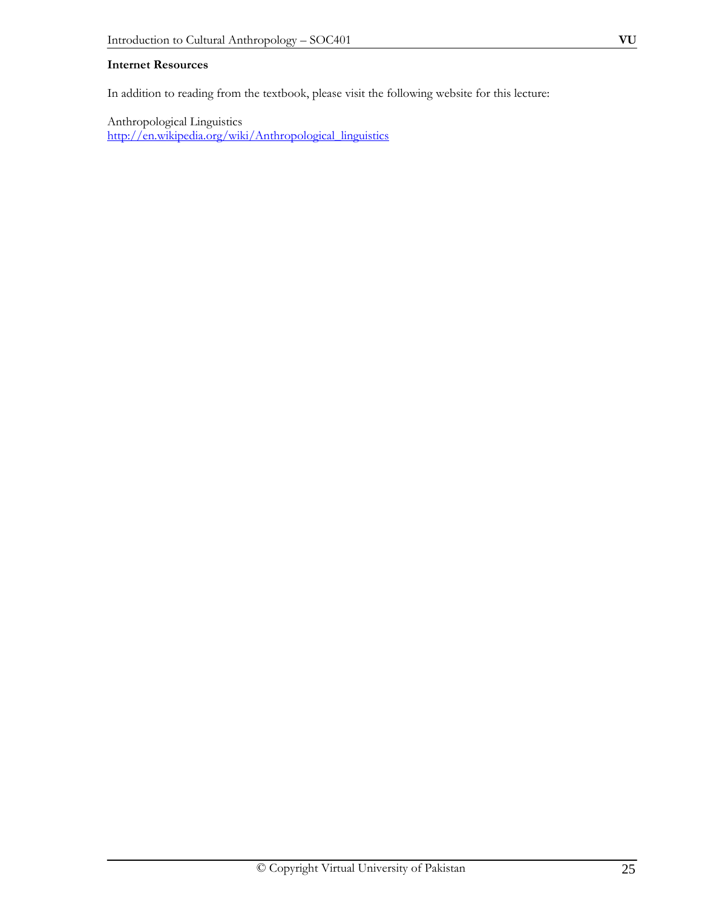**Internet Resources**

In addition to reading from the textbook, please visit the following website for this lecture:

Anthropological Linguistics
http://en.wikipedia.org/wiki/Anthropological_linguistics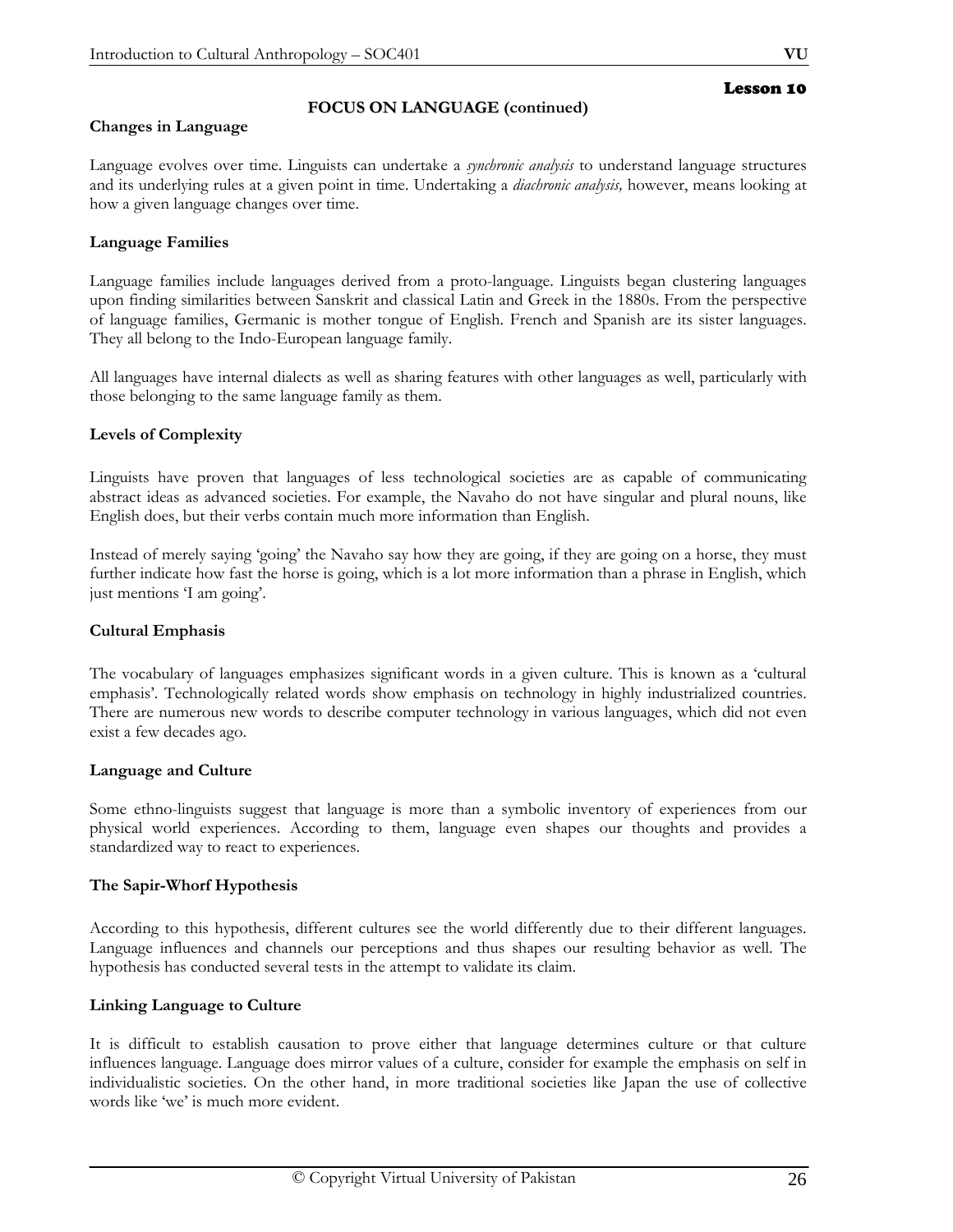## Lesson 10

### FOCUS ON LANGUAGE (continued)

**Changes in Language**

Language evolves over time. Linguists can undertake a *synchronic analysis* to understand language structures and its underlying rules at a given point in time. Undertaking a *diachronic analysis,* however, means looking at how a given language changes over time.

**Language Families**

Language families include languages derived from a proto-language. Linguists began clustering languages upon finding similarities between Sanskrit and classical Latin and Greek in the 1880s. From the perspective of language families, Germanic is mother tongue of English. French and Spanish are its sister languages. They all belong to the Indo-European language family.

All languages have internal dialects as well as sharing features with other languages as well, particularly with those belonging to the same language family as them.

**Levels of Complexity**

Linguists have proven that languages of less technological societies are as capable of communicating abstract ideas as advanced societies. For example, the Navaho do not have singular and plural nouns, like English does, but their verbs contain much more information than English.

Instead of merely saying 'going' the Navaho say how they are going, if they are going on a horse, they must further indicate how fast the horse is going, which is a lot more information than a phrase in English, which just mentions 'I am going'.

**Cultural Emphasis**

The vocabulary of languages emphasizes significant words in a given culture. This is known as a 'cultural emphasis'. Technologically related words show emphasis on technology in highly industrialized countries. There are numerous new words to describe computer technology in various languages, which did not even exist a few decades ago.

**Language and Culture**

Some ethno-linguists suggest that language is more than a symbolic inventory of experiences from our physical world experiences. According to them, language even shapes our thoughts and provides a standardized way to react to experiences.

**The Sapir-Whorf Hypothesis**

According to this hypothesis, different cultures see the world differently due to their different languages. Language influences and channels our perceptions and thus shapes our resulting behavior as well. The hypothesis has conducted several tests in the attempt to validate its claim.

**Linking Language to Culture**

It is difficult to establish causation to prove either that language determines culture or that culture influences language. Language does mirror values of a culture, consider for example the emphasis on self in individualistic societies. On the other hand, in more traditional societies like Japan the use of collective words like 'we' is much more evident.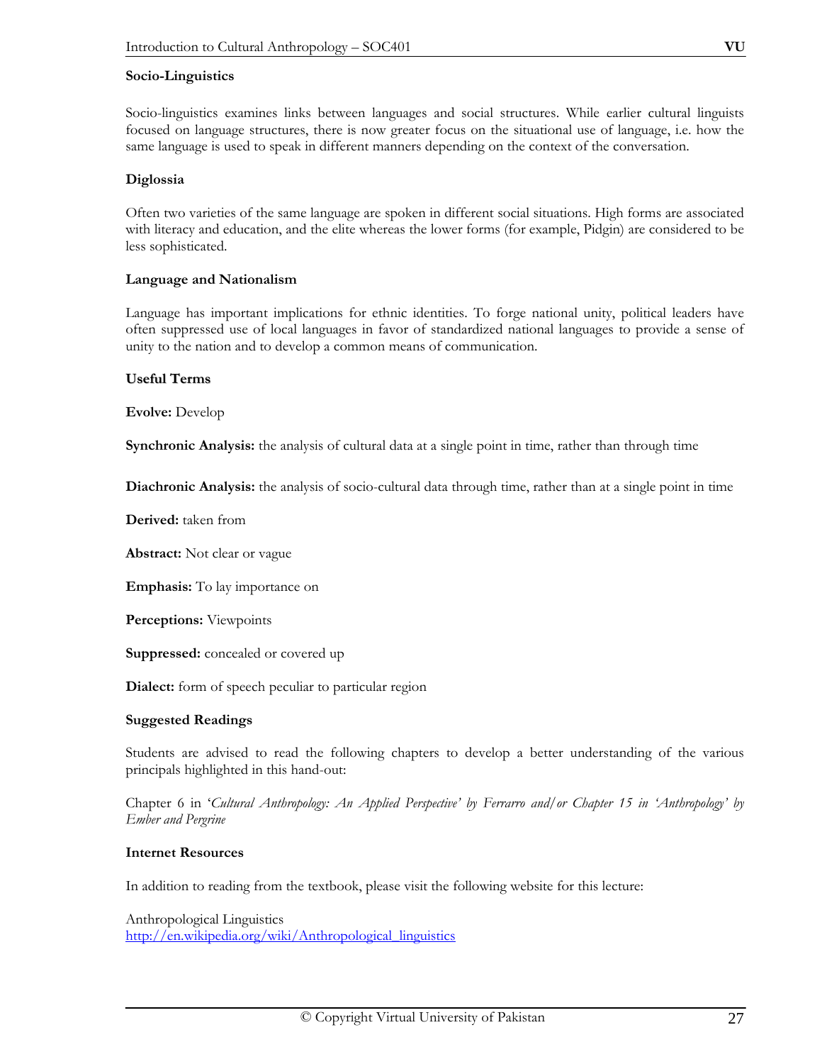### Socio-Linguistics

Socio-linguistics examines links between languages and social structures. While earlier cultural linguists focused on language structures, there is now greater focus on the situational use of language, i.e. how the same language is used to speak in different manners depending on the context of the conversation.

### Diglossia

Often two varieties of the same language are spoken in different social situations. High forms are associated with literacy and education, and the elite whereas the lower forms (for example, Pidgin) are considered to be less sophisticated.

### Language and Nationalism

Language has important implications for ethnic identities. To forge national unity, political leaders have often suppressed use of local languages in favor of standardized national languages to provide a sense of unity to the nation and to develop a common means of communication.

### Useful Terms

**Evolve:** Develop

**Synchronic Analysis:** the analysis of cultural data at a single point in time, rather than through time

**Diachronic Analysis:** the analysis of socio-cultural data through time, rather than at a single point in time

**Derived:** taken from

**Abstract:** Not clear or vague

**Emphasis:** To lay importance on

**Perceptions:** Viewpoints

**Suppressed:** concealed or covered up

**Dialect:** form of speech peculiar to particular region

### Suggested Readings

Students are advised to read the following chapters to develop a better understanding of the various principals highlighted in this hand-out:

Chapter 6 in '*Cultural Anthropology: An Applied Perspective' by Ferrarro and/or Chapter 15 in 'Anthropology' by Ember and Pergrine*

### Internet Resources

In addition to reading from the textbook, please visit the following website for this lecture:

Anthropological Linguistics
http://en.wikipedia.org/wiki/Anthropological_linguistics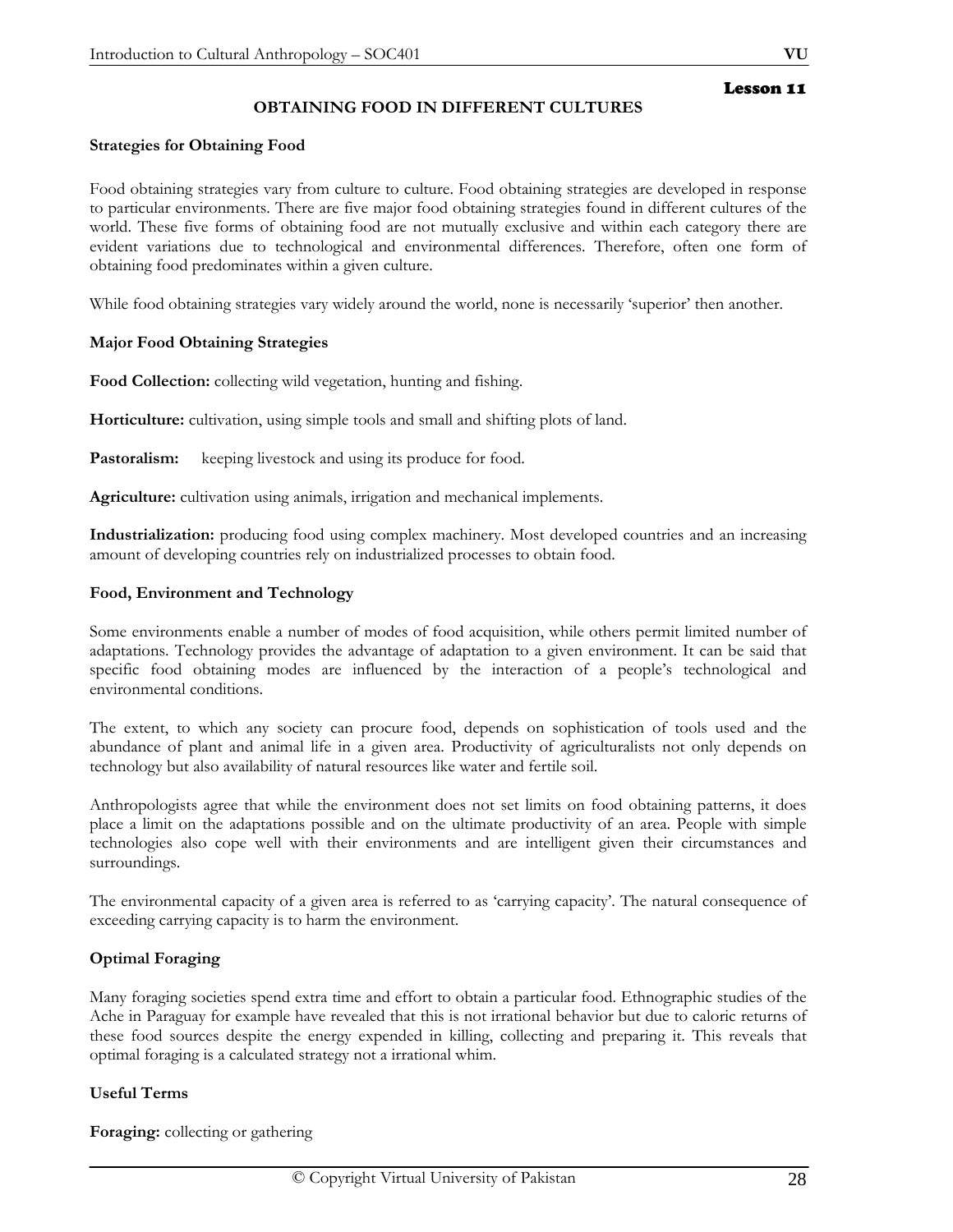## Lesson 11

# OBTAINING FOOD IN DIFFERENT CULTURES

**Strategies for Obtaining Food**

Food obtaining strategies vary from culture to culture. Food obtaining strategies are developed in response to particular environments. There are five major food obtaining strategies found in different cultures of the world. These five forms of obtaining food are not mutually exclusive and within each category there are evident variations due to technological and environmental differences. Therefore, often one form of obtaining food predominates within a given culture.

While food obtaining strategies vary widely around the world, none is necessarily 'superior' then another.

**Major Food Obtaining Strategies**

**Food Collection:** collecting wild vegetation, hunting and fishing.

**Horticulture:** cultivation, using simple tools and small and shifting plots of land.

**Pastoralism:** keeping livestock and using its produce for food.

**Agriculture:** cultivation using animals, irrigation and mechanical implements.

**Industrialization:** producing food using complex machinery. Most developed countries and an increasing amount of developing countries rely on industrialized processes to obtain food.

**Food, Environment and Technology**

Some environments enable a number of modes of food acquisition, while others permit limited number of adaptations. Technology provides the advantage of adaptation to a given environment. It can be said that specific food obtaining modes are influenced by the interaction of a people's technological and environmental conditions.

The extent, to which any society can procure food, depends on sophistication of tools used and the abundance of plant and animal life in a given area. Productivity of agriculturalists not only depends on technology but also availability of natural resources like water and fertile soil.

Anthropologists agree that while the environment does not set limits on food obtaining patterns, it does place a limit on the adaptations possible and on the ultimate productivity of an area. People with simple technologies also cope well with their environments and are intelligent given their circumstances and surroundings.

The environmental capacity of a given area is referred to as 'carrying capacity'. The natural consequence of exceeding carrying capacity is to harm the environment.

**Optimal Foraging**

Many foraging societies spend extra time and effort to obtain a particular food. Ethnographic studies of the Ache in Paraguay for example have revealed that this is not irrational behavior but due to caloric returns of these food sources despite the energy expended in killing, collecting and preparing it. This reveals that optimal foraging is a calculated strategy not a irrational whim.

**Useful Terms**

**Foraging:** collecting or gathering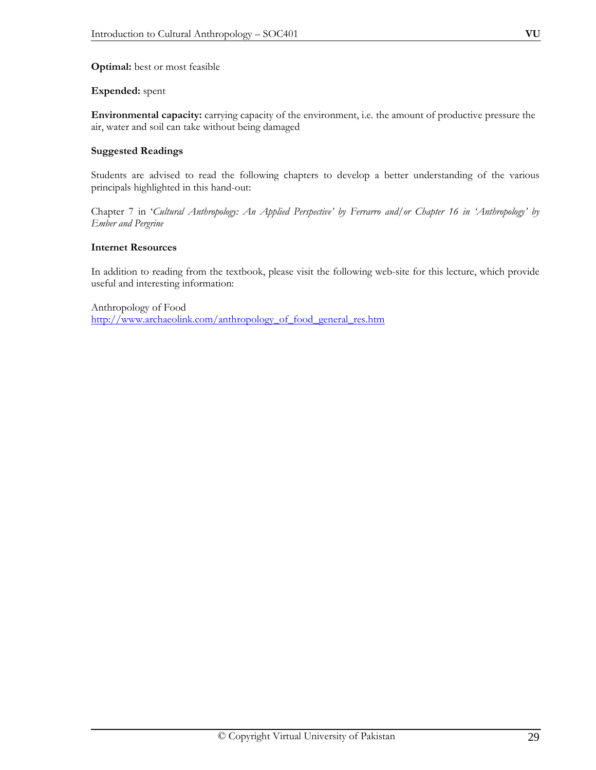**Optimal:** best or most feasible

**Expended:** spent

**Environmental capacity:** carrying capacity of the environment, i.e. the amount of productive pressure the air, water and soil can take without being damaged

**Suggested Readings**

Students are advised to read the following chapters to develop a better understanding of the various principals highlighted in this hand-out:

Chapter 7 in '*Cultural Anthropology: An Applied Perspective' by Ferrarro and/or Chapter 16 in 'Anthropology' by Ember and Pergrine*

**Internet Resources**

In addition to reading from the textbook, please visit the following web-site for this lecture, which provide useful and interesting information:

Anthropology of Food
http://www.archaeolink.com/anthropology_of_food_general_res.htm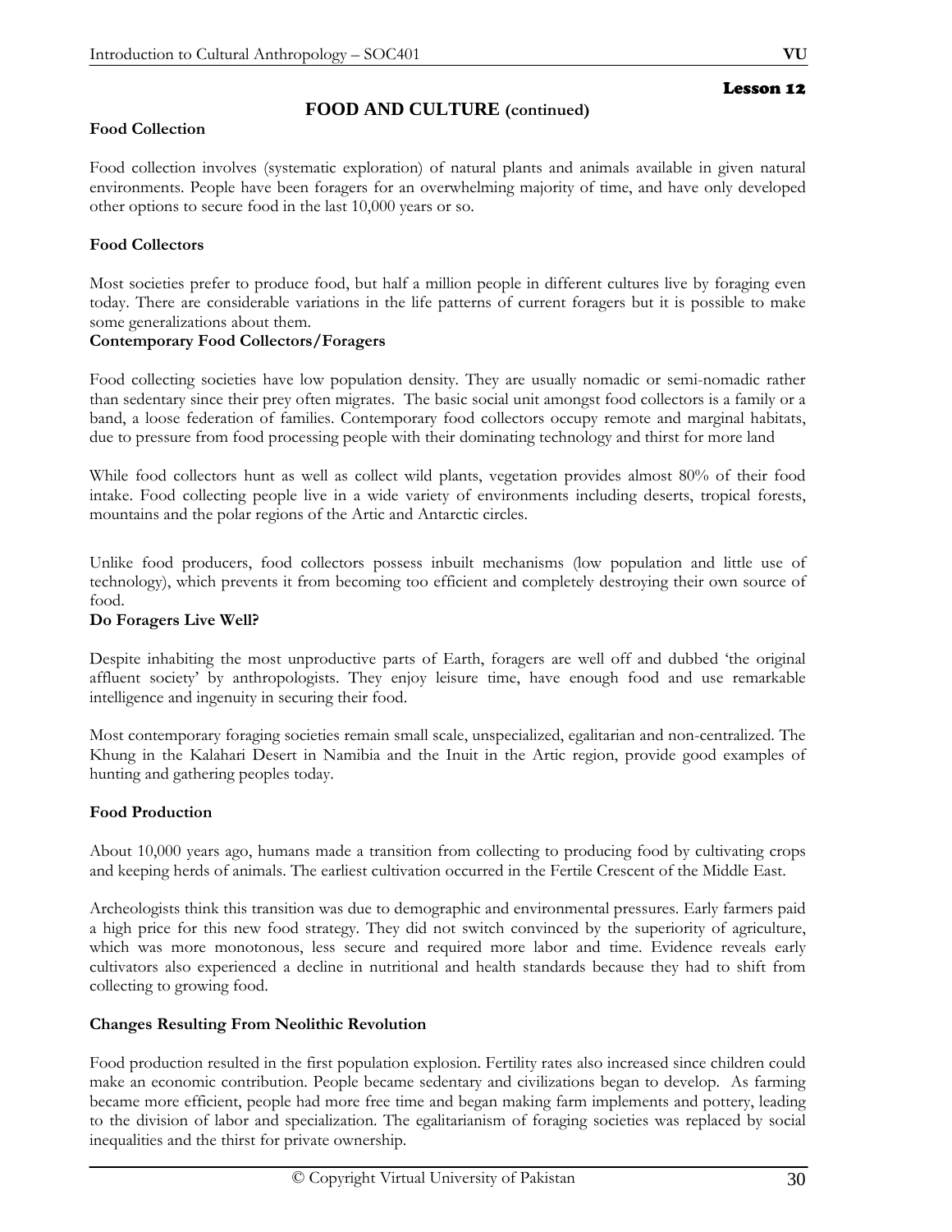## Lesson 12

# FOOD AND CULTURE (continued)

**Food Collection**

Food collection involves (systematic exploration) of natural plants and animals available in given natural environments. People have been foragers for an overwhelming majority of time, and have only developed other options to secure food in the last 10,000 years or so.

**Food Collectors**

Most societies prefer to produce food, but half a million people in different cultures live by foraging even today. There are considerable variations in the life patterns of current foragers but it is possible to make some generalizations about them.

**Contemporary Food Collectors/Foragers**

Food collecting societies have low population density. They are usually nomadic or semi-nomadic rather than sedentary since their prey often migrates. The basic social unit amongst food collectors is a family or a band, a loose federation of families. Contemporary food collectors occupy remote and marginal habitats, due to pressure from food processing people with their dominating technology and thirst for more land

While food collectors hunt as well as collect wild plants, vegetation provides almost 80% of their food intake. Food collecting people live in a wide variety of environments including deserts, tropical forests, mountains and the polar regions of the Artic and Antarctic circles.

Unlike food producers, food collectors possess inbuilt mechanisms (low population and little use of technology), which prevents it from becoming too efficient and completely destroying their own source of food.

**Do Foragers Live Well?**

Despite inhabiting the most unproductive parts of Earth, foragers are well off and dubbed 'the original affluent society' by anthropologists. They enjoy leisure time, have enough food and use remarkable intelligence and ingenuity in securing their food.

Most contemporary foraging societies remain small scale, unspecialized, egalitarian and non-centralized. The Khung in the Kalahari Desert in Namibia and the Inuit in the Artic region, provide good examples of hunting and gathering peoples today.

**Food Production**

About 10,000 years ago, humans made a transition from collecting to producing food by cultivating crops and keeping herds of animals. The earliest cultivation occurred in the Fertile Crescent of the Middle East.

Archeologists think this transition was due to demographic and environmental pressures. Early farmers paid a high price for this new food strategy. They did not switch convinced by the superiority of agriculture, which was more monotonous, less secure and required more labor and time. Evidence reveals early cultivators also experienced a decline in nutritional and health standards because they had to shift from collecting to growing food.

**Changes Resulting From Neolithic Revolution**

Food production resulted in the first population explosion. Fertility rates also increased since children could make an economic contribution. People became sedentary and civilizations began to develop. As farming became more efficient, people had more free time and began making farm implements and pottery, leading to the division of labor and specialization. The egalitarianism of foraging societies was replaced by social inequalities and the thirst for private ownership.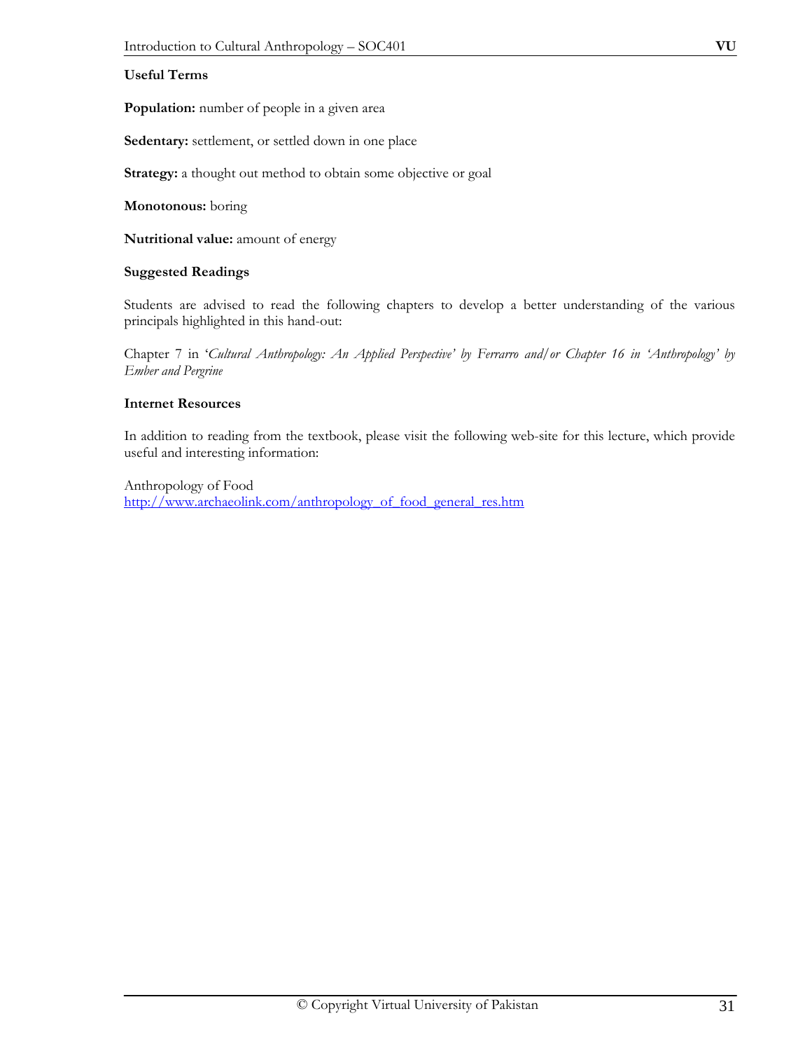### Useful Terms

**Population:** number of people in a given area

**Sedentary:** settlement, or settled down in one place

**Strategy:** a thought out method to obtain some objective or goal

**Monotonous:** boring

**Nutritional value:** amount of energy

### Suggested Readings

Students are advised to read the following chapters to develop a better understanding of the various principals highlighted in this hand-out:

Chapter 7 in '*Cultural Anthropology: An Applied Perspective' by Ferrarro and/or Chapter 16 in 'Anthropology' by Ember and Pergrine*

### Internet Resources

In addition to reading from the textbook, please visit the following web-site for this lecture, which provide useful and interesting information:

Anthropology of Food
http://www.archaeolink.com/anthropology_of_food_general_res.htm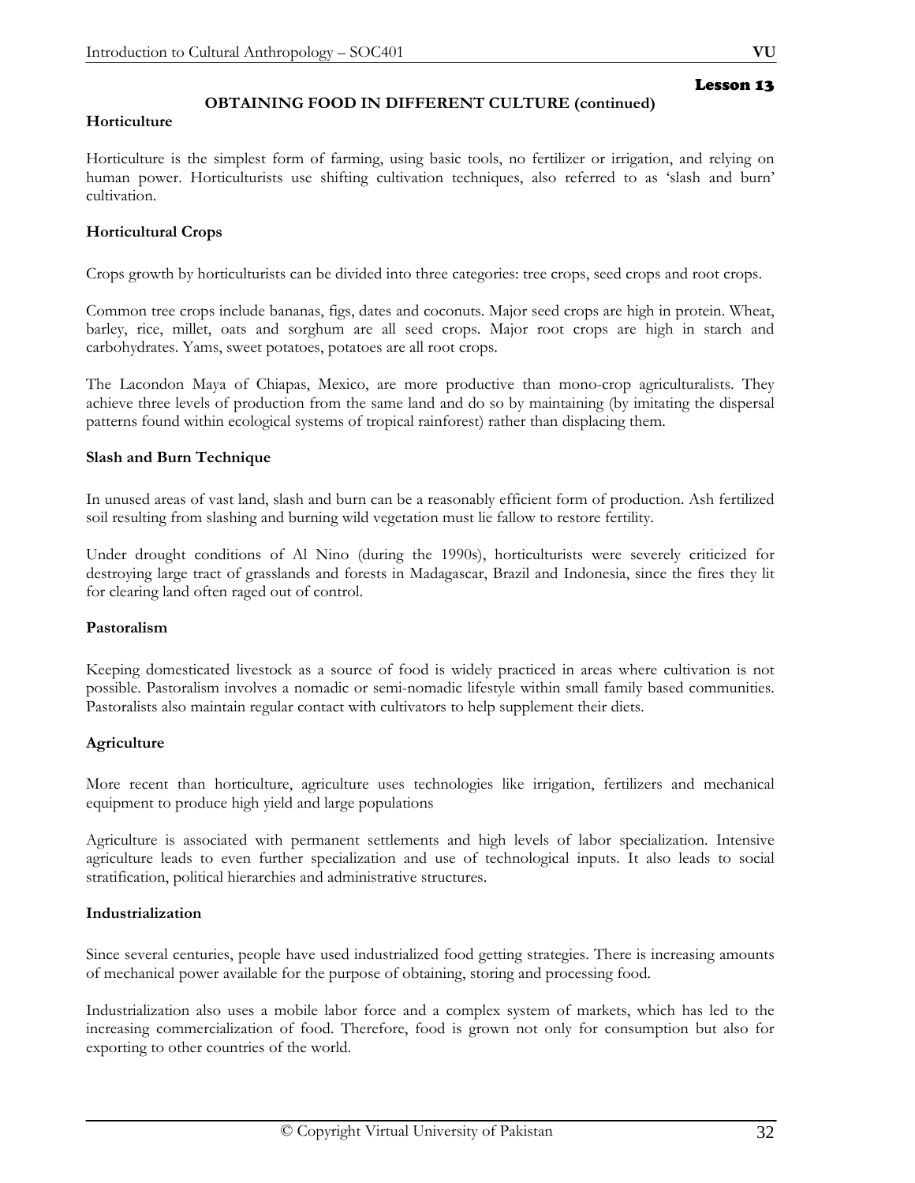## Lesson 13

### OBTAINING FOOD IN DIFFERENT CULTURE (continued)

**Horticulture**

Horticulture is the simplest form of farming, using basic tools, no fertilizer or irrigation, and relying on human power. Horticulturists use shifting cultivation techniques, also referred to as 'slash and burn' cultivation.

**Horticultural Crops**

Crops growth by horticulturists can be divided into three categories: tree crops, seed crops and root crops.

Common tree crops include bananas, figs, dates and coconuts. Major seed crops are high in protein. Wheat, barley, rice, millet, oats and sorghum are all seed crops. Major root crops are high in starch and carbohydrates. Yams, sweet potatoes, potatoes are all root crops.

The Lacondon Maya of Chiapas, Mexico, are more productive than mono-crop agriculturalists. They achieve three levels of production from the same land and do so by maintaining (by imitating the dispersal patterns found within ecological systems of tropical rainforest) rather than displacing them.

**Slash and Burn Technique**

In unused areas of vast land, slash and burn can be a reasonably efficient form of production. Ash fertilized soil resulting from slashing and burning wild vegetation must lie fallow to restore fertility.

Under drought conditions of Al Nino (during the 1990s), horticulturists were severely criticized for destroying large tract of grasslands and forests in Madagascar, Brazil and Indonesia, since the fires they lit for clearing land often raged out of control.

**Pastoralism**

Keeping domesticated livestock as a source of food is widely practiced in areas where cultivation is not possible. Pastoralism involves a nomadic or semi-nomadic lifestyle within small family based communities. Pastoralists also maintain regular contact with cultivators to help supplement their diets.

**Agriculture**

More recent than horticulture, agriculture uses technologies like irrigation, fertilizers and mechanical equipment to produce high yield and large populations

Agriculture is associated with permanent settlements and high levels of labor specialization. Intensive agriculture leads to even further specialization and use of technological inputs. It also leads to social stratification, political hierarchies and administrative structures.

**Industrialization**

Since several centuries, people have used industrialized food getting strategies. There is increasing amounts of mechanical power available for the purpose of obtaining, storing and processing food.

Industrialization also uses a mobile labor force and a complex system of markets, which has led to the increasing commercialization of food. Therefore, food is grown not only for consumption but also for exporting to other countries of the world.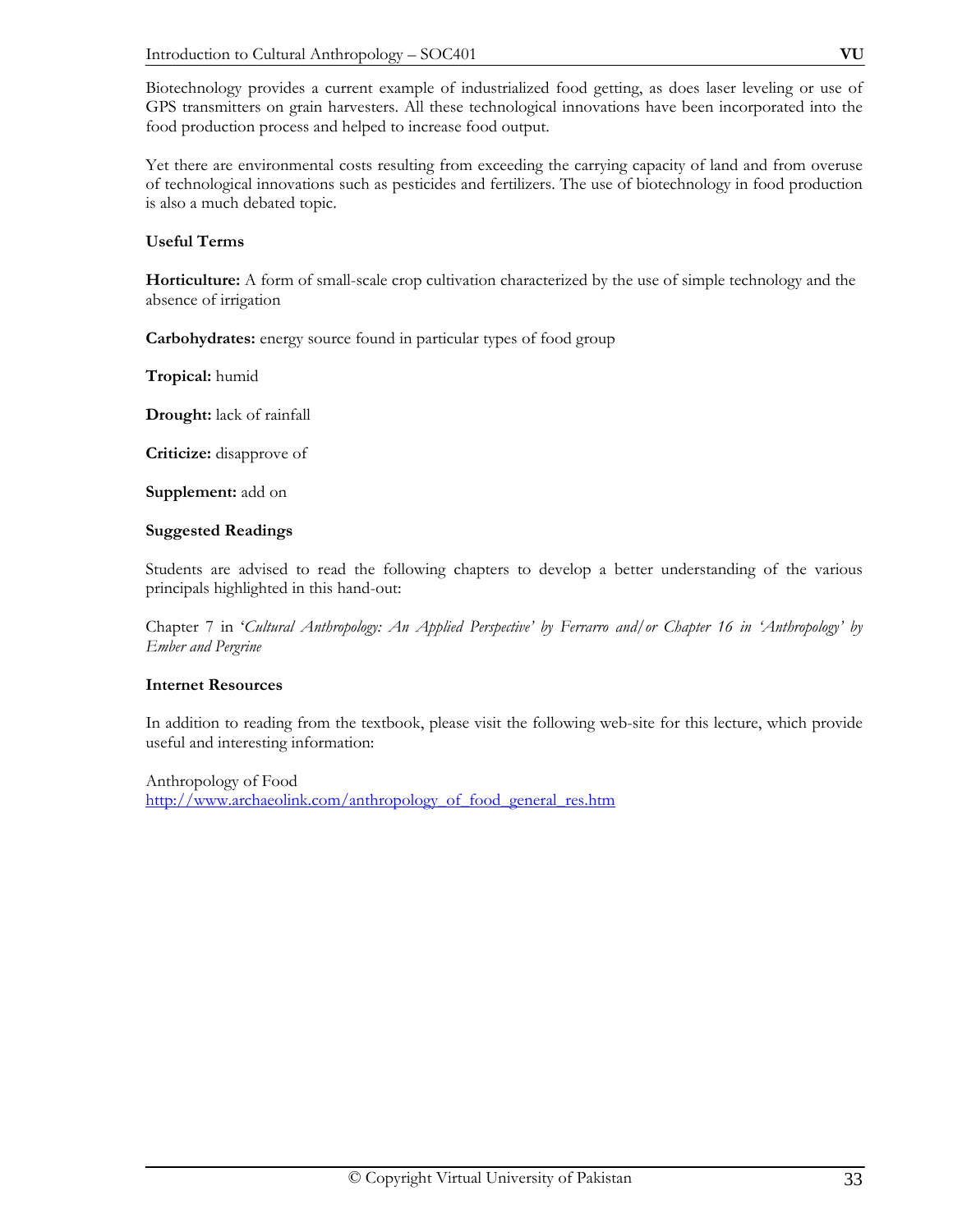Biotechnology provides a current example of industrialized food getting, as does laser leveling or use of GPS transmitters on grain harvesters. All these technological innovations have been incorporated into the food production process and helped to increase food output.

Yet there are environmental costs resulting from exceeding the carrying capacity of land and from overuse of technological innovations such as pesticides and fertilizers. The use of biotechnology in food production is also a much debated topic.

**Useful Terms**

**Horticulture:** A form of small-scale crop cultivation characterized by the use of simple technology and the absence of irrigation

**Carbohydrates:** energy source found in particular types of food group

**Tropical:** humid

**Drought:** lack of rainfall

**Criticize:** disapprove of

**Supplement:** add on

**Suggested Readings**

Students are advised to read the following chapters to develop a better understanding of the various principals highlighted in this hand-out:

Chapter 7 in '*Cultural Anthropology: An Applied Perspective' by Ferrarro and/or Chapter 16 in 'Anthropology' by Ember and Pergrine*

**Internet Resources**

In addition to reading from the textbook, please visit the following web-site for this lecture, which provide useful and interesting information:

Anthropology of Food
http://www.archaeolink.com/anthropology_of_food_general_res.htm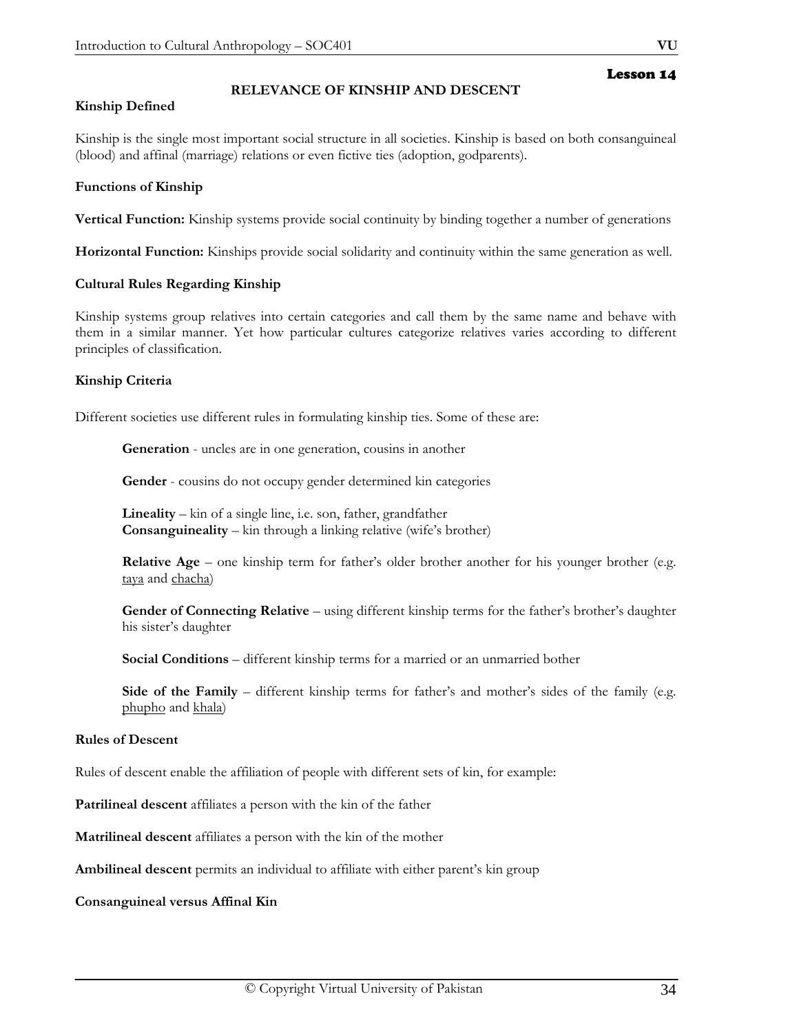## Lesson 14

### RELEVANCE OF KINSHIP AND DESCENT

**Kinship Defined**

Kinship is the single most important social structure in all societies. Kinship is based on both consanguineal (blood) and affinal (marriage) relations or even fictive ties (adoption, godparents).

**Functions of Kinship**

**Vertical Function:** Kinship systems provide social continuity by binding together a number of generations

**Horizontal Function:** Kinships provide social solidarity and continuity within the same generation as well.

**Cultural Rules Regarding Kinship**

Kinship systems group relatives into certain categories and call them by the same name and behave with them in a similar manner. Yet how particular cultures categorize relatives varies according to different principles of classification.

**Kinship Criteria**

Different societies use different rules in formulating kinship ties. Some of these are:

**Generation** - uncles are in one generation, cousins in another

**Gender** - cousins do not occupy gender determined kin categories

**Lineality** – kin of a single line, i.e. son, father, grandfather
**Consanguineality** – kin through a linking relative (wife's brother)

**Relative Age** – one kinship term for father's older brother another for his younger brother (e.g. taya and chacha)

**Gender of Connecting Relative** – using different kinship terms for the father's brother's daughter his sister's daughter

**Social Conditions** – different kinship terms for a married or an unmarried bother

**Side of the Family** – different kinship terms for father's and mother's sides of the family (e.g. phupho and khala)

**Rules of Descent**

Rules of descent enable the affiliation of people with different sets of kin, for example:

**Patrilineal descent** affiliates a person with the kin of the father

**Matrilineal descent** affiliates a person with the kin of the mother

**Ambilineal descent** permits an individual to affiliate with either parent's kin group

**Consanguineal versus Affinal Kin**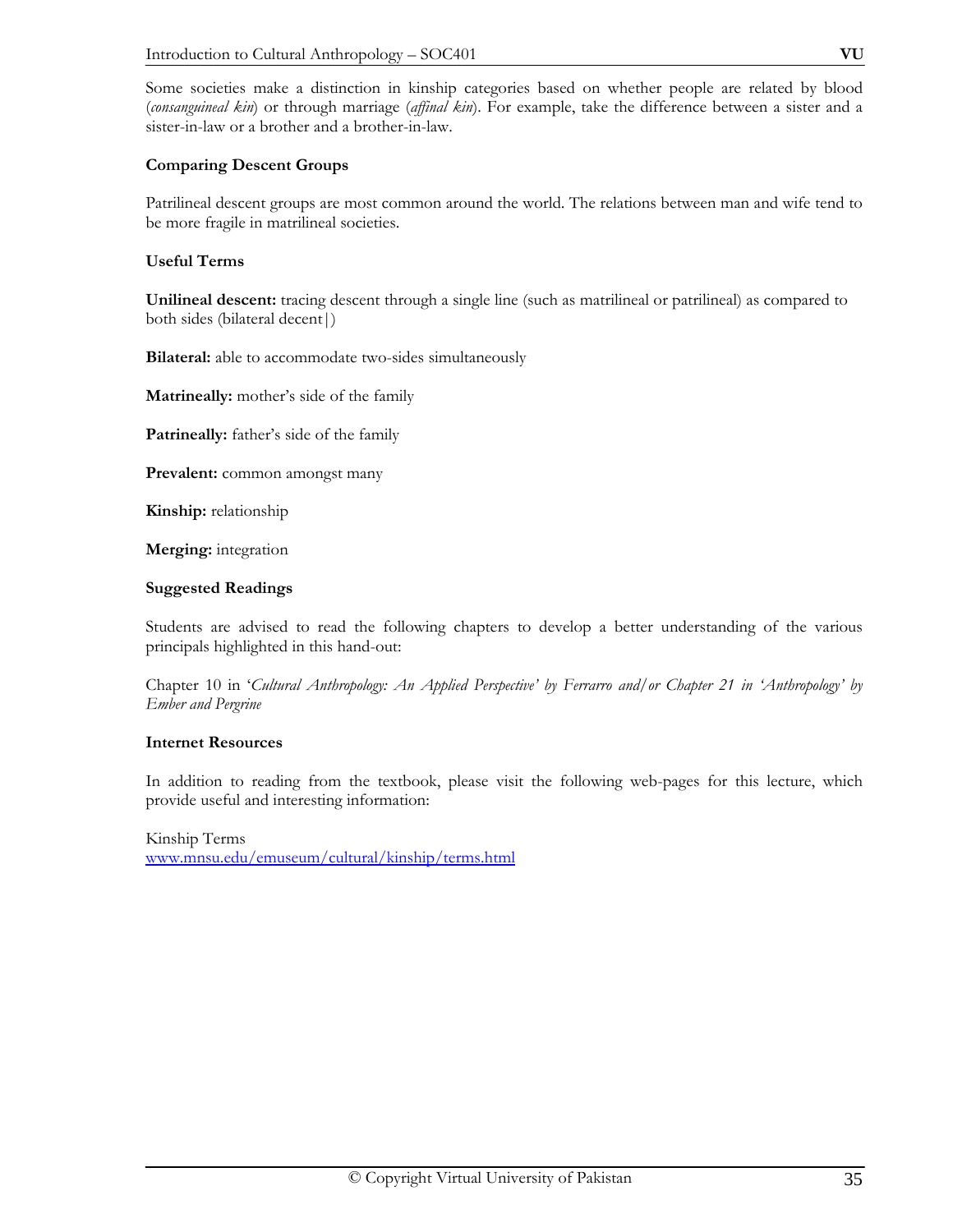Some societies make a distinction in kinship categories based on whether people are related by blood (*consanguineal kin*) or through marriage (*affinal kin*). For example, take the difference between a sister and a sister-in-law or a brother and a brother-in-law.

**Comparing Descent Groups**

Patrilineal descent groups are most common around the world. The relations between man and wife tend to be more fragile in matrilineal societies.

**Useful Terms**

**Unilineal descent:** tracing descent through a single line (such as matrilineal or patrilineal) as compared to both sides (bilateral decent|)

**Bilateral:** able to accommodate two-sides simultaneously

**Matrineally:** mother's side of the family

**Patrineally:** father's side of the family

**Prevalent:** common amongst many

**Kinship:** relationship

**Merging:** integration

**Suggested Readings**

Students are advised to read the following chapters to develop a better understanding of the various principals highlighted in this hand-out:

Chapter 10 in '*Cultural Anthropology: An Applied Perspective' by Ferrarro and/or Chapter 21 in 'Anthropology' by Ember and Pergrine*

**Internet Resources**

In addition to reading from the textbook, please visit the following web-pages for this lecture, which provide useful and interesting information:

Kinship Terms
www.mnsu.edu/emuseum/cultural/kinship/terms.html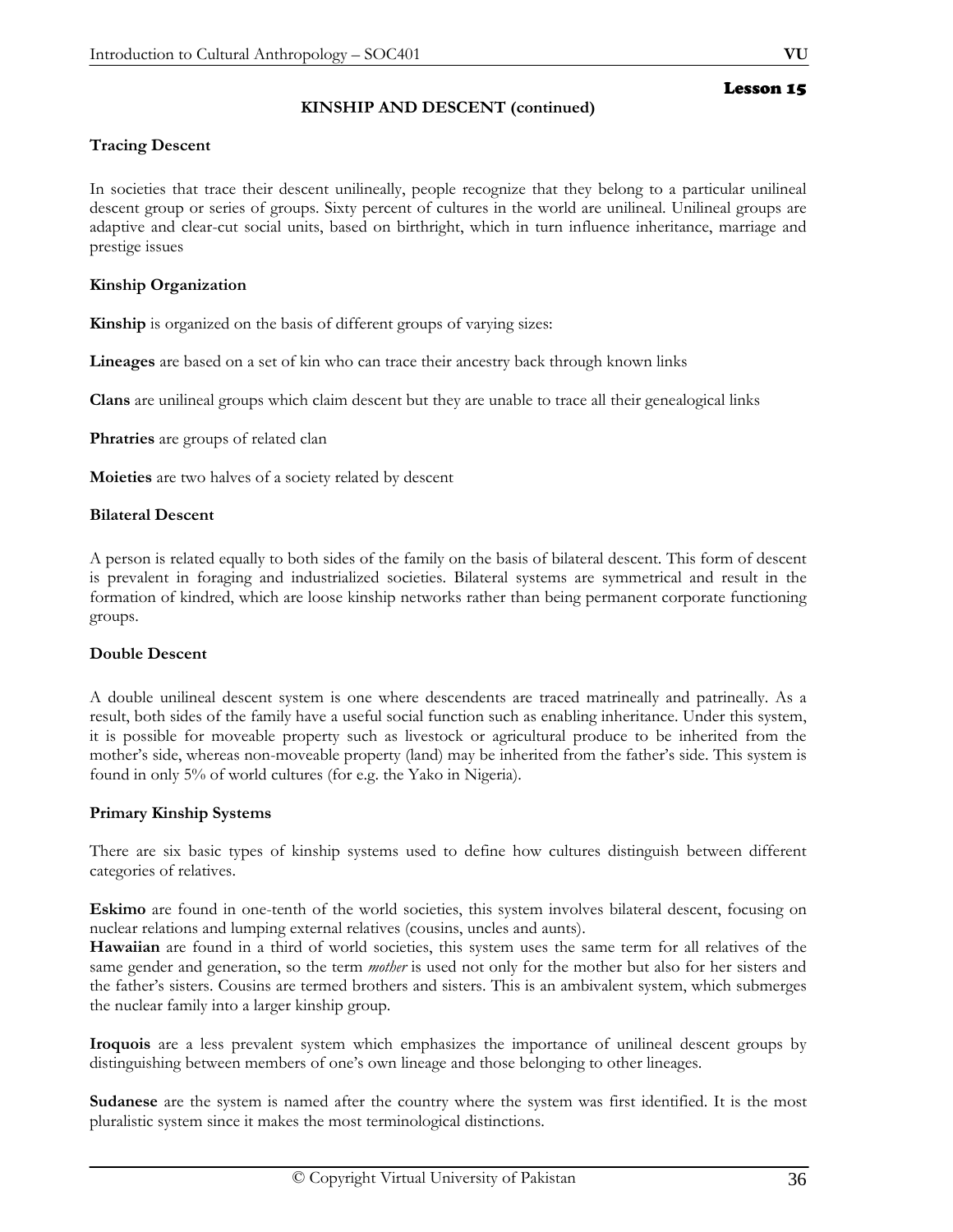## Lesson 15

### KINSHIP AND DESCENT (continued)

**Tracing Descent**

In societies that trace their descent unilineally, people recognize that they belong to a particular unilineal descent group or series of groups. Sixty percent of cultures in the world are unilineal. Unilineal groups are adaptive and clear-cut social units, based on birthright, which in turn influence inheritance, marriage and prestige issues

**Kinship Organization**

**Kinship** is organized on the basis of different groups of varying sizes:

**Lineages** are based on a set of kin who can trace their ancestry back through known links

**Clans** are unilineal groups which claim descent but they are unable to trace all their genealogical links

**Phratries** are groups of related clan

**Moieties** are two halves of a society related by descent

**Bilateral Descent**

A person is related equally to both sides of the family on the basis of bilateral descent. This form of descent is prevalent in foraging and industrialized societies. Bilateral systems are symmetrical and result in the formation of kindred, which are loose kinship networks rather than being permanent corporate functioning groups.

**Double Descent**

A double unilineal descent system is one where descendents are traced matrineally and patrineally. As a result, both sides of the family have a useful social function such as enabling inheritance. Under this system, it is possible for moveable property such as livestock or agricultural produce to be inherited from the mother's side, whereas non-moveable property (land) may be inherited from the father's side. This system is found in only 5% of world cultures (for e.g. the Yako in Nigeria).

**Primary Kinship Systems**

There are six basic types of kinship systems used to define how cultures distinguish between different categories of relatives.

**Eskimo** are found in one-tenth of the world societies, this system involves bilateral descent, focusing on nuclear relations and lumping external relatives (cousins, uncles and aunts).
**Hawaiian** are found in a third of world societies, this system uses the same term for all relatives of the same gender and generation, so the term *mother* is used not only for the mother but also for her sisters and the father's sisters. Cousins are termed brothers and sisters. This is an ambivalent system, which submerges the nuclear family into a larger kinship group.

**Iroquois** are a less prevalent system which emphasizes the importance of unilineal descent groups by distinguishing between members of one's own lineage and those belonging to other lineages.

**Sudanese** are the system is named after the country where the system was first identified. It is the most pluralistic system since it makes the most terminological distinctions.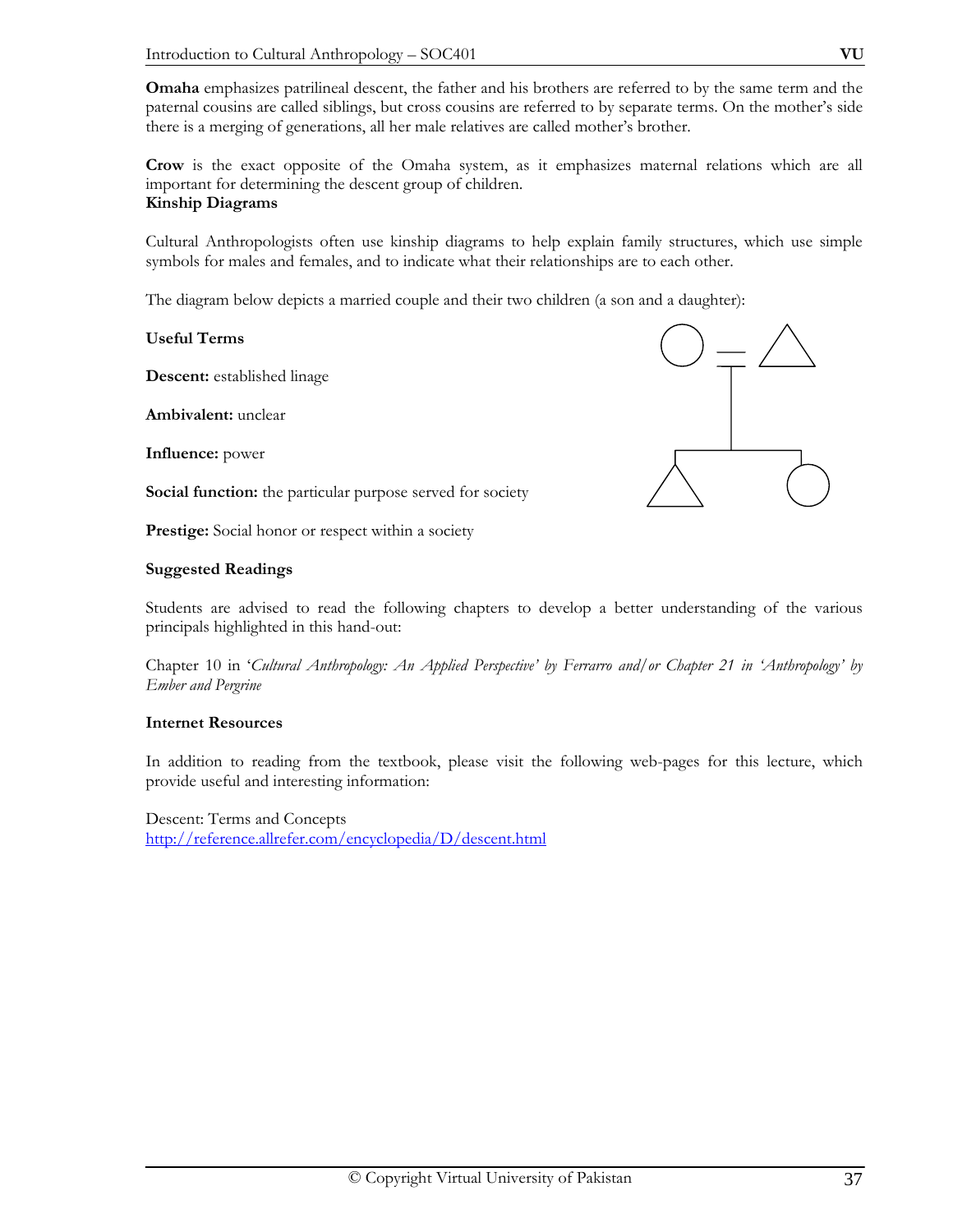**Omaha** emphasizes patrilineal descent, the father and his brothers are referred to by the same term and the paternal cousins are called siblings, but cross cousins are referred to by separate terms. On the mother's side there is a merging of generations, all her male relatives are called mother's brother.

**Crow** is the exact opposite of the Omaha system, as it emphasizes maternal relations which are all important for determining the descent group of children.

**Kinship Diagrams**

Cultural Anthropologists often use kinship diagrams to help explain family structures, which use simple symbols for males and females, and to indicate what their relationships are to each other.

The diagram below depicts a married couple and their two children (a son and a daughter):

**Useful Terms**

**Descent:** established linage

**Ambivalent:** unclear

**Influence:** power

**Social function:** the particular purpose served for society

**Prestige:** Social honor or respect within a society

**Suggested Readings**

Students are advised to read the following chapters to develop a better understanding of the various principals highlighted in this hand-out:

Chapter 10 in '*Cultural Anthropology: An Applied Perspective' by Ferrarro and/or Chapter 21 in 'Anthropology' by Ember and Pergrine*

**Internet Resources**

In addition to reading from the textbook, please visit the following web-pages for this lecture, which provide useful and interesting information:

Descent: Terms and Concepts
http://reference.allrefer.com/encyclopedia/D/descent.html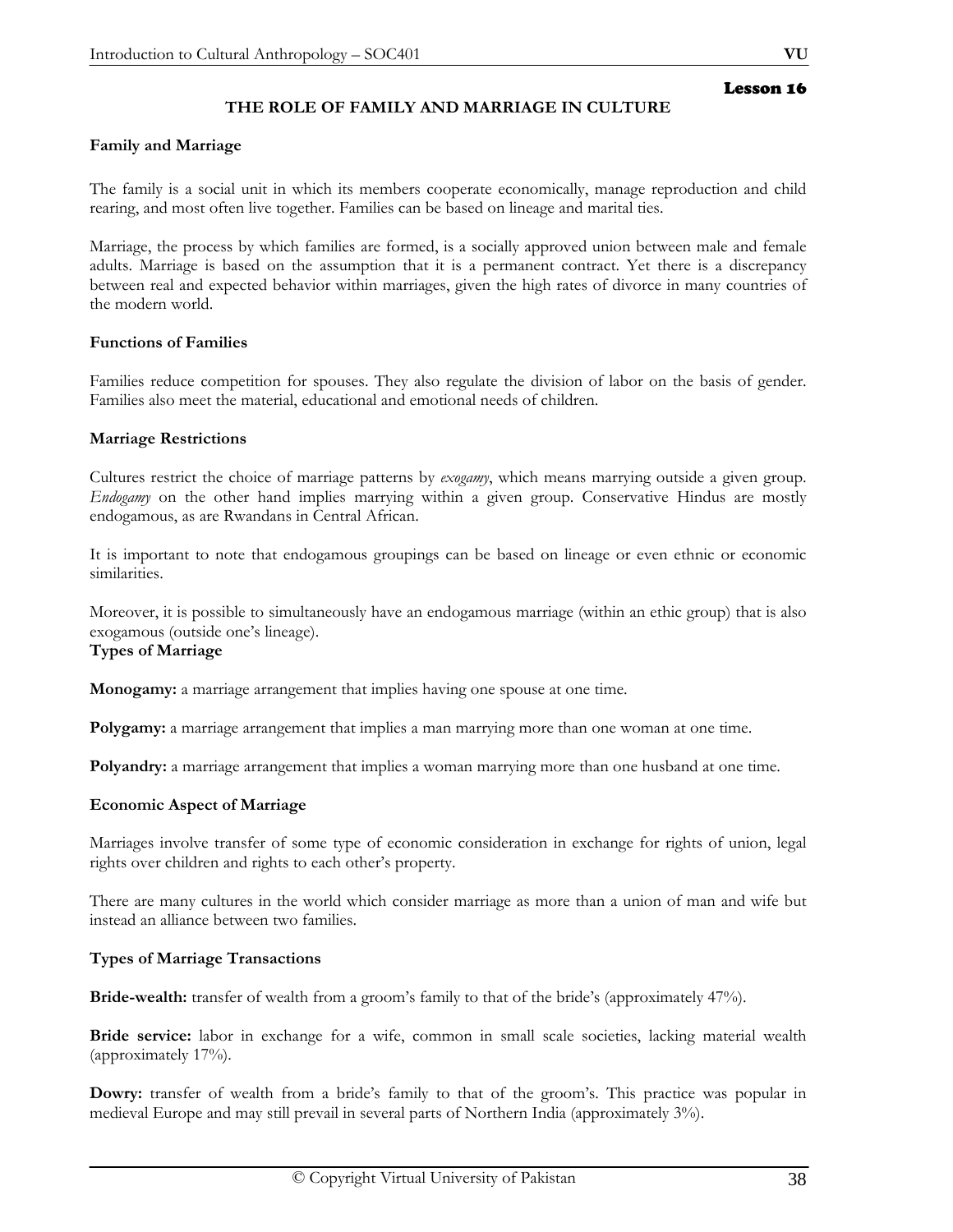Lesson 16

# THE ROLE OF FAMILY AND MARRIAGE IN CULTURE

**Family and Marriage**

The family is a social unit in which its members cooperate economically, manage reproduction and child rearing, and most often live together. Families can be based on lineage and marital ties.

Marriage, the process by which families are formed, is a socially approved union between male and female adults. Marriage is based on the assumption that it is a permanent contract. Yet there is a discrepancy between real and expected behavior within marriages, given the high rates of divorce in many countries of the modern world.

**Functions of Families**

Families reduce competition for spouses. They also regulate the division of labor on the basis of gender. Families also meet the material, educational and emotional needs of children.

**Marriage Restrictions**

Cultures restrict the choice of marriage patterns by *exogamy*, which means marrying outside a given group. *Endogamy* on the other hand implies marrying within a given group. Conservative Hindus are mostly endogamous, as are Rwandans in Central African.

It is important to note that endogamous groupings can be based on lineage or even ethnic or economic similarities.

Moreover, it is possible to simultaneously have an endogamous marriage (within an ethic group) that is also exogamous (outside one's lineage).

**Types of Marriage**

**Monogamy:** a marriage arrangement that implies having one spouse at one time.

**Polygamy:** a marriage arrangement that implies a man marrying more than one woman at one time.

**Polyandry:** a marriage arrangement that implies a woman marrying more than one husband at one time.

**Economic Aspect of Marriage**

Marriages involve transfer of some type of economic consideration in exchange for rights of union, legal rights over children and rights to each other's property.

There are many cultures in the world which consider marriage as more than a union of man and wife but instead an alliance between two families.

**Types of Marriage Transactions**

**Bride-wealth:** transfer of wealth from a groom's family to that of the bride's (approximately 47%).

**Bride service:** labor in exchange for a wife, common in small scale societies, lacking material wealth (approximately 17%).

**Dowry:** transfer of wealth from a bride's family to that of the groom's. This practice was popular in medieval Europe and may still prevail in several parts of Northern India (approximately 3%).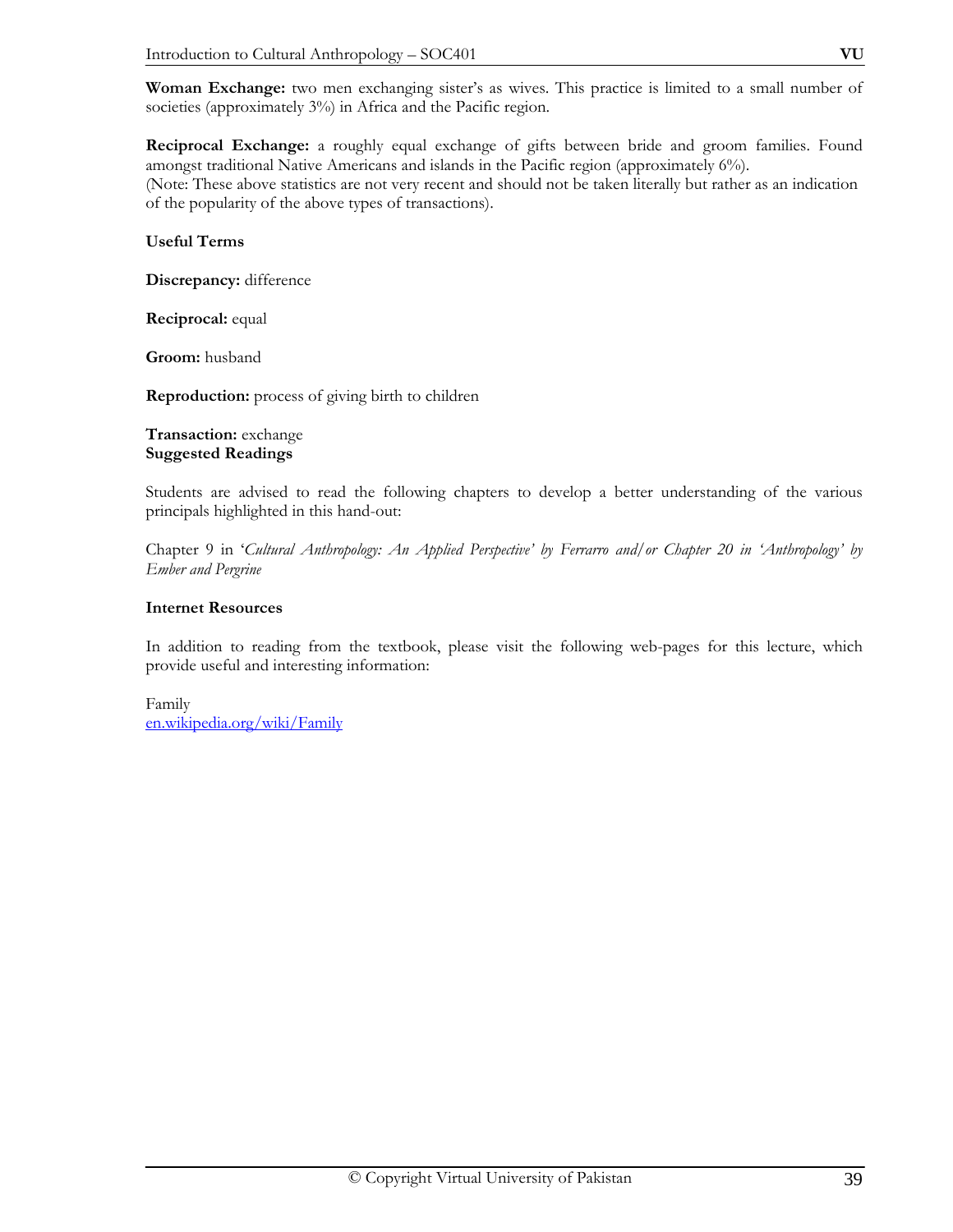**Woman Exchange:** two men exchanging sister's as wives. This practice is limited to a small number of societies (approximately 3%) in Africa and the Pacific region.

**Reciprocal Exchange:** a roughly equal exchange of gifts between bride and groom families. Found amongst traditional Native Americans and islands in the Pacific region (approximately 6%).
(Note: These above statistics are not very recent and should not be taken literally but rather as an indication of the popularity of the above types of transactions).

**Useful Terms**

**Discrepancy:** difference

**Reciprocal:** equal

**Groom:** husband

**Reproduction:** process of giving birth to children

**Transaction:** exchange

**Suggested Readings**

Students are advised to read the following chapters to develop a better understanding of the various principals highlighted in this hand-out:

Chapter 9 in '*Cultural Anthropology: An Applied Perspective' by Ferrarro and/or Chapter 20 in 'Anthropology' by Ember and Pergrine*

**Internet Resources**

In addition to reading from the textbook, please visit the following web-pages for this lecture, which provide useful and interesting information:

Family
en.wikipedia.org/wiki/Family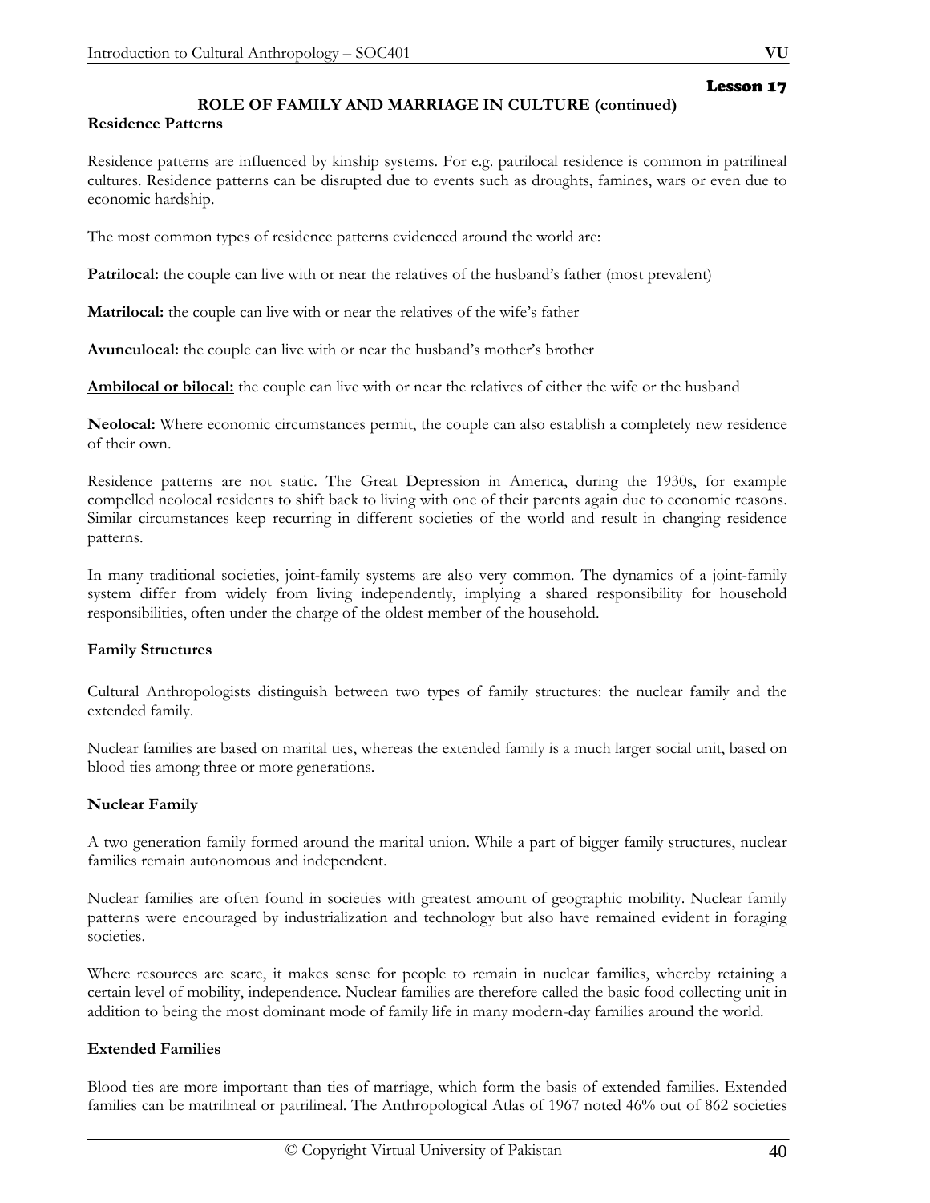**Lesson 17**

## ROLE OF FAMILY AND MARRIAGE IN CULTURE (continued)

### Residence Patterns

Residence patterns are influenced by kinship systems. For e.g. patrilocal residence is common in patrilineal cultures. Residence patterns can be disrupted due to events such as droughts, famines, wars or even due to economic hardship.

The most common types of residence patterns evidenced around the world are:

**Patrilocal:** the couple can live with or near the relatives of the husband's father (most prevalent)

**Matrilocal:** the couple can live with or near the relatives of the wife's father

**Avunculocal:** the couple can live with or near the husband's mother's brother

**Ambilocal or bilocal:** the couple can live with or near the relatives of either the wife or the husband

**Neolocal:** Where economic circumstances permit, the couple can also establish a completely new residence of their own.

Residence patterns are not static. The Great Depression in America, during the 1930s, for example compelled neolocal residents to shift back to living with one of their parents again due to economic reasons. Similar circumstances keep recurring in different societies of the world and result in changing residence patterns.

In many traditional societies, joint-family systems are also very common. The dynamics of a joint-family system differ from widely from living independently, implying a shared responsibility for household responsibilities, often under the charge of the oldest member of the household.

### Family Structures

Cultural Anthropologists distinguish between two types of family structures: the nuclear family and the extended family.

Nuclear families are based on marital ties, whereas the extended family is a much larger social unit, based on blood ties among three or more generations.

### Nuclear Family

A two generation family formed around the marital union. While a part of bigger family structures, nuclear families remain autonomous and independent.

Nuclear families are often found in societies with greatest amount of geographic mobility. Nuclear family patterns were encouraged by industrialization and technology but also have remained evident in foraging societies.

Where resources are scare, it makes sense for people to remain in nuclear families, whereby retaining a certain level of mobility, independence. Nuclear families are therefore called the basic food collecting unit in addition to being the most dominant mode of family life in many modern-day families around the world.

### Extended Families

Blood ties are more important than ties of marriage, which form the basis of extended families. Extended families can be matrilineal or patrilineal. The Anthropological Atlas of 1967 noted 46% out of 862 societies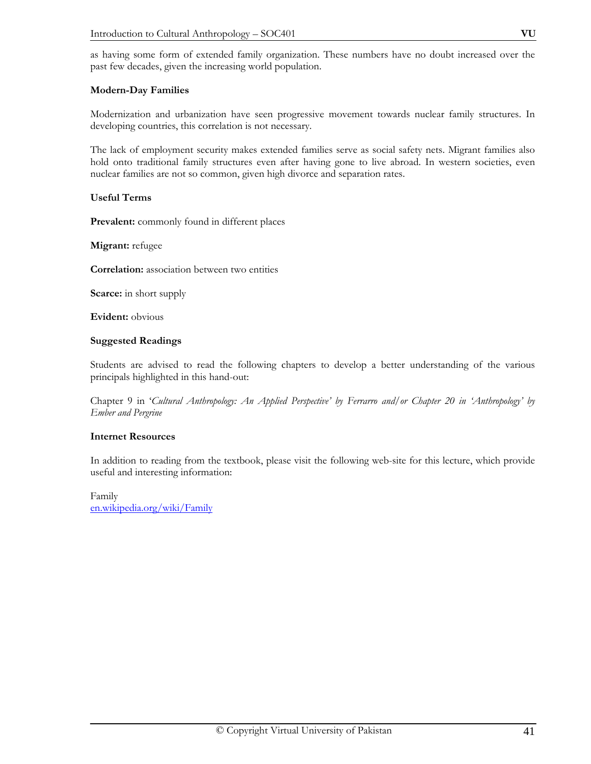as having some form of extended family organization. These numbers have no doubt increased over the past few decades, given the increasing world population.

**Modern-Day Families**

Modernization and urbanization have seen progressive movement towards nuclear family structures. In developing countries, this correlation is not necessary.

The lack of employment security makes extended families serve as social safety nets. Migrant families also hold onto traditional family structures even after having gone to live abroad. In western societies, even nuclear families are not so common, given high divorce and separation rates.

**Useful Terms**

**Prevalent:** commonly found in different places

**Migrant:** refugee

**Correlation:** association between two entities

**Scarce:** in short supply

**Evident:** obvious

**Suggested Readings**

Students are advised to read the following chapters to develop a better understanding of the various principals highlighted in this hand-out:

Chapter 9 in '*Cultural Anthropology: An Applied Perspective' by Ferrarro and/or Chapter 20 in 'Anthropology' by Ember and Pergrine*

**Internet Resources**

In addition to reading from the textbook, please visit the following web-site for this lecture, which provide useful and interesting information:

Family
en.wikipedia.org/wiki/Family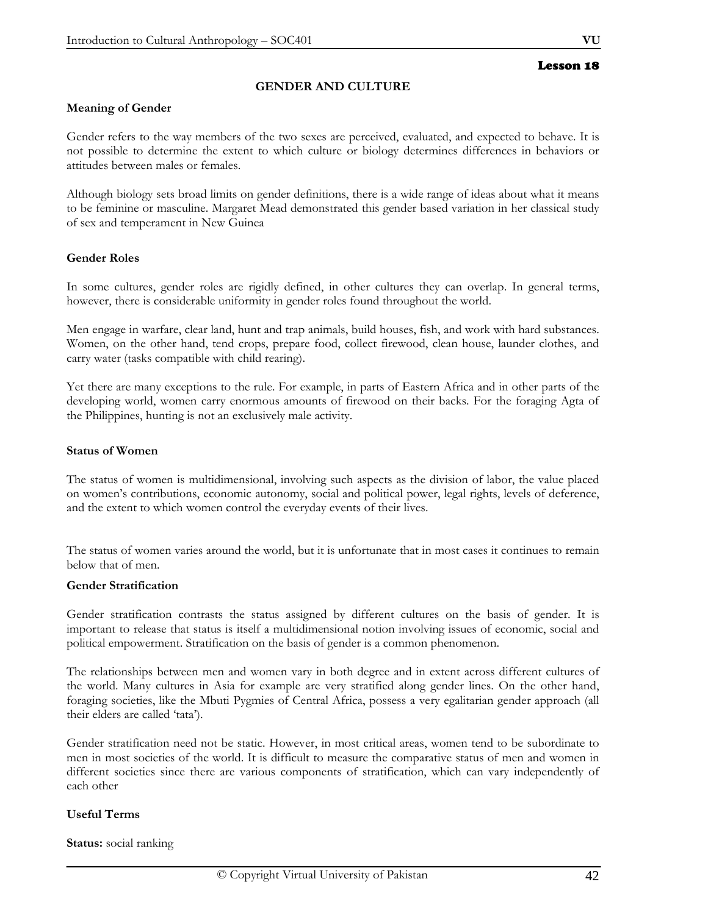## Lesson 18

# GENDER AND CULTURE

### Meaning of Gender

Gender refers to the way members of the two sexes are perceived, evaluated, and expected to behave. It is not possible to determine the extent to which culture or biology determines differences in behaviors or attitudes between males or females.

Although biology sets broad limits on gender definitions, there is a wide range of ideas about what it means to be feminine or masculine. Margaret Mead demonstrated this gender based variation in her classical study of sex and temperament in New Guinea

### Gender Roles

In some cultures, gender roles are rigidly defined, in other cultures they can overlap. In general terms, however, there is considerable uniformity in gender roles found throughout the world.

Men engage in warfare, clear land, hunt and trap animals, build houses, fish, and work with hard substances. Women, on the other hand, tend crops, prepare food, collect firewood, clean house, launder clothes, and carry water (tasks compatible with child rearing).

Yet there are many exceptions to the rule. For example, in parts of Eastern Africa and in other parts of the developing world, women carry enormous amounts of firewood on their backs. For the foraging Agta of the Philippines, hunting is not an exclusively male activity.

### Status of Women

The status of women is multidimensional, involving such aspects as the division of labor, the value placed on women's contributions, economic autonomy, social and political power, legal rights, levels of deference, and the extent to which women control the everyday events of their lives.

The status of women varies around the world, but it is unfortunate that in most cases it continues to remain below that of men.

### Gender Stratification

Gender stratification contrasts the status assigned by different cultures on the basis of gender. It is important to release that status is itself a multidimensional notion involving issues of economic, social and political empowerment. Stratification on the basis of gender is a common phenomenon.

The relationships between men and women vary in both degree and in extent across different cultures of the world. Many cultures in Asia for example are very stratified along gender lines. On the other hand, foraging societies, like the Mbuti Pygmies of Central Africa, possess a very egalitarian gender approach (all their elders are called 'tata').

Gender stratification need not be static. However, in most critical areas, women tend to be subordinate to men in most societies of the world. It is difficult to measure the comparative status of men and women in different societies since there are various components of stratification, which can vary independently of each other

### Useful Terms

**Status:** social ranking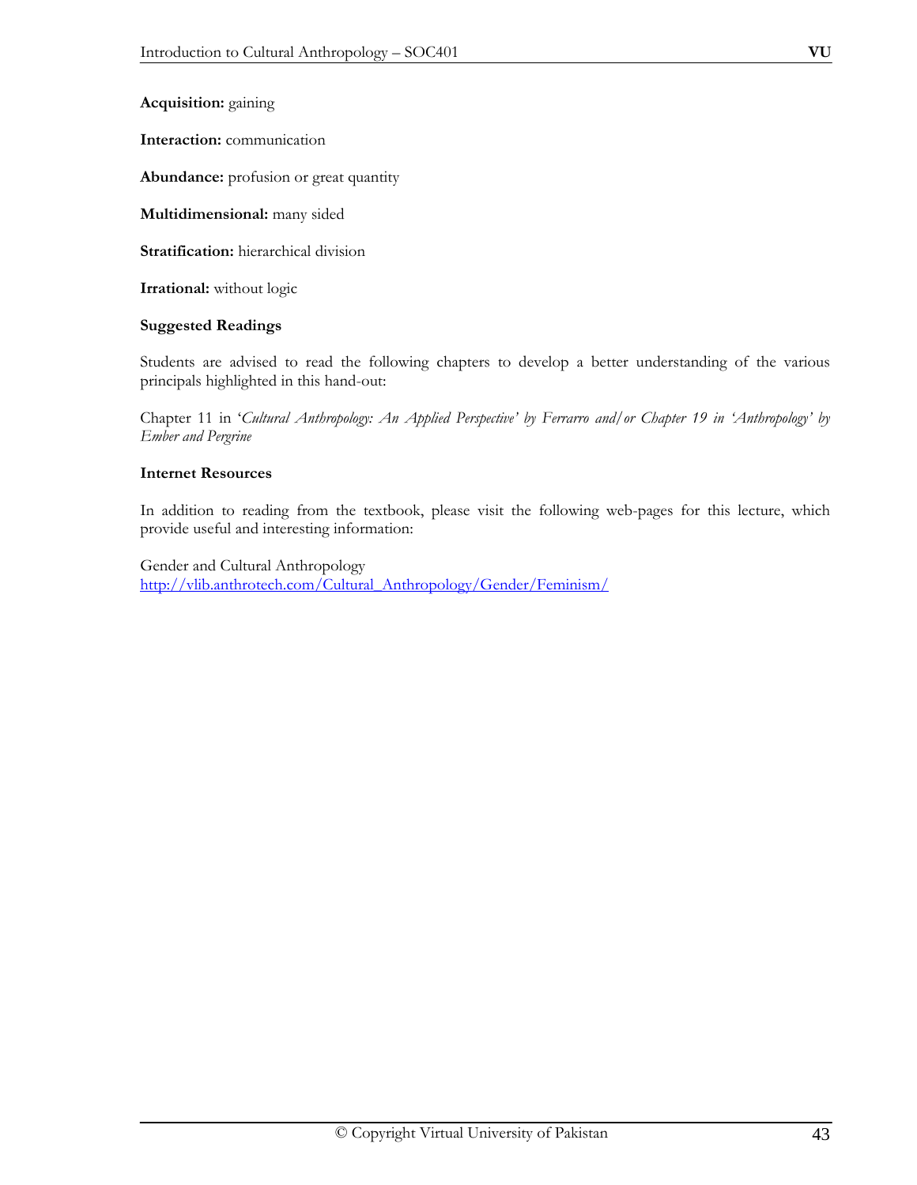**Acquisition:** gaining

**Interaction:** communication

**Abundance:** profusion or great quantity

**Multidimensional:** many sided

**Stratification:** hierarchical division

**Irrational:** without logic

**Suggested Readings**

Students are advised to read the following chapters to develop a better understanding of the various principals highlighted in this hand-out:

Chapter 11 in '*Cultural Anthropology: An Applied Perspective' by Ferrarro and/or Chapter 19 in 'Anthropology' by Ember and Pergrine*

**Internet Resources**

In addition to reading from the textbook, please visit the following web-pages for this lecture, which provide useful and interesting information:

Gender and Cultural Anthropology
http://vlib.anthrotech.com/Cultural_Anthropology/Gender/Feminism/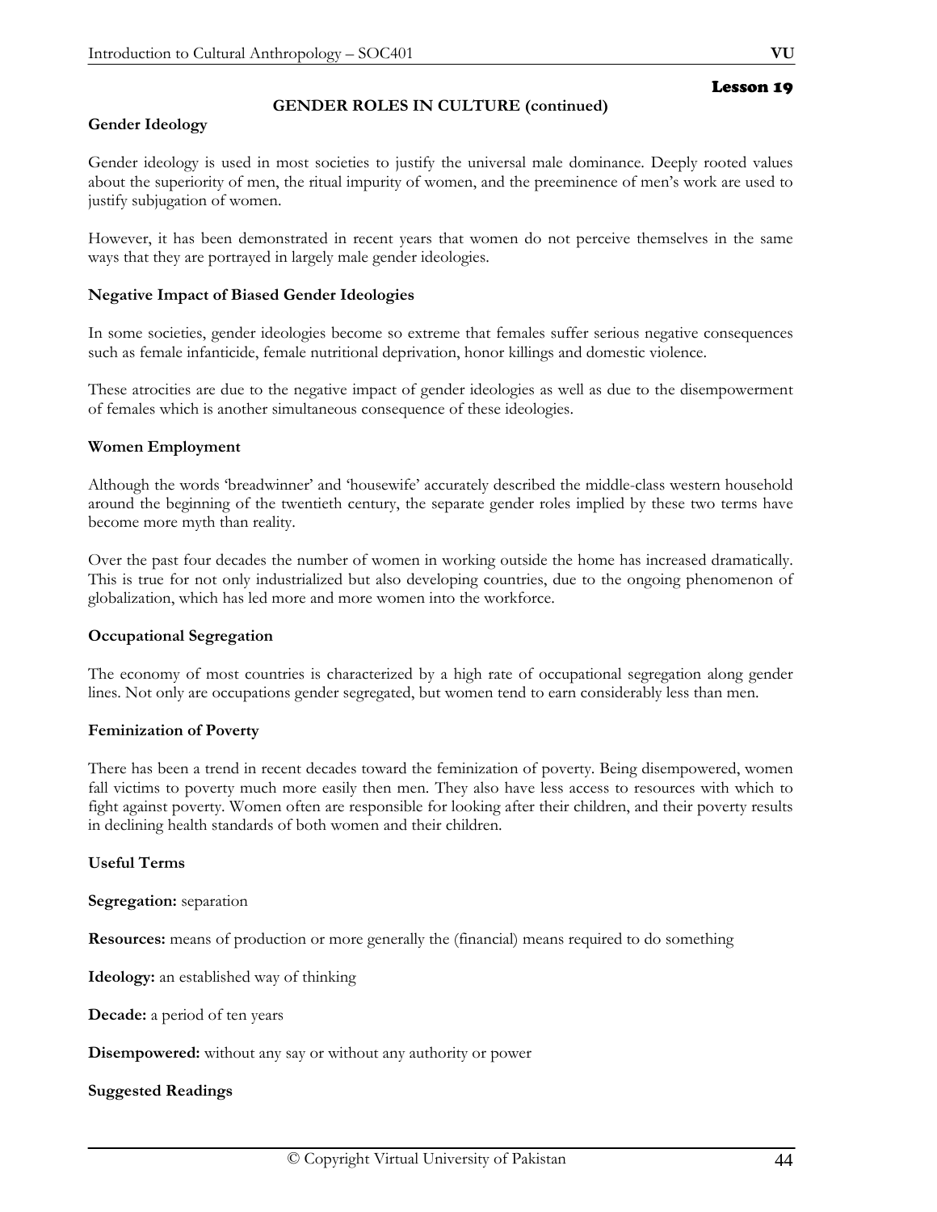## Lesson 19

### GENDER ROLES IN CULTURE (continued)

**Gender Ideology**

Gender ideology is used in most societies to justify the universal male dominance. Deeply rooted values about the superiority of men, the ritual impurity of women, and the preeminence of men's work are used to justify subjugation of women.

However, it has been demonstrated in recent years that women do not perceive themselves in the same ways that they are portrayed in largely male gender ideologies.

**Negative Impact of Biased Gender Ideologies**

In some societies, gender ideologies become so extreme that females suffer serious negative consequences such as female infanticide, female nutritional deprivation, honor killings and domestic violence.

These atrocities are due to the negative impact of gender ideologies as well as due to the disempowerment of females which is another simultaneous consequence of these ideologies.

**Women Employment**

Although the words 'breadwinner' and 'housewife' accurately described the middle-class western household around the beginning of the twentieth century, the separate gender roles implied by these two terms have become more myth than reality.

Over the past four decades the number of women in working outside the home has increased dramatically. This is true for not only industrialized but also developing countries, due to the ongoing phenomenon of globalization, which has led more and more women into the workforce.

**Occupational Segregation**

The economy of most countries is characterized by a high rate of occupational segregation along gender lines. Not only are occupations gender segregated, but women tend to earn considerably less than men.

**Feminization of Poverty**

There has been a trend in recent decades toward the feminization of poverty. Being disempowered, women fall victims to poverty much more easily then men. They also have less access to resources with which to fight against poverty. Women often are responsible for looking after their children, and their poverty results in declining health standards of both women and their children.

**Useful Terms**

**Segregation:** separation

**Resources:** means of production or more generally the (financial) means required to do something

**Ideology:** an established way of thinking

**Decade:** a period of ten years

**Disempowered:** without any say or without any authority or power

**Suggested Readings**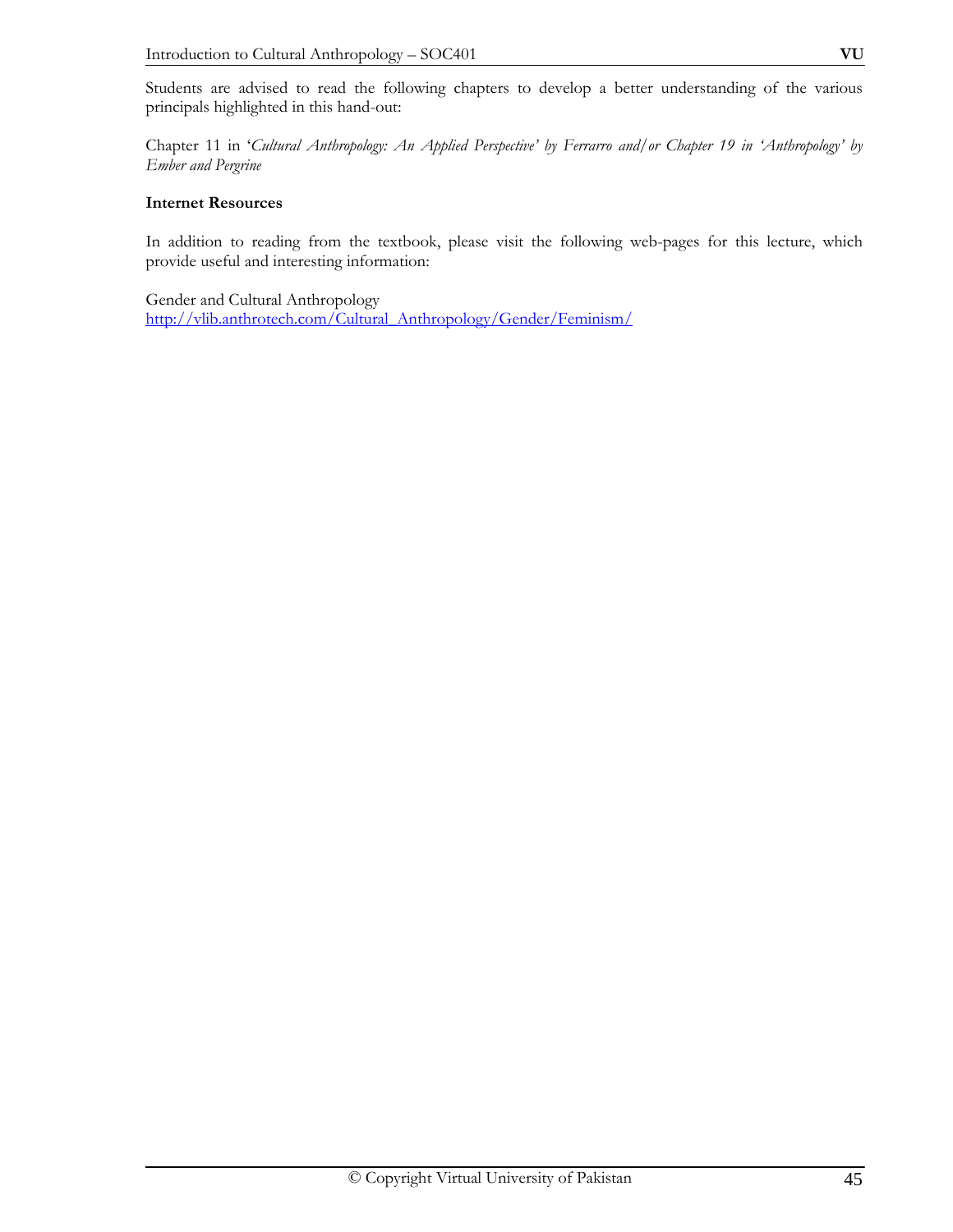Students are advised to read the following chapters to develop a better understanding of the various principals highlighted in this hand-out:

Chapter 11 in '*Cultural Anthropology: An Applied Perspective' by Ferrarro and/or Chapter 19 in 'Anthropology' by Ember and Pergrine*

**Internet Resources**

In addition to reading from the textbook, please visit the following web-pages for this lecture, which provide useful and interesting information:

Gender and Cultural Anthropology
http://vlib.anthrotech.com/Cultural_Anthropology/Gender/Feminism/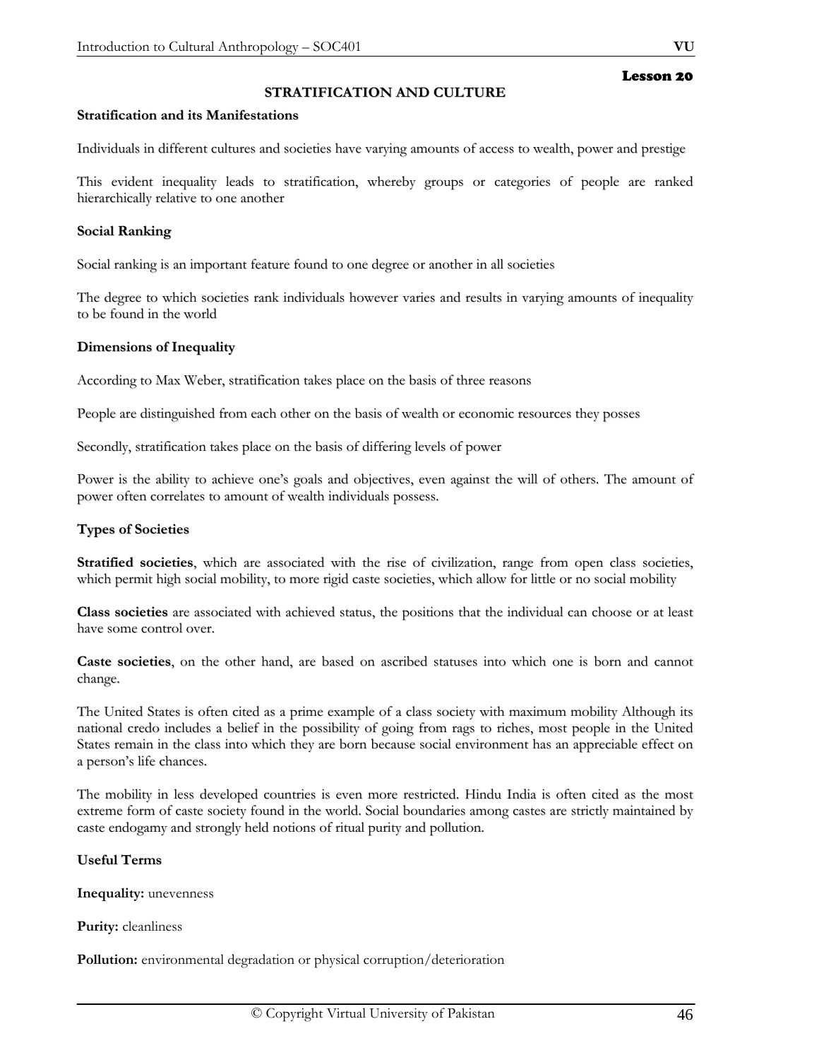## Lesson 20

# STRATIFICATION AND CULTURE

**Stratification and its Manifestations**

Individuals in different cultures and societies have varying amounts of access to wealth, power and prestige

This evident inequality leads to stratification, whereby groups or categories of people are ranked hierarchically relative to one another

**Social Ranking**

Social ranking is an important feature found to one degree or another in all societies

The degree to which societies rank individuals however varies and results in varying amounts of inequality to be found in the world

**Dimensions of Inequality**

According to Max Weber, stratification takes place on the basis of three reasons

People are distinguished from each other on the basis of wealth or economic resources they posses

Secondly, stratification takes place on the basis of differing levels of power

Power is the ability to achieve one's goals and objectives, even against the will of others. The amount of power often correlates to amount of wealth individuals possess.

**Types of Societies**

**Stratified societies**, which are associated with the rise of civilization, range from open class societies, which permit high social mobility, to more rigid caste societies, which allow for little or no social mobility

**Class societies** are associated with achieved status, the positions that the individual can choose or at least have some control over.

**Caste societies**, on the other hand, are based on ascribed statuses into which one is born and cannot change.

The United States is often cited as a prime example of a class society with maximum mobility Although its national credo includes a belief in the possibility of going from rags to riches, most people in the United States remain in the class into which they are born because social environment has an appreciable effect on a person's life chances.

The mobility in less developed countries is even more restricted. Hindu India is often cited as the most extreme form of caste society found in the world. Social boundaries among castes are strictly maintained by caste endogamy and strongly held notions of ritual purity and pollution.

**Useful Terms**

**Inequality:** unevenness

**Purity:** cleanliness

**Pollution:** environmental degradation or physical corruption/deterioration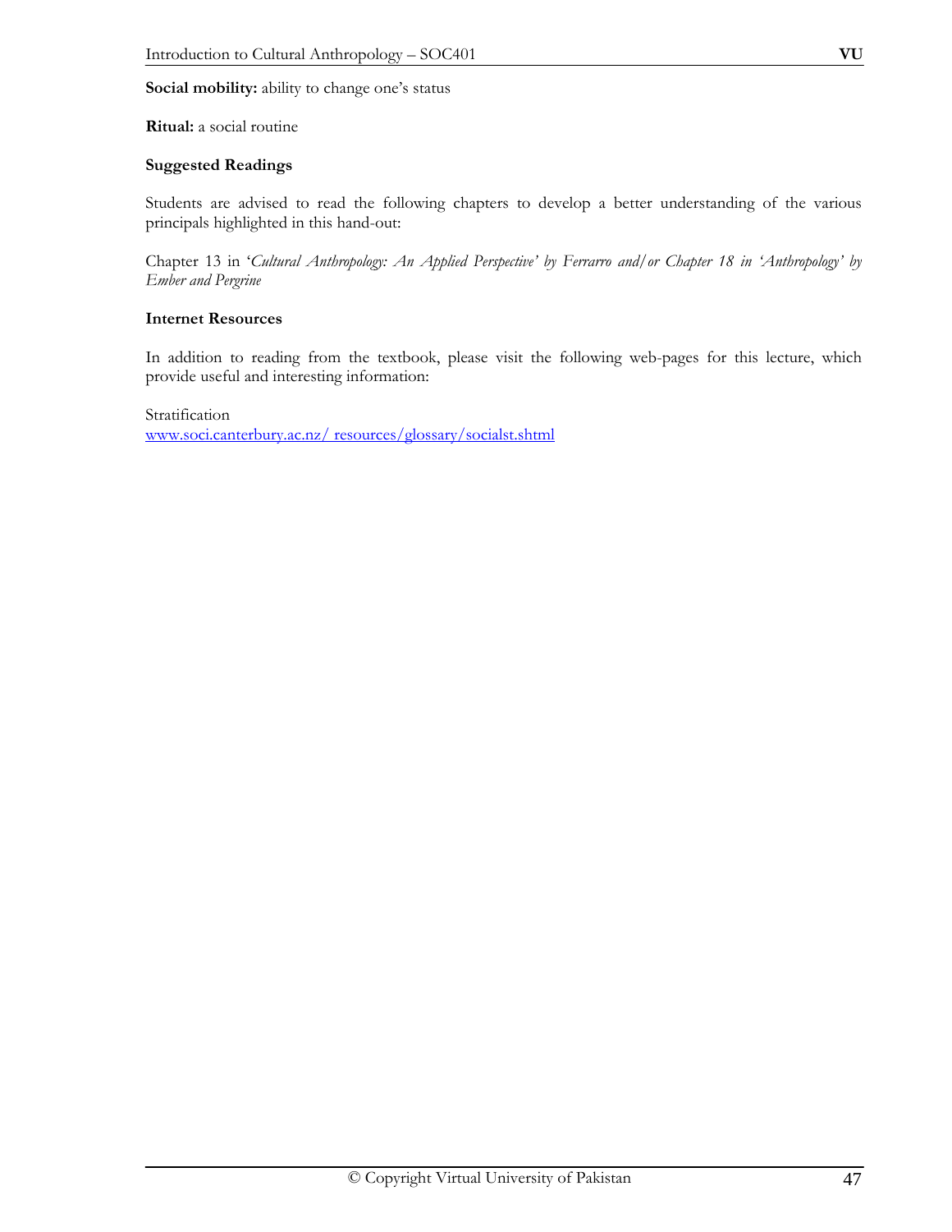**Social mobility:** ability to change one's status

**Ritual:** a social routine

**Suggested Readings**

Students are advised to read the following chapters to develop a better understanding of the various principals highlighted in this hand-out:

Chapter 13 in '*Cultural Anthropology: An Applied Perspective' by Ferrarro and/or Chapter 18 in 'Anthropology' by Ember and Pergrine*

**Internet Resources**

In addition to reading from the textbook, please visit the following web-pages for this lecture, which provide useful and interesting information:

Stratification
www.soci.canterbury.ac.nz/ resources/glossary/socialst.shtml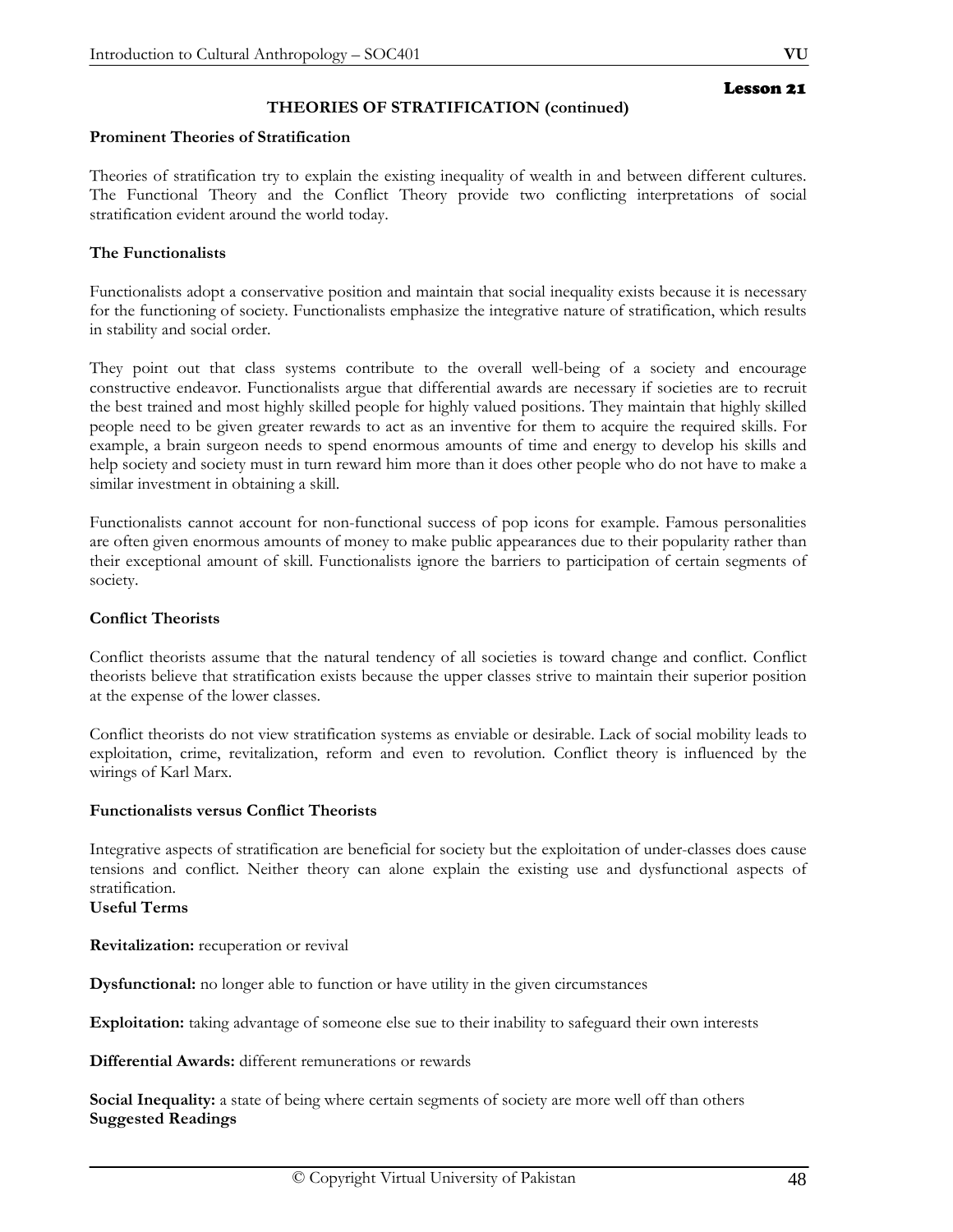**Lesson 21**

## THEORIES OF STRATIFICATION (continued)

### Prominent Theories of Stratification

Theories of stratification try to explain the existing inequality of wealth in and between different cultures. The Functional Theory and the Conflict Theory provide two conflicting interpretations of social stratification evident around the world today.

### The Functionalists

Functionalists adopt a conservative position and maintain that social inequality exists because it is necessary for the functioning of society. Functionalists emphasize the integrative nature of stratification, which results in stability and social order.

They point out that class systems contribute to the overall well-being of a society and encourage constructive endeavor. Functionalists argue that differential awards are necessary if societies are to recruit the best trained and most highly skilled people for highly valued positions. They maintain that highly skilled people need to be given greater rewards to act as an inventive for them to acquire the required skills. For example, a brain surgeon needs to spend enormous amounts of time and energy to develop his skills and help society and society must in turn reward him more than it does other people who do not have to make a similar investment in obtaining a skill.

Functionalists cannot account for non-functional success of pop icons for example. Famous personalities are often given enormous amounts of money to make public appearances due to their popularity rather than their exceptional amount of skill. Functionalists ignore the barriers to participation of certain segments of society.

### Conflict Theorists

Conflict theorists assume that the natural tendency of all societies is toward change and conflict. Conflict theorists believe that stratification exists because the upper classes strive to maintain their superior position at the expense of the lower classes.

Conflict theorists do not view stratification systems as enviable or desirable. Lack of social mobility leads to exploitation, crime, revitalization, reform and even to revolution. Conflict theory is influenced by the wirings of Karl Marx.

### Functionalists versus Conflict Theorists

Integrative aspects of stratification are beneficial for society but the exploitation of under-classes does cause tensions and conflict. Neither theory can alone explain the existing use and dysfunctional aspects of stratification.

### Useful Terms

**Revitalization:** recuperation or revival

**Dysfunctional:** no longer able to function or have utility in the given circumstances

**Exploitation:** taking advantage of someone else sue to their inability to safeguard their own interests

**Differential Awards:** different remunerations or rewards

**Social Inequality:** a state of being where certain segments of society are more well off than others

### Suggested Readings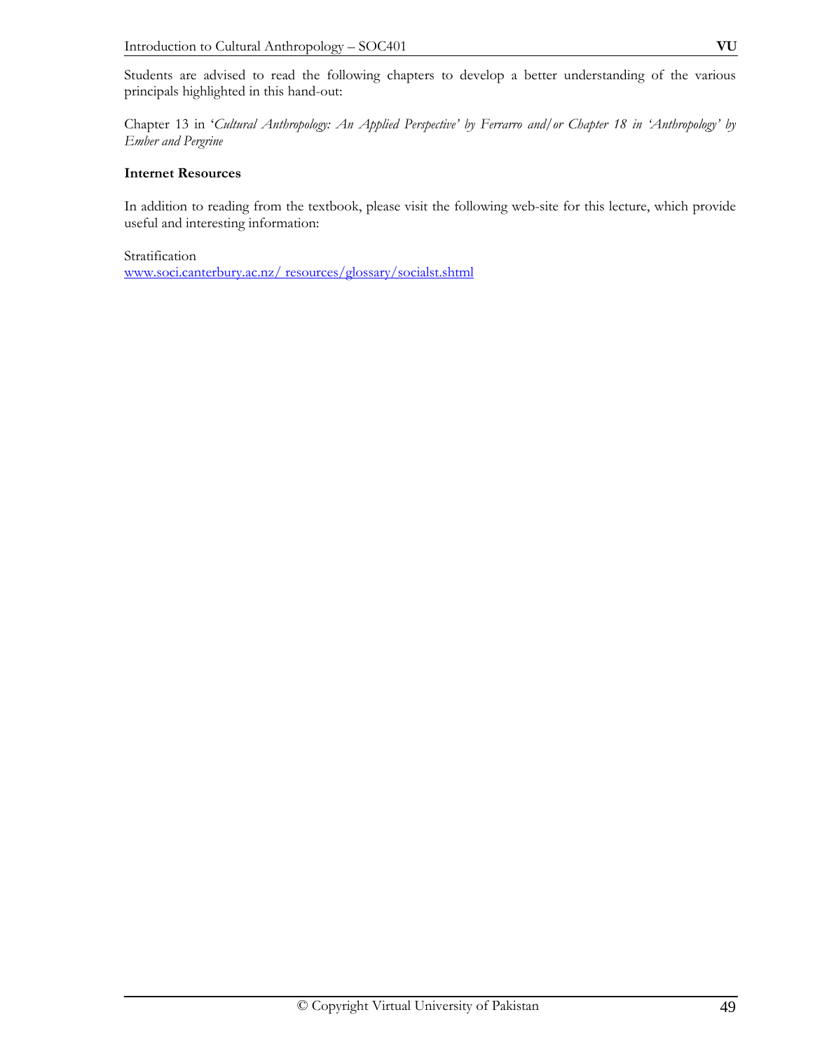Students are advised to read the following chapters to develop a better understanding of the various principals highlighted in this hand-out:

Chapter 13 in '*Cultural Anthropology: An Applied Perspective' by Ferrarro and/or Chapter 18 in 'Anthropology' by Ember and Pergrine*

**Internet Resources**

In addition to reading from the textbook, please visit the following web-site for this lecture, which provide useful and interesting information:

Stratification
www.soci.canterbury.ac.nz/ resources/glossary/socialst.shtml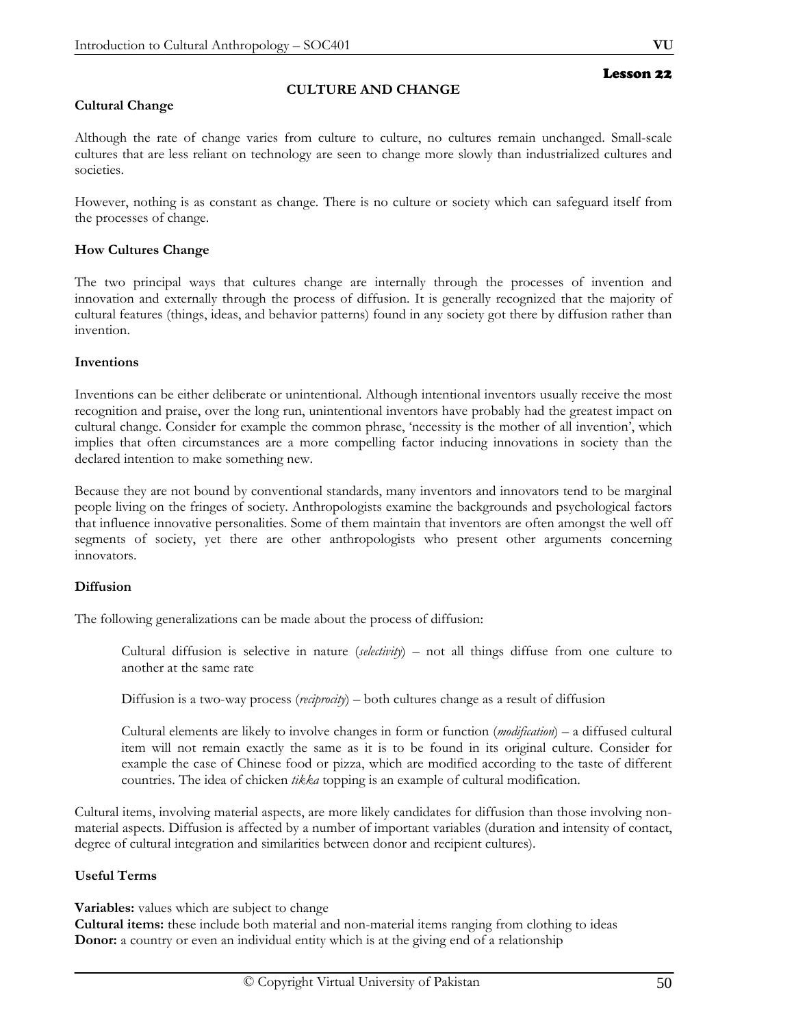# Lesson 22

## CULTURE AND CHANGE

### Cultural Change

Although the rate of change varies from culture to culture, no cultures remain unchanged. Small-scale cultures that are less reliant on technology are seen to change more slowly than industrialized cultures and societies.

However, nothing is as constant as change. There is no culture or society which can safeguard itself from the processes of change.

### How Cultures Change

The two principal ways that cultures change are internally through the processes of invention and innovation and externally through the process of diffusion. It is generally recognized that the majority of cultural features (things, ideas, and behavior patterns) found in any society got there by diffusion rather than invention.

### Inventions

Inventions can be either deliberate or unintentional. Although intentional inventors usually receive the most recognition and praise, over the long run, unintentional inventors have probably had the greatest impact on cultural change. Consider for example the common phrase, 'necessity is the mother of all invention', which implies that often circumstances are a more compelling factor inducing innovations in society than the declared intention to make something new.

Because they are not bound by conventional standards, many inventors and innovators tend to be marginal people living on the fringes of society. Anthropologists examine the backgrounds and psychological factors that influence innovative personalities. Some of them maintain that inventors are often amongst the well off segments of society, yet there are other anthropologists who present other arguments concerning innovators.

### Diffusion

The following generalizations can be made about the process of diffusion:

> Cultural diffusion is selective in nature (*selectivity*) – not all things diffuse from one culture to another at the same rate
>
> Diffusion is a two-way process (*reciprocity*) – both cultures change as a result of diffusion
>
> Cultural elements are likely to involve changes in form or function (*modification*) – a diffused cultural item will not remain exactly the same as it is to be found in its original culture. Consider for example the case of Chinese food or pizza, which are modified according to the taste of different countries. The idea of chicken *tikka* topping is an example of cultural modification.

Cultural items, involving material aspects, are more likely candidates for diffusion than those involving non-material aspects. Diffusion is affected by a number of important variables (duration and intensity of contact, degree of cultural integration and similarities between donor and recipient cultures).

### Useful Terms

**Variables:** values which are subject to change
**Cultural items:** these include both material and non-material items ranging from clothing to ideas
**Donor:** a country or even an individual entity which is at the giving end of a relationship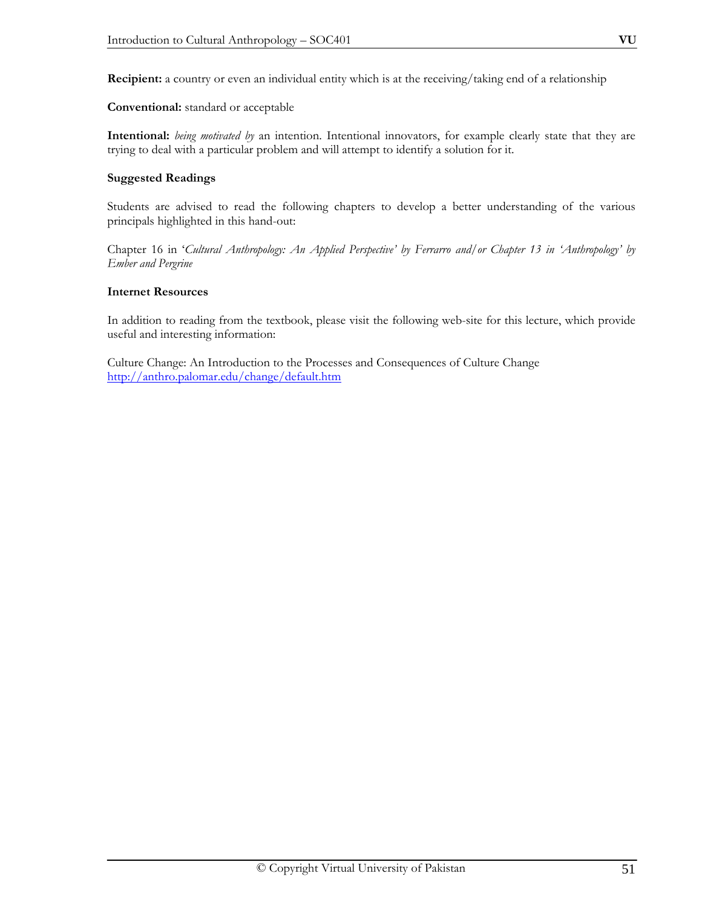**Recipient:** a country or even an individual entity which is at the receiving/taking end of a relationship

**Conventional:** standard or acceptable

**Intentional:** *being motivated by* an intention. Intentional innovators, for example clearly state that they are trying to deal with a particular problem and will attempt to identify a solution for it.

**Suggested Readings**

Students are advised to read the following chapters to develop a better understanding of the various principals highlighted in this hand-out:

Chapter 16 in '*Cultural Anthropology: An Applied Perspective' by Ferrarro and/or Chapter 13 in 'Anthropology' by Ember and Pergrine*

**Internet Resources**

In addition to reading from the textbook, please visit the following web-site for this lecture, which provide useful and interesting information:

Culture Change: An Introduction to the Processes and Consequences of Culture Change
http://anthro.palomar.edu/change/default.htm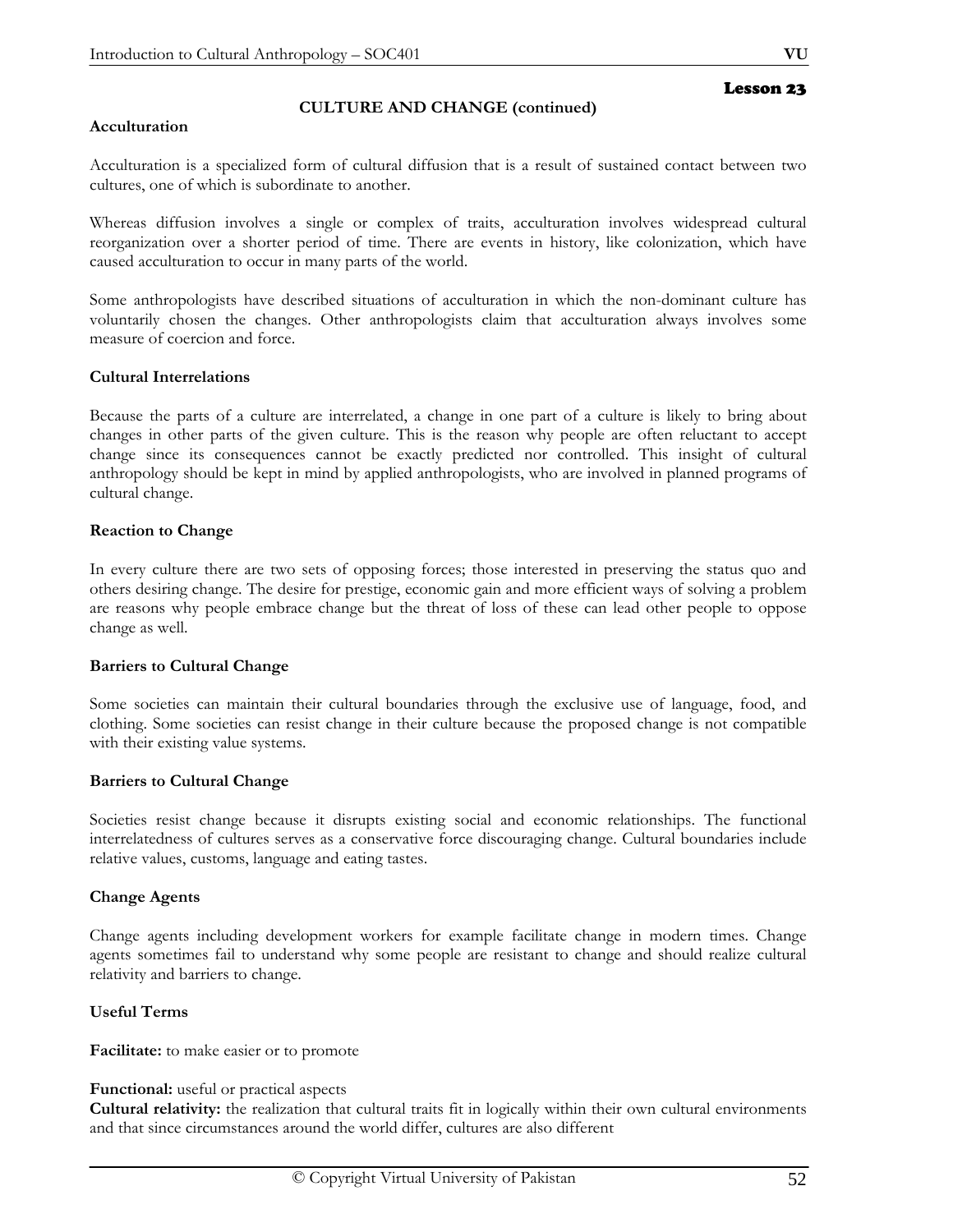## Lesson 23

### CULTURE AND CHANGE (continued)

**Acculturation**

Acculturation is a specialized form of cultural diffusion that is a result of sustained contact between two cultures, one of which is subordinate to another.

Whereas diffusion involves a single or complex of traits, acculturation involves widespread cultural reorganization over a shorter period of time. There are events in history, like colonization, which have caused acculturation to occur in many parts of the world.

Some anthropologists have described situations of acculturation in which the non-dominant culture has voluntarily chosen the changes. Other anthropologists claim that acculturation always involves some measure of coercion and force.

**Cultural Interrelations**

Because the parts of a culture are interrelated, a change in one part of a culture is likely to bring about changes in other parts of the given culture. This is the reason why people are often reluctant to accept change since its consequences cannot be exactly predicted nor controlled. This insight of cultural anthropology should be kept in mind by applied anthropologists, who are involved in planned programs of cultural change.

**Reaction to Change**

In every culture there are two sets of opposing forces; those interested in preserving the status quo and others desiring change. The desire for prestige, economic gain and more efficient ways of solving a problem are reasons why people embrace change but the threat of loss of these can lead other people to oppose change as well.

**Barriers to Cultural Change**

Some societies can maintain their cultural boundaries through the exclusive use of language, food, and clothing. Some societies can resist change in their culture because the proposed change is not compatible with their existing value systems.

**Barriers to Cultural Change**

Societies resist change because it disrupts existing social and economic relationships. The functional interrelatedness of cultures serves as a conservative force discouraging change. Cultural boundaries include relative values, customs, language and eating tastes.

**Change Agents**

Change agents including development workers for example facilitate change in modern times. Change agents sometimes fail to understand why some people are resistant to change and should realize cultural relativity and barriers to change.

**Useful Terms**

**Facilitate:** to make easier or to promote

**Functional:** useful or practical aspects

**Cultural relativity:** the realization that cultural traits fit in logically within their own cultural environments and that since circumstances around the world differ, cultures are also different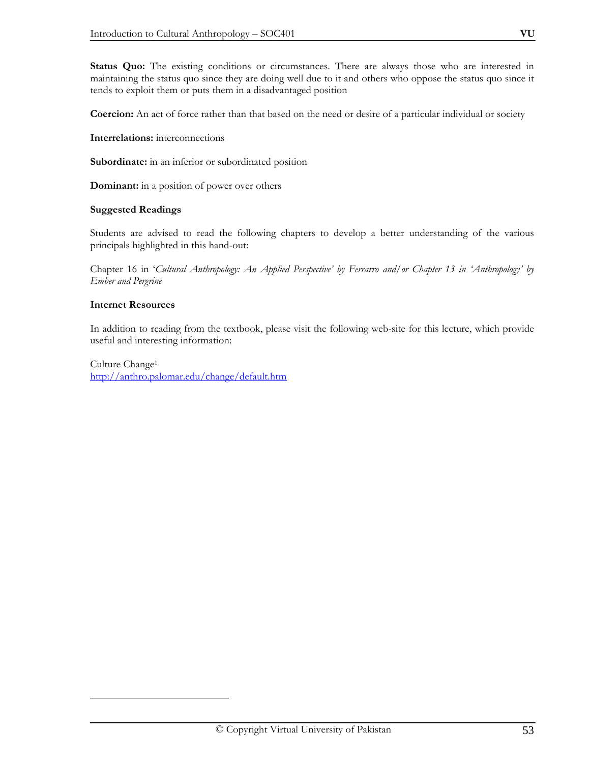**Status Quo:** The existing conditions or circumstances. There are always those who are interested in maintaining the status quo since they are doing well due to it and others who oppose the status quo since it tends to exploit them or puts them in a disadvantaged position

**Coercion:** An act of force rather than that based on the need or desire of a particular individual or society

**Interrelations:** interconnections

**Subordinate:** in an inferior or subordinated position

**Dominant:** in a position of power over others

**Suggested Readings**

Students are advised to read the following chapters to develop a better understanding of the various principals highlighted in this hand-out:

Chapter 16 in '*Cultural Anthropology: An Applied Perspective' by Ferrarro and/or Chapter 13 in 'Anthropology' by Ember and Pergrine*

**Internet Resources**

In addition to reading from the textbook, please visit the following web-site for this lecture, which provide useful and interesting information:

Culture Change[1]
http://anthro.palomar.edu/change/default.htm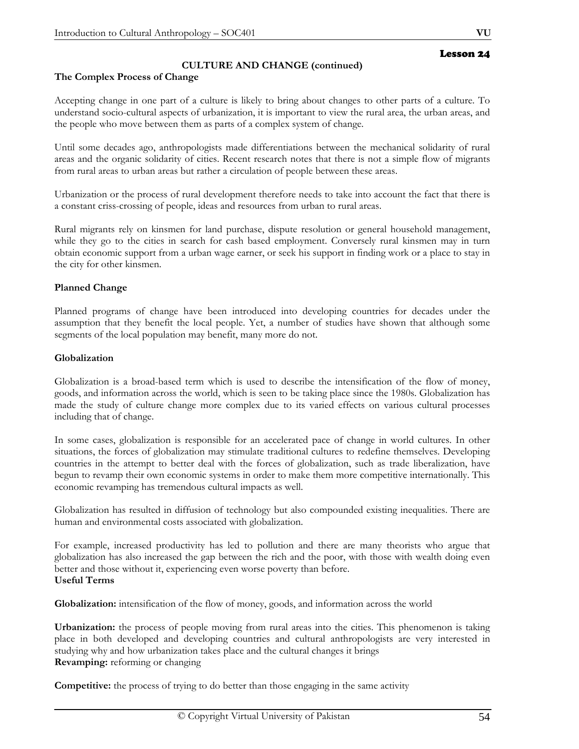## Lesson 24

### CULTURE AND CHANGE (continued)

**The Complex Process of Change**

Accepting change in one part of a culture is likely to bring about changes to other parts of a culture. To understand socio-cultural aspects of urbanization, it is important to view the rural area, the urban areas, and the people who move between them as parts of a complex system of change.

Until some decades ago, anthropologists made differentiations between the mechanical solidarity of rural areas and the organic solidarity of cities. Recent research notes that there is not a simple flow of migrants from rural areas to urban areas but rather a circulation of people between these areas.

Urbanization or the process of rural development therefore needs to take into account the fact that there is a constant criss-crossing of people, ideas and resources from urban to rural areas.

Rural migrants rely on kinsmen for land purchase, dispute resolution or general household management, while they go to the cities in search for cash based employment. Conversely rural kinsmen may in turn obtain economic support from a urban wage earner, or seek his support in finding work or a place to stay in the city for other kinsmen.

**Planned Change**

Planned programs of change have been introduced into developing countries for decades under the assumption that they benefit the local people. Yet, a number of studies have shown that although some segments of the local population may benefit, many more do not.

**Globalization**

Globalization is a broad-based term which is used to describe the intensification of the flow of money, goods, and information across the world, which is seen to be taking place since the 1980s. Globalization has made the study of culture change more complex due to its varied effects on various cultural processes including that of change.

In some cases, globalization is responsible for an accelerated pace of change in world cultures. In other situations, the forces of globalization may stimulate traditional cultures to redefine themselves. Developing countries in the attempt to better deal with the forces of globalization, such as trade liberalization, have begun to revamp their own economic systems in order to make them more competitive internationally. This economic revamping has tremendous cultural impacts as well.

Globalization has resulted in diffusion of technology but also compounded existing inequalities. There are human and environmental costs associated with globalization.

For example, increased productivity has led to pollution and there are many theorists who argue that globalization has also increased the gap between the rich and the poor, with those with wealth doing even better and those without it, experiencing even worse poverty than before.

**Useful Terms**

**Globalization:** intensification of the flow of money, goods, and information across the world

**Urbanization:** the process of people moving from rural areas into the cities. This phenomenon is taking place in both developed and developing countries and cultural anthropologists are very interested in studying why and how urbanization takes place and the cultural changes it brings

**Revamping:** reforming or changing

**Competitive:** the process of trying to do better than those engaging in the same activity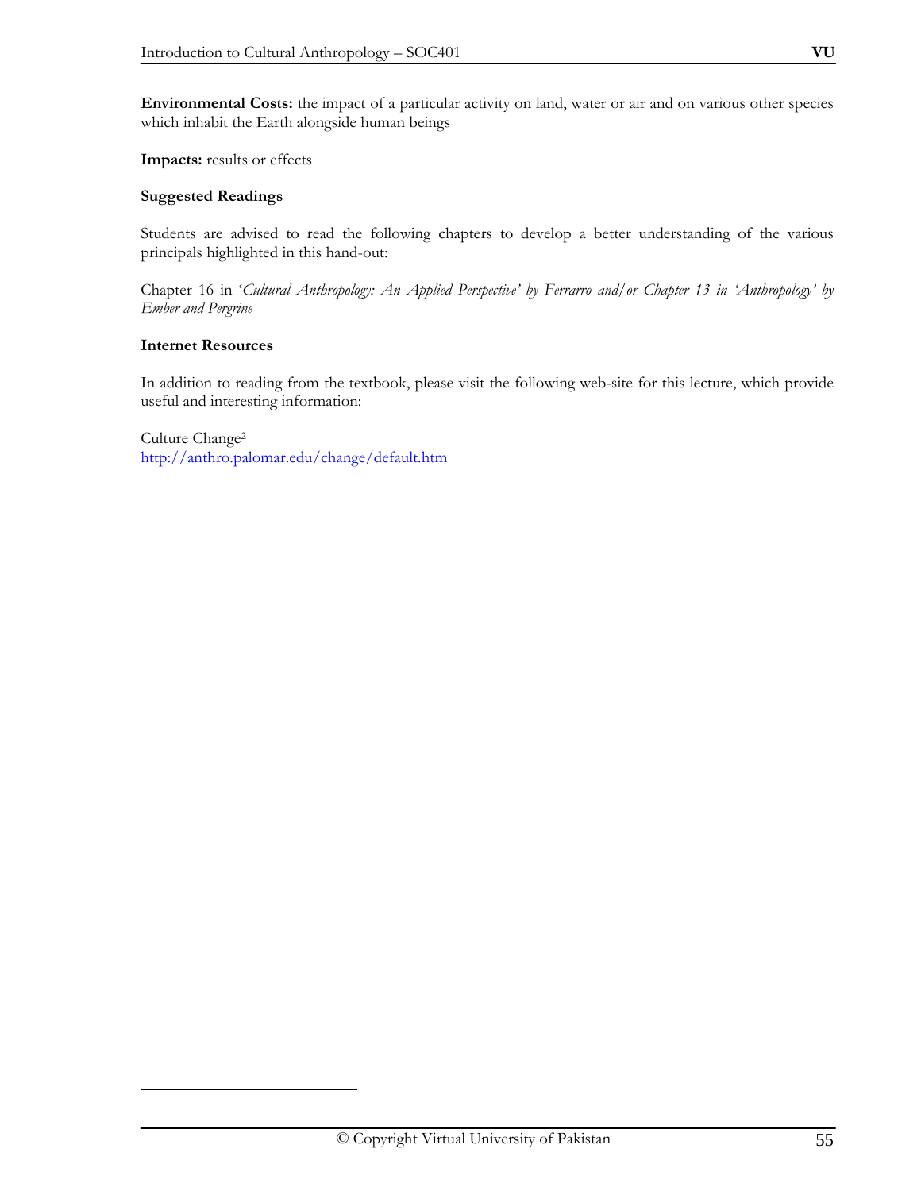**Environmental Costs:** the impact of a particular activity on land, water or air and on various other species which inhabit the Earth alongside human beings

**Impacts:** results or effects

**Suggested Readings**

Students are advised to read the following chapters to develop a better understanding of the various principals highlighted in this hand-out:

Chapter 16 in '*Cultural Anthropology: An Applied Perspective' by Ferrarro and/or Chapter 13 in 'Anthropology' by Ember and Pergrine*

**Internet Resources**

In addition to reading from the textbook, please visit the following web-site for this lecture, which provide useful and interesting information:

Culture Change[2]
http://anthro.palomar.edu/change/default.htm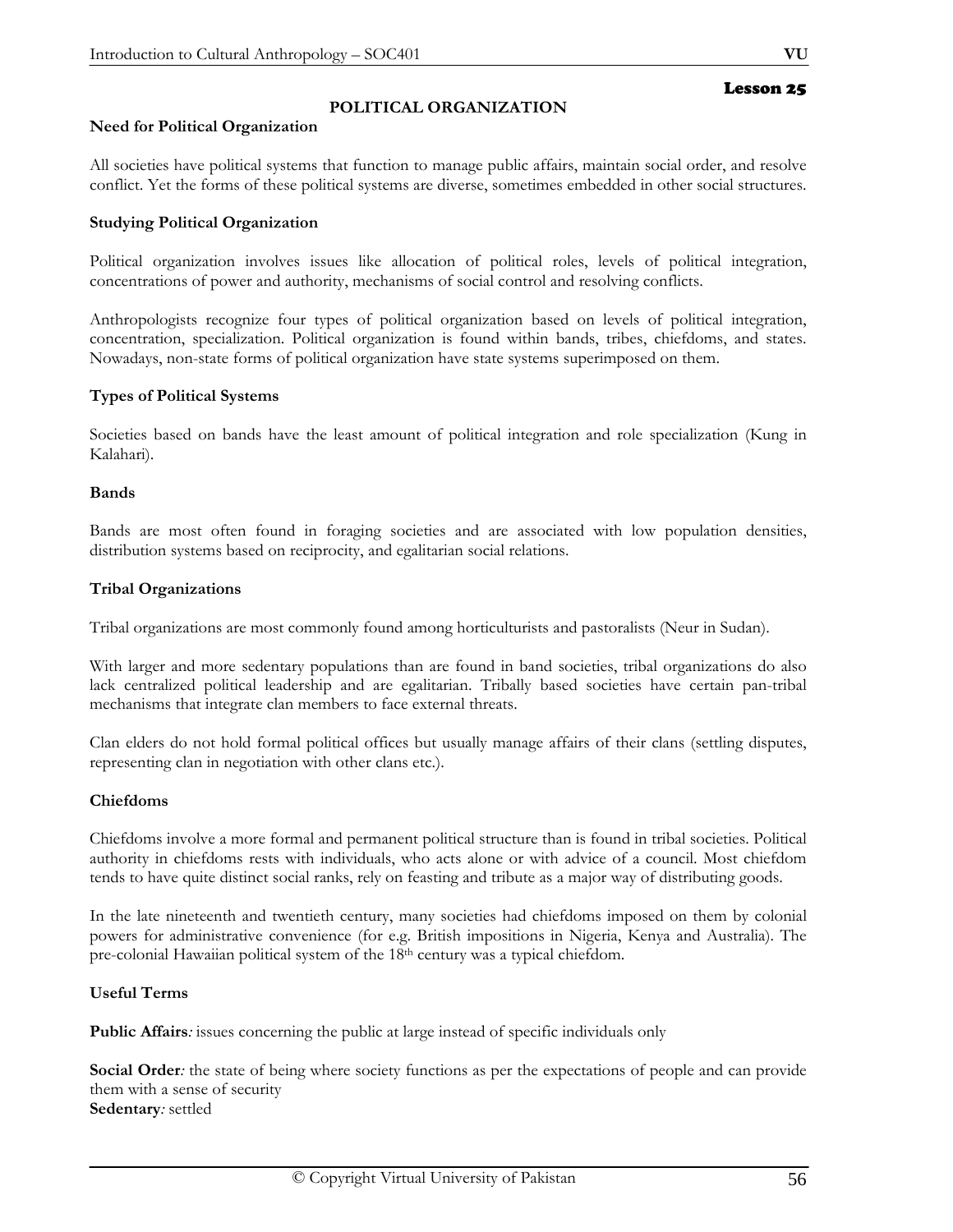## Lesson 25

# POLITICAL ORGANIZATION

**Need for Political Organization**

All societies have political systems that function to manage public affairs, maintain social order, and resolve conflict. Yet the forms of these political systems are diverse, sometimes embedded in other social structures.

**Studying Political Organization**

Political organization involves issues like allocation of political roles, levels of political integration, concentrations of power and authority, mechanisms of social control and resolving conflicts.

Anthropologists recognize four types of political organization based on levels of political integration, concentration, specialization. Political organization is found within bands, tribes, chiefdoms, and states. Nowadays, non-state forms of political organization have state systems superimposed on them.

**Types of Political Systems**

Societies based on bands have the least amount of political integration and role specialization (Kung in Kalahari).

**Bands**

Bands are most often found in foraging societies and are associated with low population densities, distribution systems based on reciprocity, and egalitarian social relations.

**Tribal Organizations**

Tribal organizations are most commonly found among horticulturists and pastoralists (Neur in Sudan).

With larger and more sedentary populations than are found in band societies, tribal organizations do also lack centralized political leadership and are egalitarian. Tribally based societies have certain pan-tribal mechanisms that integrate clan members to face external threats.

Clan elders do not hold formal political offices but usually manage affairs of their clans (settling disputes, representing clan in negotiation with other clans etc.).

**Chiefdoms**

Chiefdoms involve a more formal and permanent political structure than is found in tribal societies. Political authority in chiefdoms rests with individuals, who acts alone or with advice of a council. Most chiefdom tends to have quite distinct social ranks, rely on feasting and tribute as a major way of distributing goods.

In the late nineteenth and twentieth century, many societies had chiefdoms imposed on them by colonial powers for administrative convenience (for e.g. British impositions in Nigeria, Kenya and Australia). The pre-colonial Hawaiian political system of the 18th century was a typical chiefdom.

**Useful Terms**

**Public Affairs***:* issues concerning the public at large instead of specific individuals only

**Social Order***:* the state of being where society functions as per the expectations of people and can provide them with a sense of security

**Sedentary***:* settled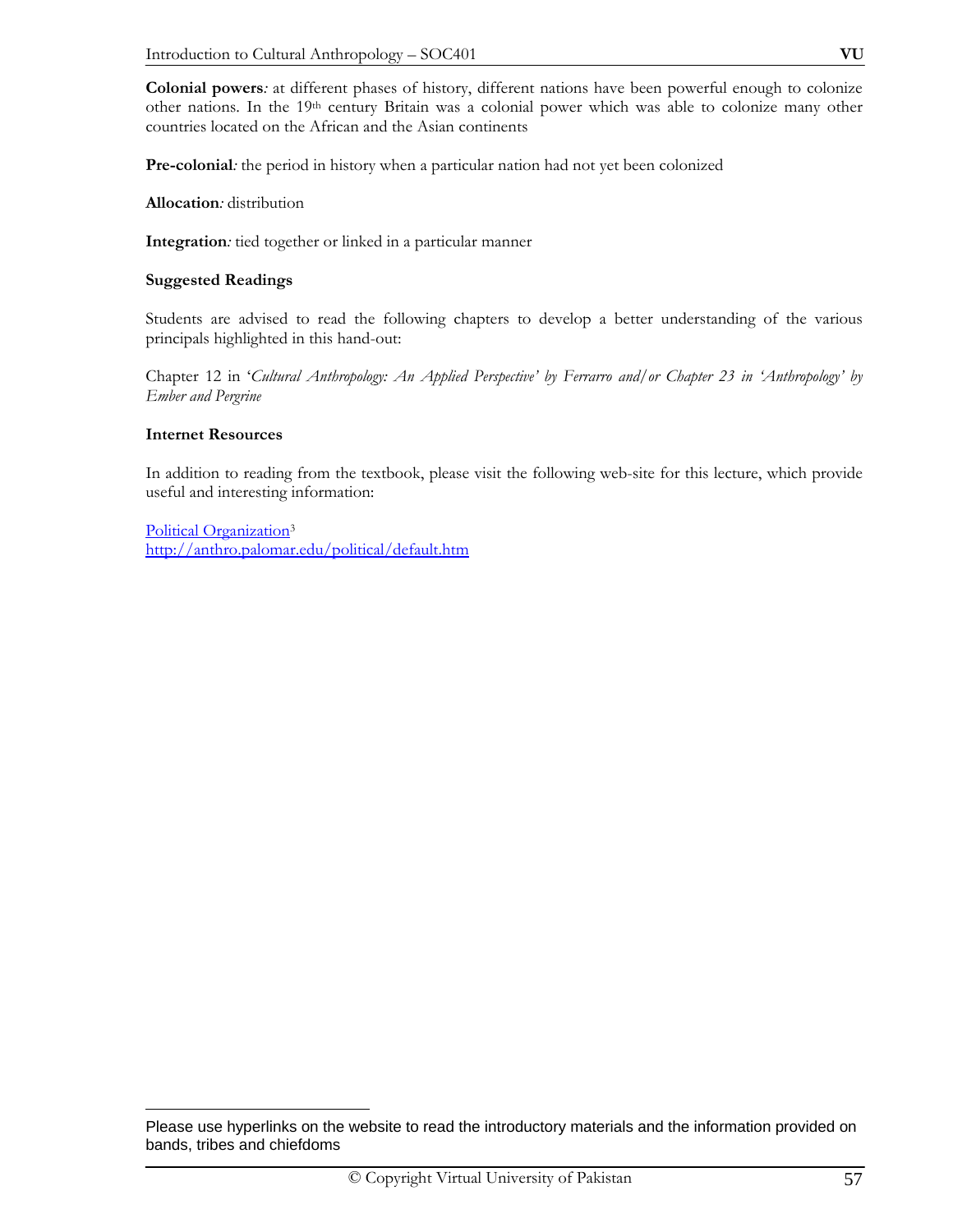**Colonial powers***:* at different phases of history, different nations have been powerful enough to colonize other nations. In the 19th century Britain was a colonial power which was able to colonize many other countries located on the African and the Asian continents

**Pre-colonial***:* the period in history when a particular nation had not yet been colonized

**Allocation***:* distribution

**Integration***:* tied together or linked in a particular manner

**Suggested Readings**

Students are advised to read the following chapters to develop a better understanding of the various principals highlighted in this hand-out:

Chapter 12 in '*Cultural Anthropology: An Applied Perspective' by Ferrarro and/or Chapter 23 in 'Anthropology' by Ember and Pergrine*

**Internet Resources**

In addition to reading from the textbook, please visit the following web-site for this lecture, which provide useful and interesting information:

Political Organization[3]
http://anthro.palomar.edu/political/default.htm

---

Please use hyperlinks on the website to read the introductory materials and the information provided on bands, tribes and chiefdoms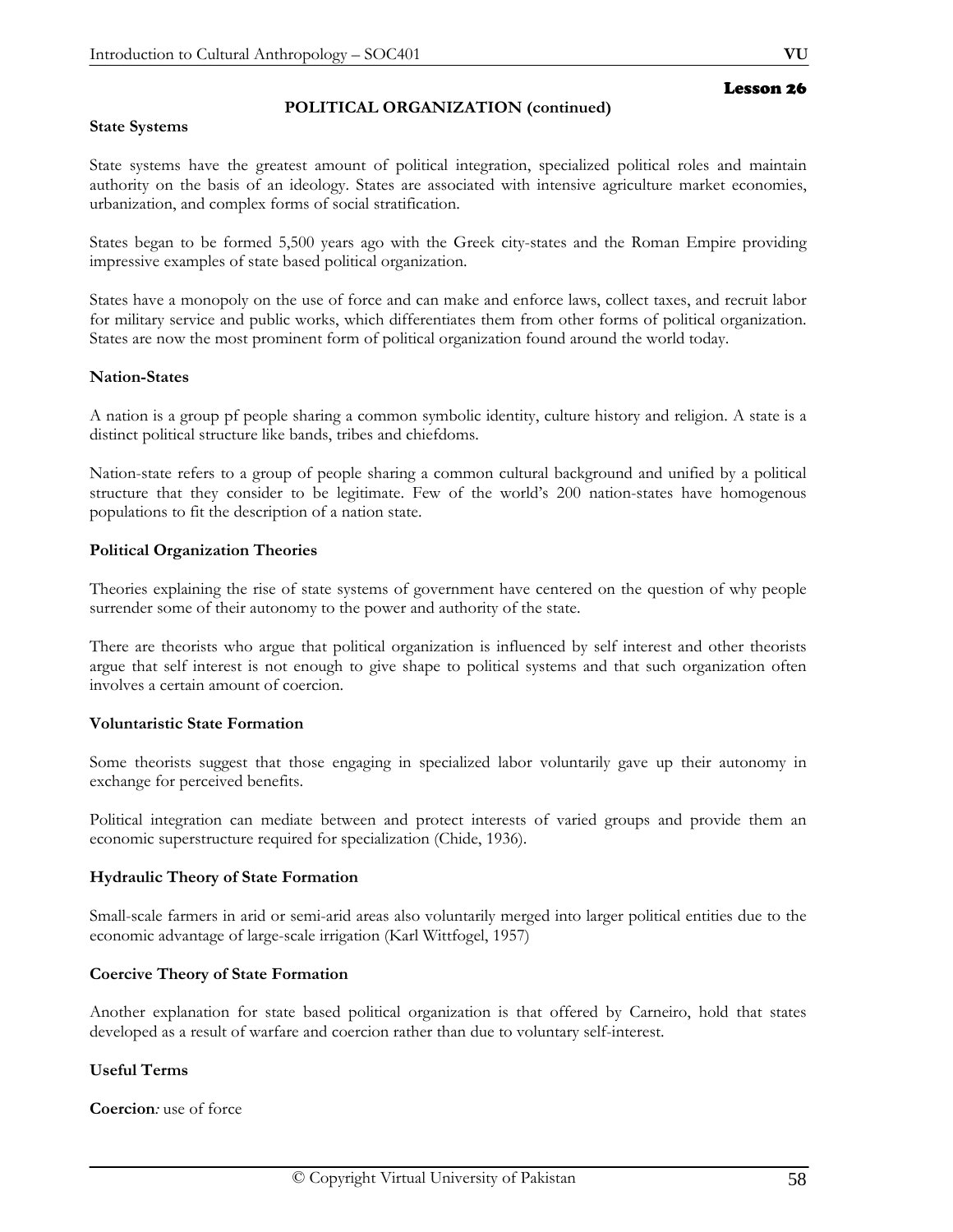## Lesson 26

### POLITICAL ORGANIZATION (continued)

**State Systems**

State systems have the greatest amount of political integration, specialized political roles and maintain authority on the basis of an ideology. States are associated with intensive agriculture market economies, urbanization, and complex forms of social stratification.

States began to be formed 5,500 years ago with the Greek city-states and the Roman Empire providing impressive examples of state based political organization.

States have a monopoly on the use of force and can make and enforce laws, collect taxes, and recruit labor for military service and public works, which differentiates them from other forms of political organization. States are now the most prominent form of political organization found around the world today.

**Nation-States**

A nation is a group pf people sharing a common symbolic identity, culture history and religion. A state is a distinct political structure like bands, tribes and chiefdoms.

Nation-state refers to a group of people sharing a common cultural background and unified by a political structure that they consider to be legitimate. Few of the world's 200 nation-states have homogenous populations to fit the description of a nation state.

**Political Organization Theories**

Theories explaining the rise of state systems of government have centered on the question of why people surrender some of their autonomy to the power and authority of the state.

There are theorists who argue that political organization is influenced by self interest and other theorists argue that self interest is not enough to give shape to political systems and that such organization often involves a certain amount of coercion.

**Voluntaristic State Formation**

Some theorists suggest that those engaging in specialized labor voluntarily gave up their autonomy in exchange for perceived benefits.

Political integration can mediate between and protect interests of varied groups and provide them an economic superstructure required for specialization (Chide, 1936).

**Hydraulic Theory of State Formation**

Small-scale farmers in arid or semi-arid areas also voluntarily merged into larger political entities due to the economic advantage of large-scale irrigation (Karl Wittfogel, 1957)

**Coercive Theory of State Formation**

Another explanation for state based political organization is that offered by Carneiro, hold that states developed as a result of warfare and coercion rather than due to voluntary self-interest.

**Useful Terms**

**Coercion***:* use of force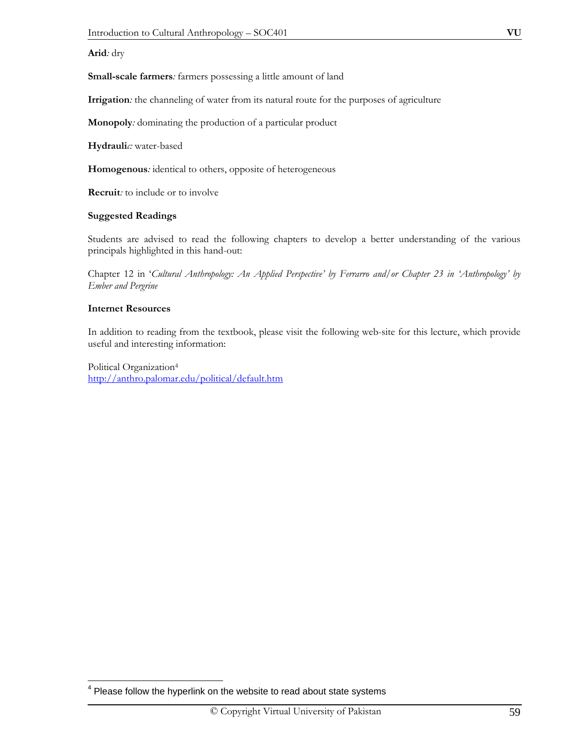**Arid**: dry

**Small-scale farmers**: farmers possessing a little amount of land

**Irrigation**: the channeling of water from its natural route for the purposes of agriculture

**Monopoly**: dominating the production of a particular product

**Hydraulic**: water-based

**Homogenous**: identical to others, opposite of heterogeneous

**Recruit**: to include or to involve

**Suggested Readings**

Students are advised to read the following chapters to develop a better understanding of the various principals highlighted in this hand-out:

Chapter 12 in '*Cultural Anthropology: An Applied Perspective' by Ferrarro and/or Chapter 23 in 'Anthropology' by Ember and Pergrine*

**Internet Resources**

In addition to reading from the textbook, please visit the following web-site for this lecture, which provide useful and interesting information:

Political Organization[4]
http://anthro.palomar.edu/political/default.htm

[4] Please follow the hyperlink on the website to read about state systems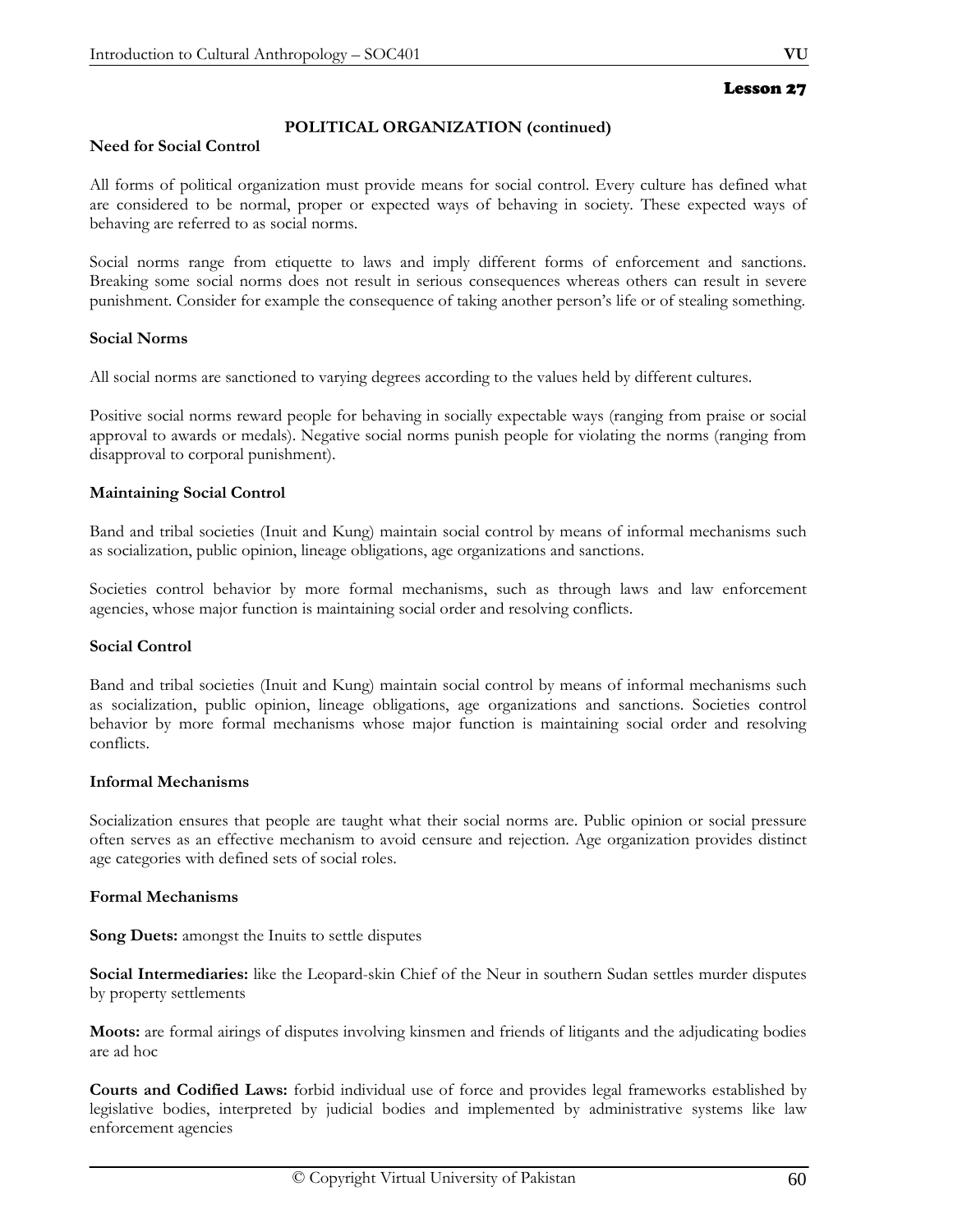# Lesson 27

## POLITICAL ORGANIZATION (continued)

### Need for Social Control

All forms of political organization must provide means for social control. Every culture has defined what are considered to be normal, proper or expected ways of behaving in society. These expected ways of behaving are referred to as social norms.

Social norms range from etiquette to laws and imply different forms of enforcement and sanctions. Breaking some social norms does not result in serious consequences whereas others can result in severe punishment. Consider for example the consequence of taking another person's life or of stealing something.

### Social Norms

All social norms are sanctioned to varying degrees according to the values held by different cultures.

Positive social norms reward people for behaving in socially expectable ways (ranging from praise or social approval to awards or medals). Negative social norms punish people for violating the norms (ranging from disapproval to corporal punishment).

### Maintaining Social Control

Band and tribal societies (Inuit and Kung) maintain social control by means of informal mechanisms such as socialization, public opinion, lineage obligations, age organizations and sanctions.

Societies control behavior by more formal mechanisms, such as through laws and law enforcement agencies, whose major function is maintaining social order and resolving conflicts.

### Social Control

Band and tribal societies (Inuit and Kung) maintain social control by means of informal mechanisms such as socialization, public opinion, lineage obligations, age organizations and sanctions. Societies control behavior by more formal mechanisms whose major function is maintaining social order and resolving conflicts.

### Informal Mechanisms

Socialization ensures that people are taught what their social norms are. Public opinion or social pressure often serves as an effective mechanism to avoid censure and rejection. Age organization provides distinct age categories with defined sets of social roles.

### Formal Mechanisms

**Song Duets:** amongst the Inuits to settle disputes

**Social Intermediaries:** like the Leopard-skin Chief of the Neur in southern Sudan settles murder disputes by property settlements

**Moots:** are formal airings of disputes involving kinsmen and friends of litigants and the adjudicating bodies are ad hoc

**Courts and Codified Laws:** forbid individual use of force and provides legal frameworks established by legislative bodies, interpreted by judicial bodies and implemented by administrative systems like law enforcement agencies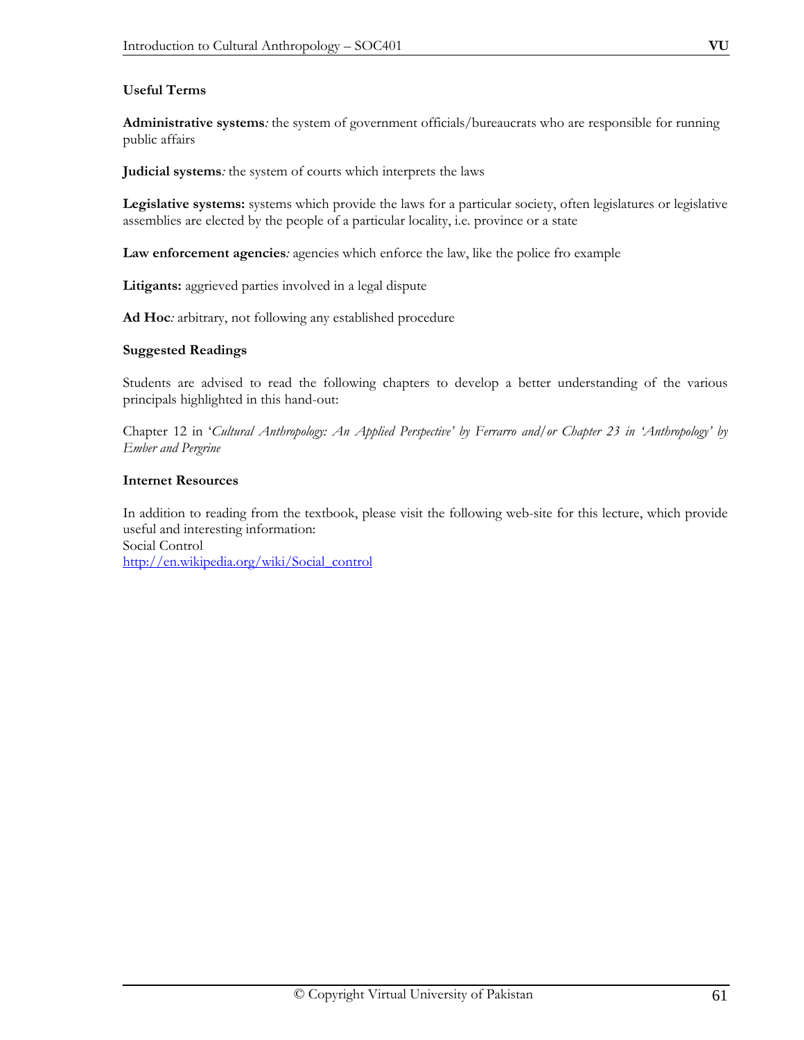**Useful Terms**

**Administrative systems***:* the system of government officials/bureaucrats who are responsible for running public affairs

**Judicial systems***:* the system of courts which interprets the laws

**Legislative systems:** systems which provide the laws for a particular society, often legislatures or legislative assemblies are elected by the people of a particular locality, i.e. province or a state

**Law enforcement agencies***:* agencies which enforce the law, like the police fro example

**Litigants:** aggrieved parties involved in a legal dispute

**Ad Hoc***:* arbitrary, not following any established procedure

**Suggested Readings**

Students are advised to read the following chapters to develop a better understanding of the various principals highlighted in this hand-out:

Chapter 12 in '*Cultural Anthropology: An Applied Perspective' by Ferrarro and/or Chapter 23 in 'Anthropology' by Ember and Pergrine*

**Internet Resources**

In addition to reading from the textbook, please visit the following web-site for this lecture, which provide useful and interesting information:
Social Control
http://en.wikipedia.org/wiki/Social_control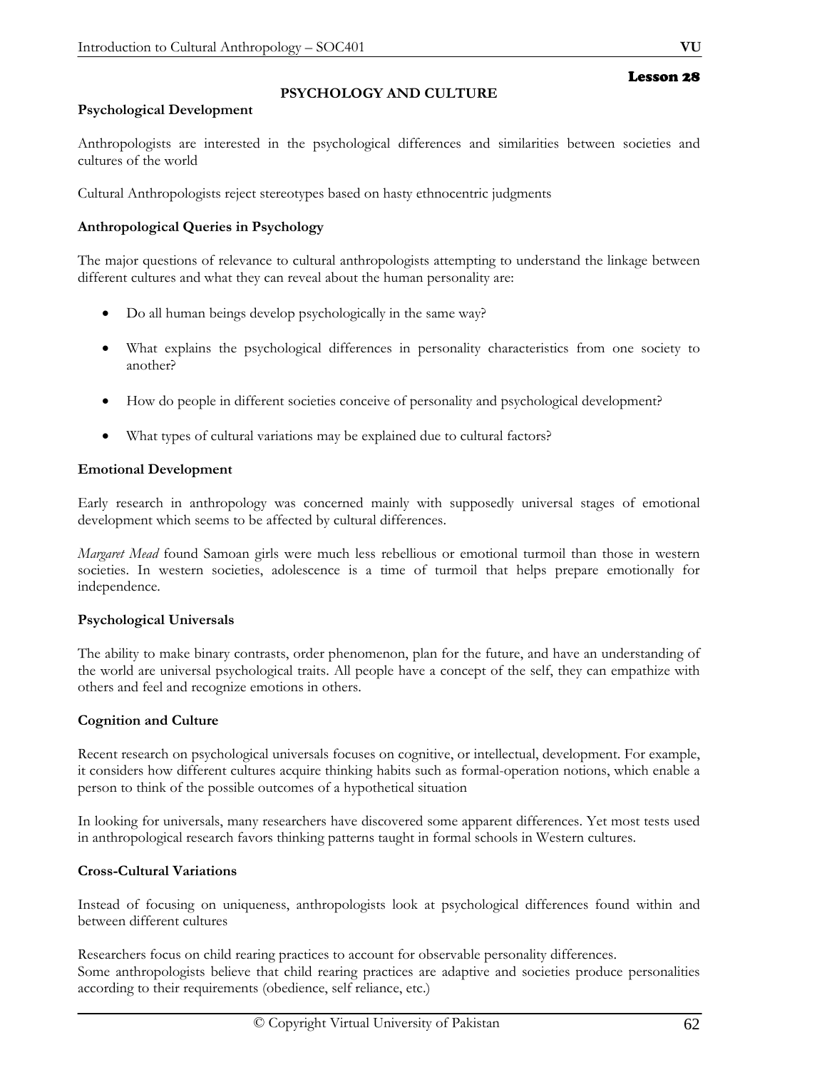Lesson 28

# PSYCHOLOGY AND CULTURE

**Psychological Development**

Anthropologists are interested in the psychological differences and similarities between societies and cultures of the world

Cultural Anthropologists reject stereotypes based on hasty ethnocentric judgments

**Anthropological Queries in Psychology**

The major questions of relevance to cultural anthropologists attempting to understand the linkage between different cultures and what they can reveal about the human personality are:

- Do all human beings develop psychologically in the same way?
- What explains the psychological differences in personality characteristics from one society to another?
- How do people in different societies conceive of personality and psychological development?
- What types of cultural variations may be explained due to cultural factors?

**Emotional Development**

Early research in anthropology was concerned mainly with supposedly universal stages of emotional development which seems to be affected by cultural differences.

*Margaret Mead* found Samoan girls were much less rebellious or emotional turmoil than those in western societies. In western societies, adolescence is a time of turmoil that helps prepare emotionally for independence.

**Psychological Universals**

The ability to make binary contrasts, order phenomenon, plan for the future, and have an understanding of the world are universal psychological traits. All people have a concept of the self, they can empathize with others and feel and recognize emotions in others.

**Cognition and Culture**

Recent research on psychological universals focuses on cognitive, or intellectual, development. For example, it considers how different cultures acquire thinking habits such as formal-operation notions, which enable a person to think of the possible outcomes of a hypothetical situation

In looking for universals, many researchers have discovered some apparent differences. Yet most tests used in anthropological research favors thinking patterns taught in formal schools in Western cultures.

**Cross-Cultural Variations**

Instead of focusing on uniqueness, anthropologists look at psychological differences found within and between different cultures

Researchers focus on child rearing practices to account for observable personality differences.
Some anthropologists believe that child rearing practices are adaptive and societies produce personalities according to their requirements (obedience, self reliance, etc.)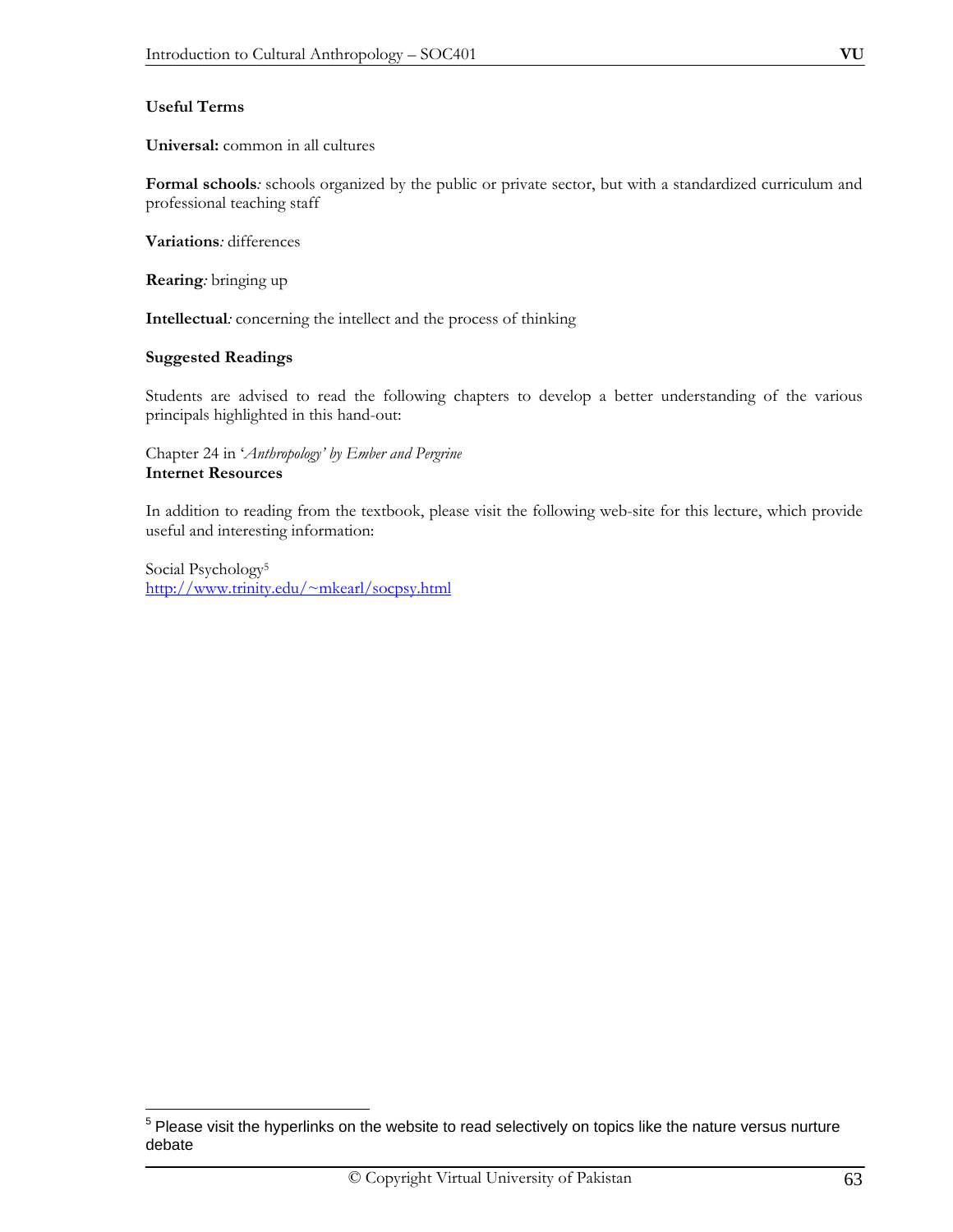**Useful Terms**

**Universal:** common in all cultures

**Formal schools***:* schools organized by the public or private sector, but with a standardized curriculum and professional teaching staff

**Variations***:* differences

**Rearing***:* bringing up

**Intellectual***:* concerning the intellect and the process of thinking

**Suggested Readings**

Students are advised to read the following chapters to develop a better understanding of the various principals highlighted in this hand-out:

Chapter 24 in '*Anthropology' by Ember and Pergrine*

**Internet Resources**

In addition to reading from the textbook, please visit the following web-site for this lecture, which provide useful and interesting information:

Social Psychology[5]
http://www.trinity.edu/~mkearl/socpsy.html

[5] Please visit the hyperlinks on the website to read selectively on topics like the nature versus nurture debate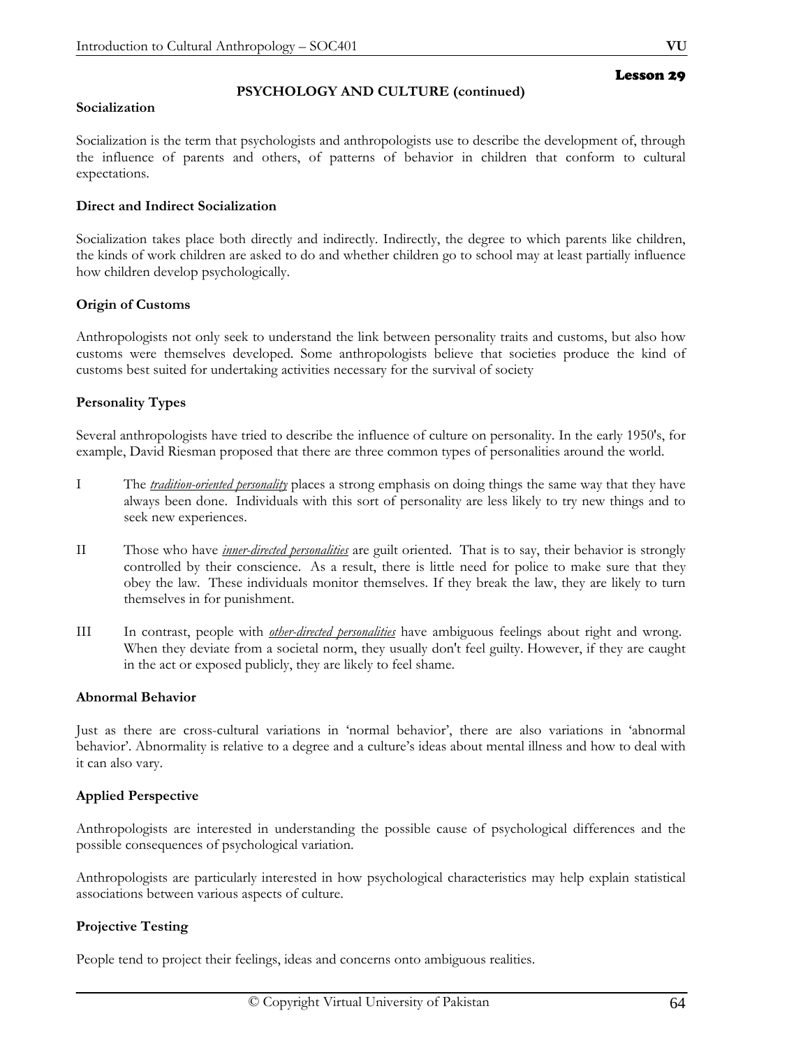## Lesson 29

### PSYCHOLOGY AND CULTURE (continued)

**Socialization**

Socialization is the term that psychologists and anthropologists use to describe the development of, through the influence of parents and others, of patterns of behavior in children that conform to cultural expectations.

**Direct and Indirect Socialization**

Socialization takes place both directly and indirectly. Indirectly, the degree to which parents like children, the kinds of work children are asked to do and whether children go to school may at least partially influence how children develop psychologically.

**Origin of Customs**

Anthropologists not only seek to understand the link between personality traits and customs, but also how customs were themselves developed. Some anthropologists believe that societies produce the kind of customs best suited for undertaking activities necessary for the survival of society

**Personality Types**

Several anthropologists have tried to describe the influence of culture on personality. In the early 1950's, for example, David Riesman proposed that there are three common types of personalities around the world.

I The ***tradition-oriented personality*** places a strong emphasis on doing things the same way that they have always been done. Individuals with this sort of personality are less likely to try new things and to seek new experiences.

II Those who have ***inner-directed personalities*** are guilt oriented. That is to say, their behavior is strongly controlled by their conscience. As a result, there is little need for police to make sure that they obey the law. These individuals monitor themselves. If they break the law, they are likely to turn themselves in for punishment.

III In contrast, people with ***other-directed personalities*** have ambiguous feelings about right and wrong. When they deviate from a societal norm, they usually don't feel guilty. However, if they are caught in the act or exposed publicly, they are likely to feel shame.

**Abnormal Behavior**

Just as there are cross-cultural variations in 'normal behavior', there are also variations in 'abnormal behavior'. Abnormality is relative to a degree and a culture's ideas about mental illness and how to deal with it can also vary.

**Applied Perspective**

Anthropologists are interested in understanding the possible cause of psychological differences and the possible consequences of psychological variation.

Anthropologists are particularly interested in how psychological characteristics may help explain statistical associations between various aspects of culture.

**Projective Testing**

People tend to project their feelings, ideas and concerns onto ambiguous realities.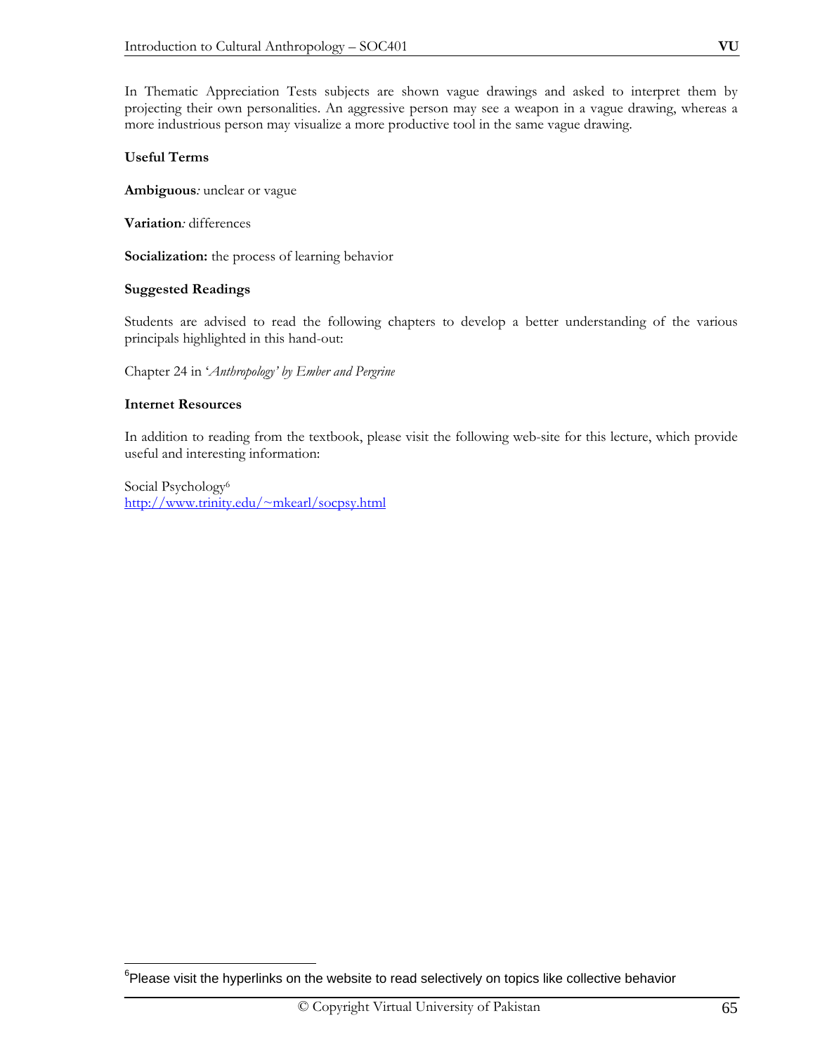In Thematic Appreciation Tests subjects are shown vague drawings and asked to interpret them by projecting their own personalities. An aggressive person may see a weapon in a vague drawing, whereas a more industrious person may visualize a more productive tool in the same vague drawing.

**Useful Terms**

**Ambiguous***:* unclear or vague

**Variation***:* differences

**Socialization:** the process of learning behavior

**Suggested Readings**

Students are advised to read the following chapters to develop a better understanding of the various principals highlighted in this hand-out:

Chapter 24 in '*Anthropology' by Ember and Pergrine*

**Internet Resources**

In addition to reading from the textbook, please visit the following web-site for this lecture, which provide useful and interesting information:

Social Psychology[6]
http://www.trinity.edu/~mkearl/socpsy.html

[6] Please visit the hyperlinks on the website to read selectively on topics like collective behavior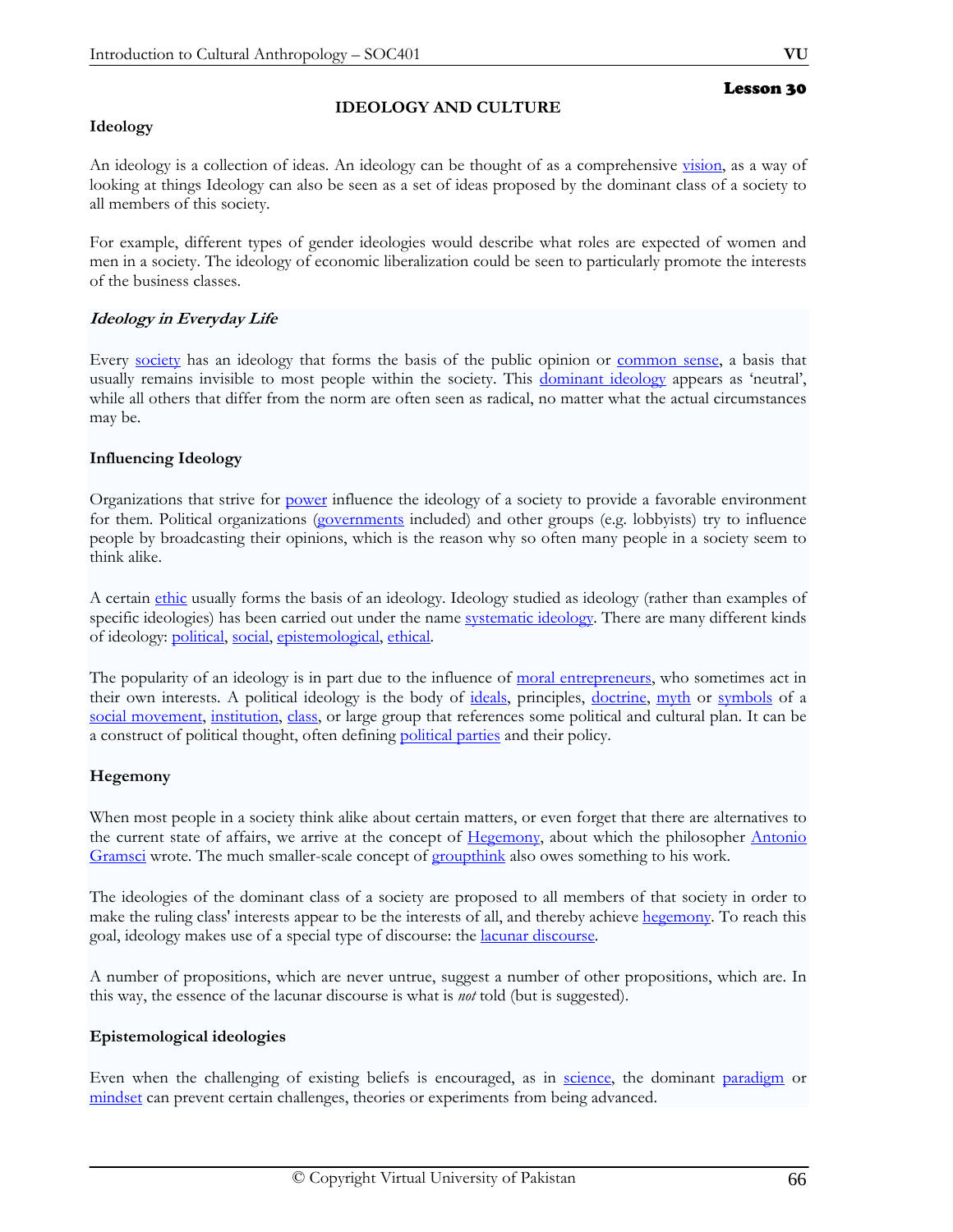## Lesson 30

# IDEOLOGY AND CULTURE

### Ideology

An ideology is a collection of ideas. An ideology can be thought of as a comprehensive vision, as a way of looking at things Ideology can also be seen as a set of ideas proposed by the dominant class of a society to all members of this society.

For example, different types of gender ideologies would describe what roles are expected of women and men in a society. The ideology of economic liberalization could be seen to particularly promote the interests of the business classes.

### *Ideology in Everyday Life*

Every society has an ideology that forms the basis of the public opinion or common sense, a basis that usually remains invisible to most people within the society. This dominant ideology appears as 'neutral', while all others that differ from the norm are often seen as radical, no matter what the actual circumstances may be.

### Influencing Ideology

Organizations that strive for power influence the ideology of a society to provide a favorable environment for them. Political organizations (governments included) and other groups (e.g. lobbyists) try to influence people by broadcasting their opinions, which is the reason why so often many people in a society seem to think alike.

A certain ethic usually forms the basis of an ideology. Ideology studied as ideology (rather than examples of specific ideologies) has been carried out under the name systematic ideology. There are many different kinds of ideology: political, social, epistemological, ethical.

The popularity of an ideology is in part due to the influence of moral entrepreneurs, who sometimes act in their own interests. A political ideology is the body of ideals, principles, doctrine, myth or symbols of a social movement, institution, class, or large group that references some political and cultural plan. It can be a construct of political thought, often defining political parties and their policy.

### Hegemony

When most people in a society think alike about certain matters, or even forget that there are alternatives to the current state of affairs, we arrive at the concept of Hegemony, about which the philosopher Antonio Gramsci wrote. The much smaller-scale concept of groupthink also owes something to his work.

The ideologies of the dominant class of a society are proposed to all members of that society in order to make the ruling class' interests appear to be the interests of all, and thereby achieve hegemony. To reach this goal, ideology makes use of a special type of discourse: the lacunar discourse.

A number of propositions, which are never untrue, suggest a number of other propositions, which are. In this way, the essence of the lacunar discourse is what is *not* told (but is suggested).

### Epistemological ideologies

Even when the challenging of existing beliefs is encouraged, as in science, the dominant paradigm or mindset can prevent certain challenges, theories or experiments from being advanced.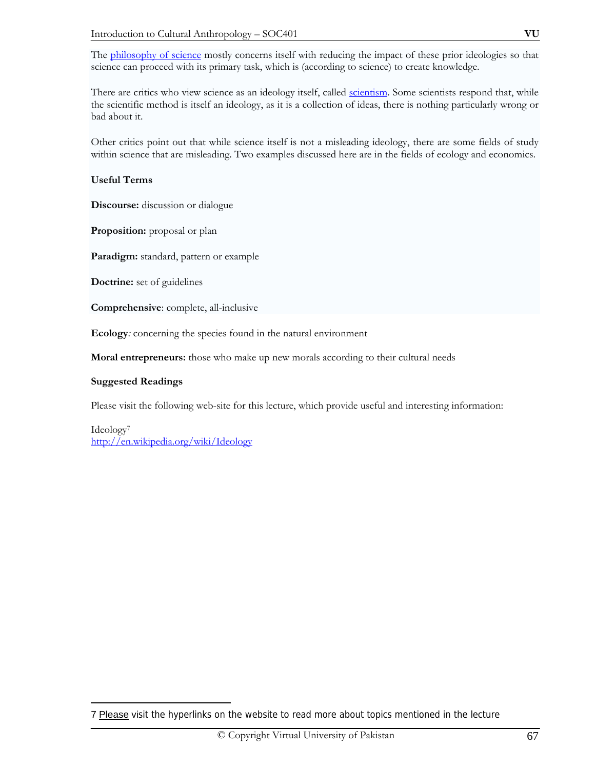The philosophy of science mostly concerns itself with reducing the impact of these prior ideologies so that science can proceed with its primary task, which is (according to science) to create knowledge.

There are critics who view science as an ideology itself, called scientism. Some scientists respond that, while the scientific method is itself an ideology, as it is a collection of ideas, there is nothing particularly wrong or bad about it.

Other critics point out that while science itself is not a misleading ideology, there are some fields of study within science that are misleading. Two examples discussed here are in the fields of ecology and economics.

**Useful Terms**

**Discourse:** discussion or dialogue

**Proposition:** proposal or plan

**Paradigm:** standard, pattern or example

**Doctrine:** set of guidelines

**Comprehensive**: complete, all-inclusive

**Ecology***:* concerning the species found in the natural environment

**Moral entrepreneurs:** those who make up new morals according to their cultural needs

**Suggested Readings**

Please visit the following web-site for this lecture, which provide useful and interesting information:

Ideology[7]
http://en.wikipedia.org/wiki/Ideology

---

7 Please visit the hyperlinks on the website to read more about topics mentioned in the lecture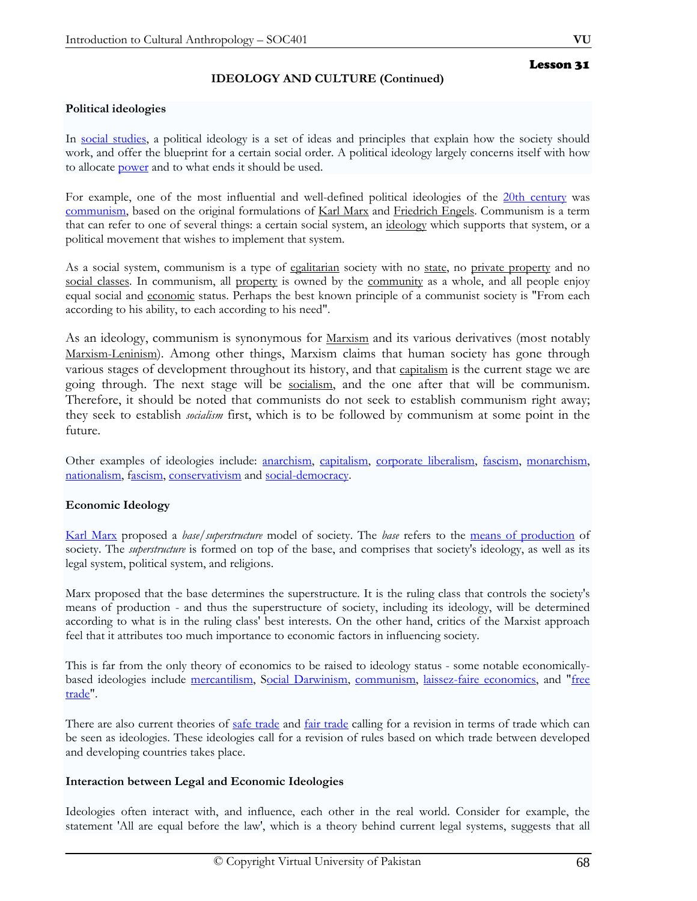## Lesson 31

### IDEOLOGY AND CULTURE (Continued)

**Political ideologies**

In social studies, a political ideology is a set of ideas and principles that explain how the society should work, and offer the blueprint for a certain social order. A political ideology largely concerns itself with how to allocate power and to what ends it should be used.

For example, one of the most influential and well-defined political ideologies of the 20th century was communism, based on the original formulations of Karl Marx and Friedrich Engels. Communism is a term that can refer to one of several things: a certain social system, an ideology which supports that system, or a political movement that wishes to implement that system.

As a social system, communism is a type of egalitarian society with no state, no private property and no social classes. In communism, all property is owned by the community as a whole, and all people enjoy equal social and economic status. Perhaps the best known principle of a communist society is "From each according to his ability, to each according to his need".

As an ideology, communism is synonymous for Marxism and its various derivatives (most notably Marxism-Leninism). Among other things, Marxism claims that human society has gone through various stages of development throughout its history, and that capitalism is the current stage we are going through. The next stage will be socialism, and the one after that will be communism. Therefore, it should be noted that communists do not seek to establish communism right away; they seek to establish *socialism* first, which is to be followed by communism at some point in the future.

Other examples of ideologies include: anarchism, capitalism, corporate liberalism, fascism, monarchism, nationalism, fascism, conservativism and social-democracy.

**Economic Ideology**

Karl Marx proposed a *base/superstructure* model of society. The *base* refers to the means of production of society. The *superstructure* is formed on top of the base, and comprises that society's ideology, as well as its legal system, political system, and religions.

Marx proposed that the base determines the superstructure. It is the ruling class that controls the society's means of production - and thus the superstructure of society, including its ideology, will be determined according to what is in the ruling class' best interests. On the other hand, critics of the Marxist approach feel that it attributes too much importance to economic factors in influencing society.

This is far from the only theory of economics to be raised to ideology status - some notable economically-based ideologies include mercantilism, Social Darwinism, communism, laissez-faire economics, and "free trade".

There are also current theories of safe trade and fair trade calling for a revision in terms of trade which can be seen as ideologies. These ideologies call for a revision of rules based on which trade between developed and developing countries takes place.

**Interaction between Legal and Economic Ideologies**

Ideologies often interact with, and influence, each other in the real world. Consider for example, the statement 'All are equal before the law', which is a theory behind current legal systems, suggests that all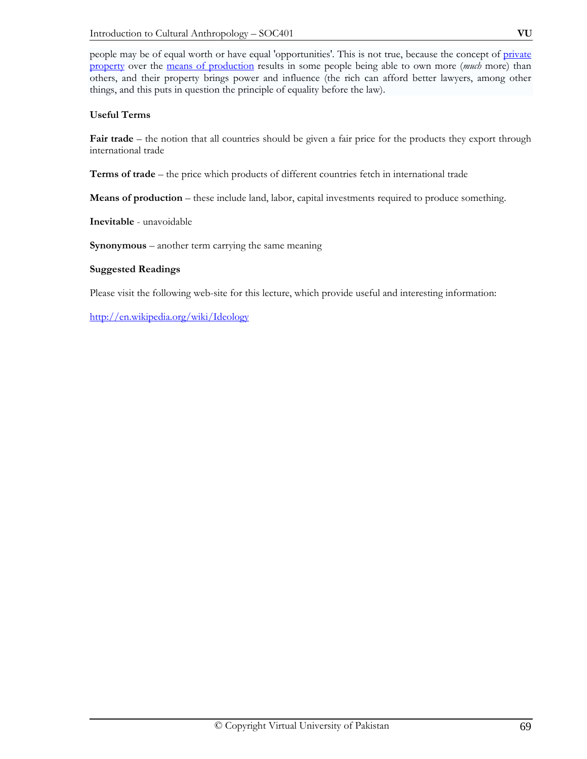people may be of equal worth or have equal 'opportunities'. This is not true, because the concept of [private property](#) over the [means of production](#) results in some people being able to own more (*much* more) than others, and their property brings power and influence (the rich can afford better lawyers, among other things, and this puts in question the principle of equality before the law).

**Useful Terms**

**Fair trade** – the notion that all countries should be given a fair price for the products they export through international trade

**Terms of trade** – the price which products of different countries fetch in international trade

**Means of production** – these include land, labor, capital investments required to produce something.

**Inevitable** - unavoidable

**Synonymous** – another term carrying the same meaning

**Suggested Readings**

Please visit the following web-site for this lecture, which provide useful and interesting information:

http://en.wikipedia.org/wiki/Ideology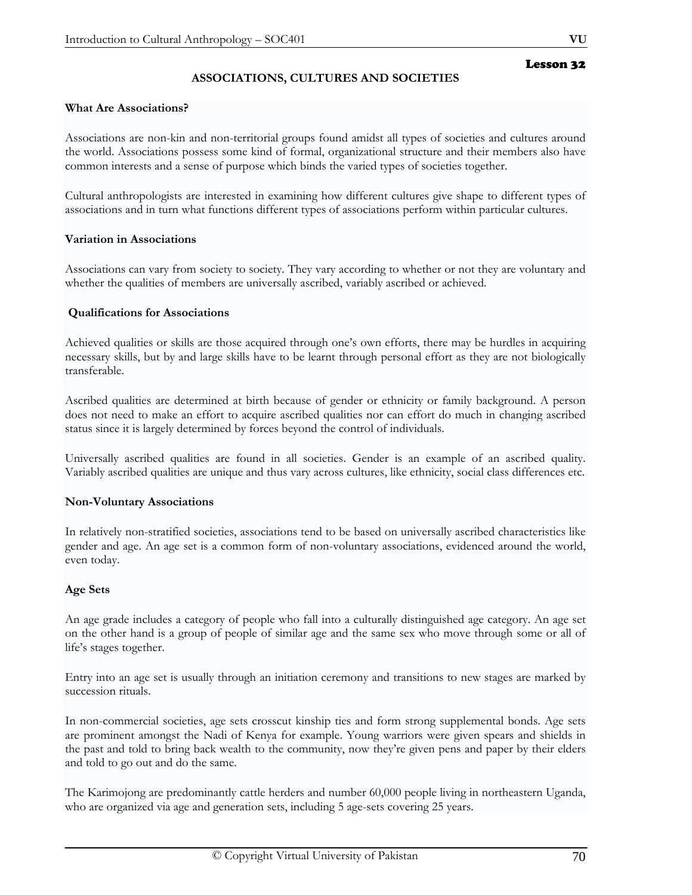Lesson 32

# ASSOCIATIONS, CULTURES AND SOCIETIES

**What Are Associations?**

Associations are non-kin and non-territorial groups found amidst all types of societies and cultures around the world. Associations possess some kind of formal, organizational structure and their members also have common interests and a sense of purpose which binds the varied types of societies together.

Cultural anthropologists are interested in examining how different cultures give shape to different types of associations and in turn what functions different types of associations perform within particular cultures.

**Variation in Associations**

Associations can vary from society to society. They vary according to whether or not they are voluntary and whether the qualities of members are universally ascribed, variably ascribed or achieved.

**Qualifications for Associations**

Achieved qualities or skills are those acquired through one's own efforts, there may be hurdles in acquiring necessary skills, but by and large skills have to be learnt through personal effort as they are not biologically transferable.

Ascribed qualities are determined at birth because of gender or ethnicity or family background. A person does not need to make an effort to acquire ascribed qualities nor can effort do much in changing ascribed status since it is largely determined by forces beyond the control of individuals.

Universally ascribed qualities are found in all societies. Gender is an example of an ascribed quality. Variably ascribed qualities are unique and thus vary across cultures, like ethnicity, social class differences etc.

**Non-Voluntary Associations**

In relatively non-stratified societies, associations tend to be based on universally ascribed characteristics like gender and age. An age set is a common form of non-voluntary associations, evidenced around the world, even today.

**Age Sets**

An age grade includes a category of people who fall into a culturally distinguished age category. An age set on the other hand is a group of people of similar age and the same sex who move through some or all of life's stages together.

Entry into an age set is usually through an initiation ceremony and transitions to new stages are marked by succession rituals.

In non-commercial societies, age sets crosscut kinship ties and form strong supplemental bonds. Age sets are prominent amongst the Nadi of Kenya for example. Young warriors were given spears and shields in the past and told to bring back wealth to the community, now they're given pens and paper by their elders and told to go out and do the same.

The Karimojong are predominantly cattle herders and number 60,000 people living in northeastern Uganda, who are organized via age and generation sets, including 5 age-sets covering 25 years.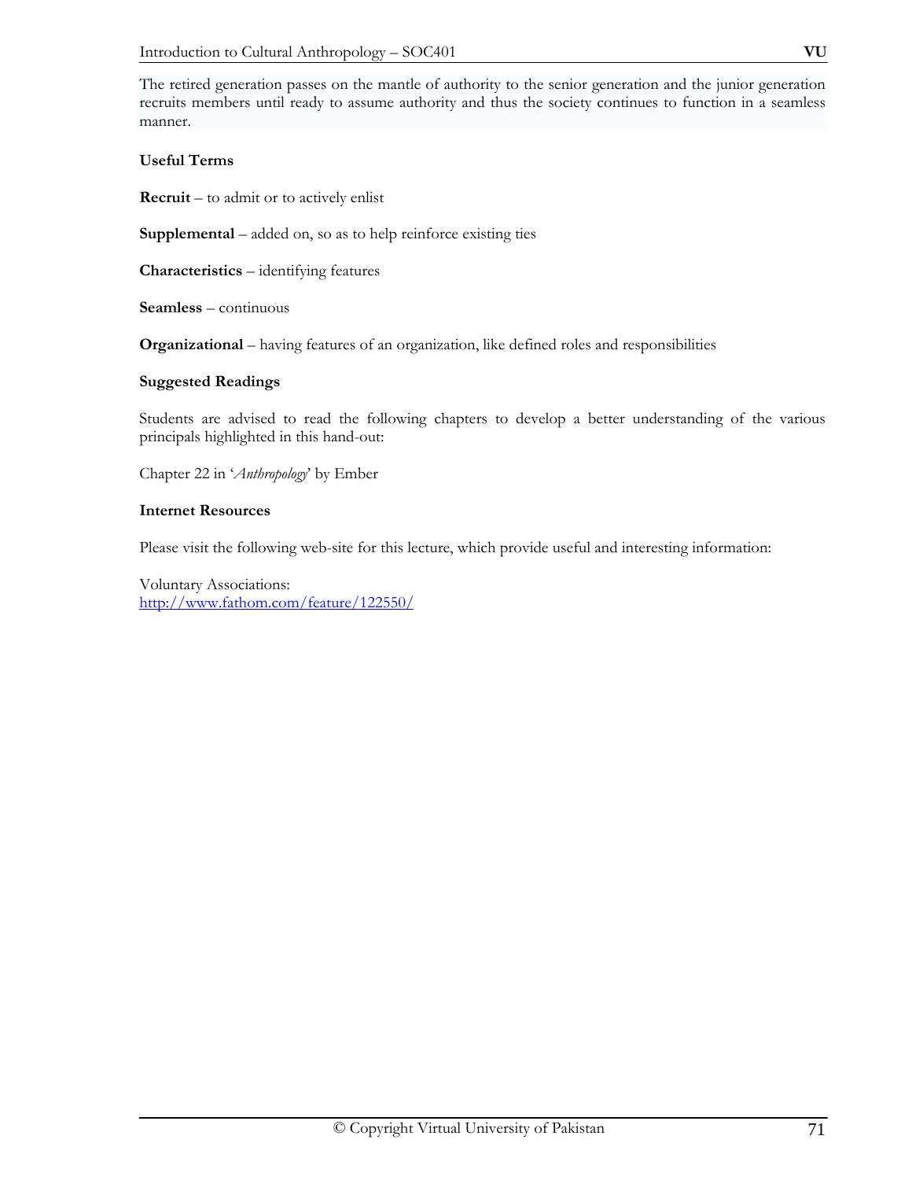The retired generation passes on the mantle of authority to the senior generation and the junior generation recruits members until ready to assume authority and thus the society continues to function in a seamless manner.

**Useful Terms**

**Recruit** – to admit or to actively enlist

**Supplemental** – added on, so as to help reinforce existing ties

**Characteristics** – identifying features

**Seamless** – continuous

**Organizational** – having features of an organization, like defined roles and responsibilities

**Suggested Readings**

Students are advised to read the following chapters to develop a better understanding of the various principals highlighted in this hand-out:

Chapter 22 in '*Anthropology*' by Ember

**Internet Resources**

Please visit the following web-site for this lecture, which provide useful and interesting information:

Voluntary Associations:
http://www.fathom.com/feature/122550/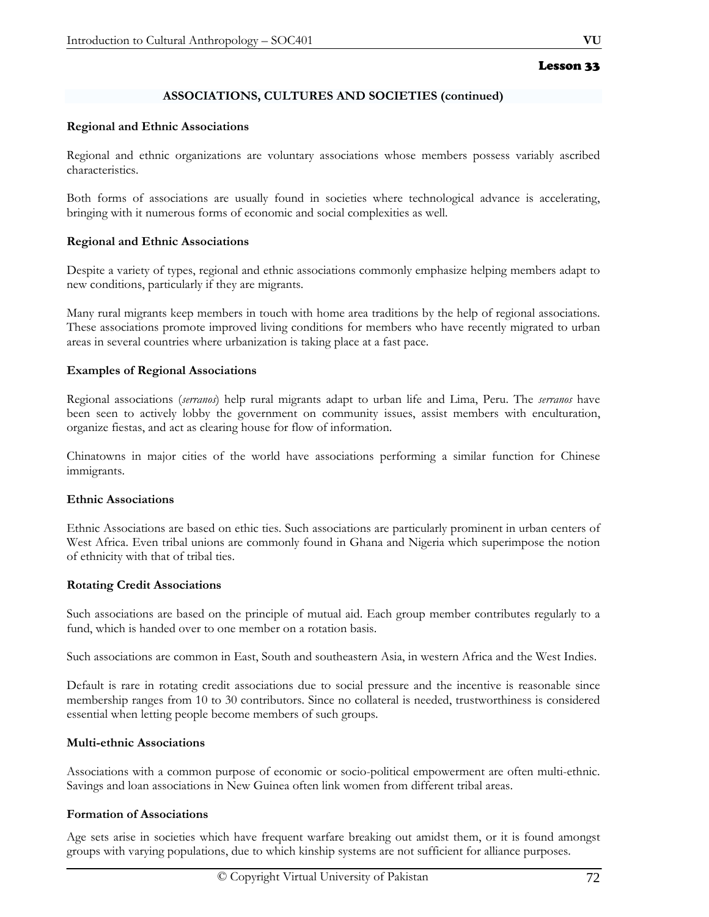## Lesson 33

### ASSOCIATIONS, CULTURES AND SOCIETIES (continued)

**Regional and Ethnic Associations**

Regional and ethnic organizations are voluntary associations whose members possess variably ascribed characteristics.

Both forms of associations are usually found in societies where technological advance is accelerating, bringing with it numerous forms of economic and social complexities as well.

**Regional and Ethnic Associations**

Despite a variety of types, regional and ethnic associations commonly emphasize helping members adapt to new conditions, particularly if they are migrants.

Many rural migrants keep members in touch with home area traditions by the help of regional associations. These associations promote improved living conditions for members who have recently migrated to urban areas in several countries where urbanization is taking place at a fast pace.

**Examples of Regional Associations**

Regional associations (*serranos*) help rural migrants adapt to urban life and Lima, Peru. The *serranos* have been seen to actively lobby the government on community issues, assist members with enculturation, organize fiestas, and act as clearing house for flow of information.

Chinatowns in major cities of the world have associations performing a similar function for Chinese immigrants.

**Ethnic Associations**

Ethnic Associations are based on ethic ties. Such associations are particularly prominent in urban centers of West Africa. Even tribal unions are commonly found in Ghana and Nigeria which superimpose the notion of ethnicity with that of tribal ties.

**Rotating Credit Associations**

Such associations are based on the principle of mutual aid. Each group member contributes regularly to a fund, which is handed over to one member on a rotation basis.

Such associations are common in East, South and southeastern Asia, in western Africa and the West Indies.

Default is rare in rotating credit associations due to social pressure and the incentive is reasonable since membership ranges from 10 to 30 contributors. Since no collateral is needed, trustworthiness is considered essential when letting people become members of such groups.

**Multi-ethnic Associations**

Associations with a common purpose of economic or socio-political empowerment are often multi-ethnic. Savings and loan associations in New Guinea often link women from different tribal areas.

**Formation of Associations**

Age sets arise in societies which have frequent warfare breaking out amidst them, or it is found amongst groups with varying populations, due to which kinship systems are not sufficient for alliance purposes.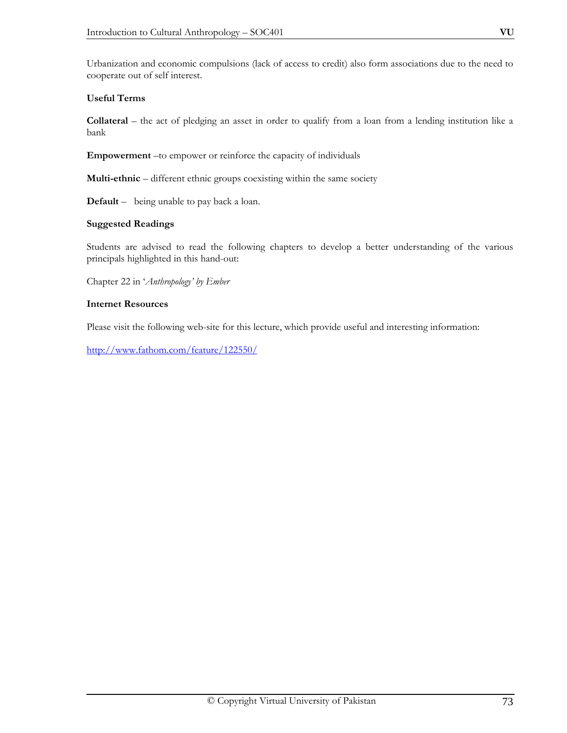Urbanization and economic compulsions (lack of access to credit) also form associations due to the need to cooperate out of self interest.

**Useful Terms**

**Collateral** – the act of pledging an asset in order to qualify from a loan from a lending institution like a bank

**Empowerment** –to empower or reinforce the capacity of individuals

**Multi-ethnic** – different ethnic groups coexisting within the same society

**Default** – being unable to pay back a loan.

**Suggested Readings**

Students are advised to read the following chapters to develop a better understanding of the various principals highlighted in this hand-out:

Chapter 22 in '*Anthropology' by Ember*

**Internet Resources**

Please visit the following web-site for this lecture, which provide useful and interesting information:

http://www.fathom.com/feature/122550/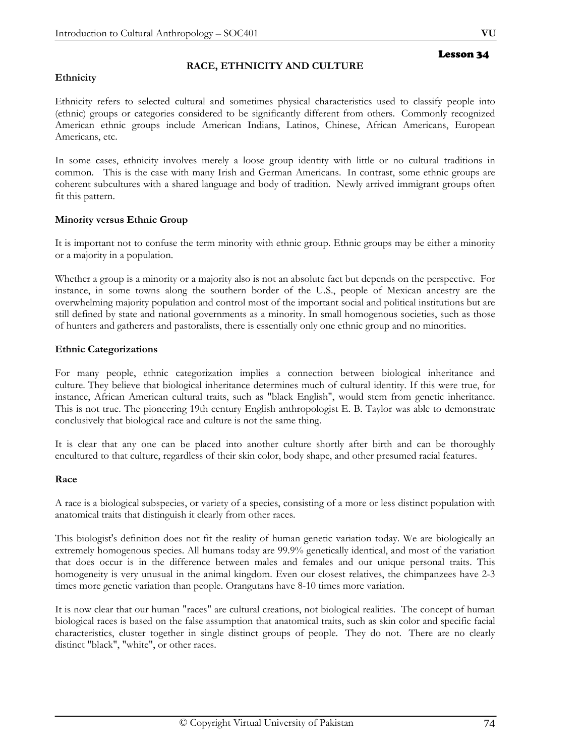## Lesson 34

# RACE, ETHNICITY AND CULTURE

### Ethnicity

Ethnicity refers to selected cultural and sometimes physical characteristics used to classify people into (ethnic) groups or categories considered to be significantly different from others. Commonly recognized American ethnic groups include American Indians, Latinos, Chinese, African Americans, European Americans, etc.

In some cases, ethnicity involves merely a loose group identity with little or no cultural traditions in common. This is the case with many Irish and German Americans. In contrast, some ethnic groups are coherent subcultures with a shared language and body of tradition. Newly arrived immigrant groups often fit this pattern.

### Minority versus Ethnic Group

It is important not to confuse the term minority with ethnic group. Ethnic groups may be either a minority or a majority in a population.

Whether a group is a minority or a majority also is not an absolute fact but depends on the perspective. For instance, in some towns along the southern border of the U.S., people of Mexican ancestry are the overwhelming majority population and control most of the important social and political institutions but are still defined by state and national governments as a minority. In small homogenous societies, such as those of hunters and gatherers and pastoralists, there is essentially only one ethnic group and no minorities.

### Ethnic Categorizations

For many people, ethnic categorization implies a connection between biological inheritance and culture. They believe that biological inheritance determines much of cultural identity. If this were true, for instance, African American cultural traits, such as "black English", would stem from genetic inheritance. This is not true. The pioneering 19th century English anthropologist E. B. Taylor was able to demonstrate conclusively that biological race and culture is not the same thing.

It is clear that any one can be placed into another culture shortly after birth and can be thoroughly encultured to that culture, regardless of their skin color, body shape, and other presumed racial features.

### Race

A race is a biological subspecies, or variety of a species, consisting of a more or less distinct population with anatomical traits that distinguish it clearly from other races.

This biologist's definition does not fit the reality of human genetic variation today. We are biologically an extremely homogenous species. All humans today are 99.9% genetically identical, and most of the variation that does occur is in the difference between males and females and our unique personal traits. This homogeneity is very unusual in the animal kingdom. Even our closest relatives, the chimpanzees have 2-3 times more genetic variation than people. Orangutans have 8-10 times more variation.

It is now clear that our human "races" are cultural creations, not biological realities. The concept of human biological races is based on the false assumption that anatomical traits, such as skin color and specific facial characteristics, cluster together in single distinct groups of people. They do not. There are no clearly distinct "black", "white", or other races.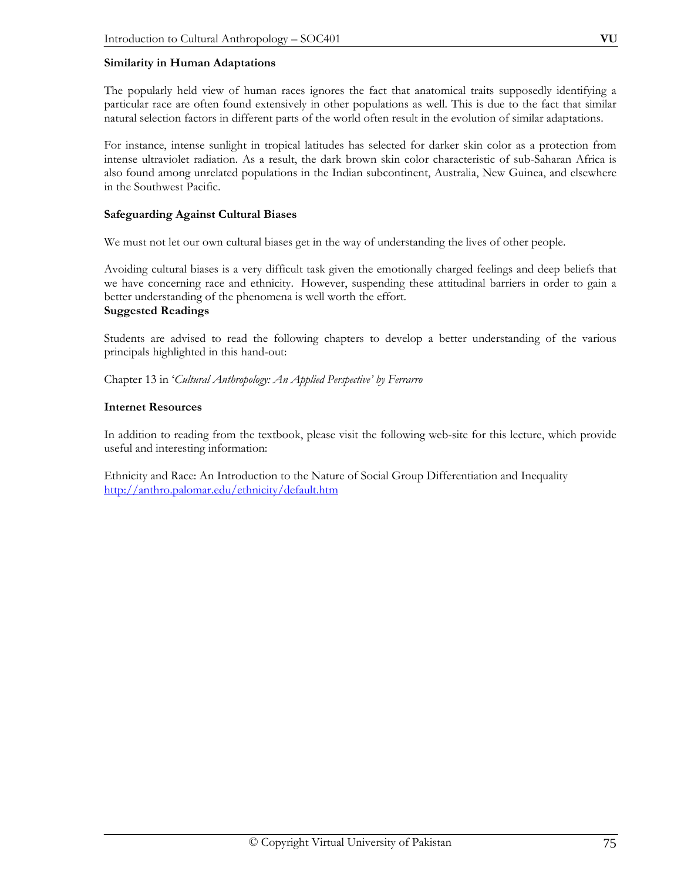**Similarity in Human Adaptations**

The popularly held view of human races ignores the fact that anatomical traits supposedly identifying a particular race are often found extensively in other populations as well. This is due to the fact that similar natural selection factors in different parts of the world often result in the evolution of similar adaptations.

For instance, intense sunlight in tropical latitudes has selected for darker skin color as a protection from intense ultraviolet radiation. As a result, the dark brown skin color characteristic of sub-Saharan Africa is also found among unrelated populations in the Indian subcontinent, Australia, New Guinea, and elsewhere in the Southwest Pacific.

**Safeguarding Against Cultural Biases**

We must not let our own cultural biases get in the way of understanding the lives of other people.

Avoiding cultural biases is a very difficult task given the emotionally charged feelings and deep beliefs that we have concerning race and ethnicity. However, suspending these attitudinal barriers in order to gain a better understanding of the phenomena is well worth the effort.

**Suggested Readings**

Students are advised to read the following chapters to develop a better understanding of the various principals highlighted in this hand-out:

Chapter 13 in '*Cultural Anthropology: An Applied Perspective' by Ferrarro*

**Internet Resources**

In addition to reading from the textbook, please visit the following web-site for this lecture, which provide useful and interesting information:

Ethnicity and Race: An Introduction to the Nature of Social Group Differentiation and Inequality
http://anthro.palomar.edu/ethnicity/default.htm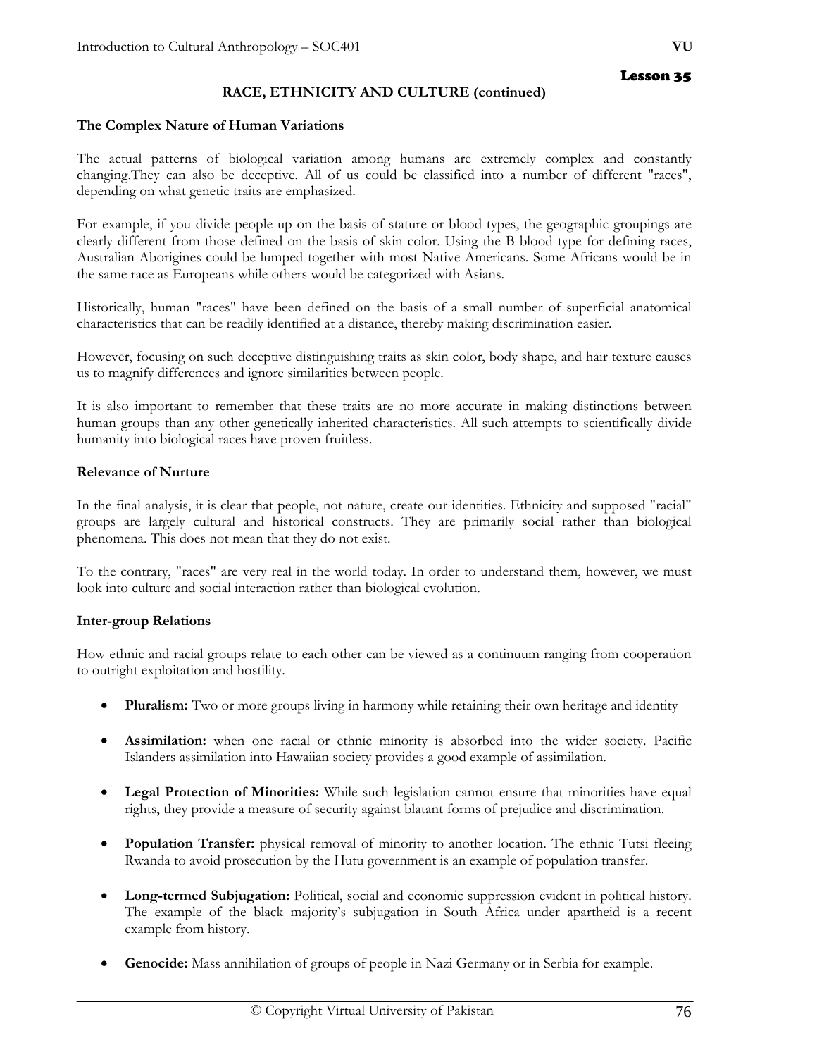## Lesson 35

### RACE, ETHNICITY AND CULTURE (continued)

**The Complex Nature of Human Variations**

The actual patterns of biological variation among humans are extremely complex and constantly changing.They can also be deceptive. All of us could be classified into a number of different "races", depending on what genetic traits are emphasized.

For example, if you divide people up on the basis of stature or blood types, the geographic groupings are clearly different from those defined on the basis of skin color. Using the B blood type for defining races, Australian Aborigines could be lumped together with most Native Americans. Some Africans would be in the same race as Europeans while others would be categorized with Asians.

Historically, human "races" have been defined on the basis of a small number of superficial anatomical characteristics that can be readily identified at a distance, thereby making discrimination easier.

However, focusing on such deceptive distinguishing traits as skin color, body shape, and hair texture causes us to magnify differences and ignore similarities between people.

It is also important to remember that these traits are no more accurate in making distinctions between human groups than any other genetically inherited characteristics. All such attempts to scientifically divide humanity into biological races have proven fruitless.

**Relevance of Nurture**

In the final analysis, it is clear that people, not nature, create our identities. Ethnicity and supposed "racial" groups are largely cultural and historical constructs. They are primarily social rather than biological phenomena. This does not mean that they do not exist.

To the contrary, "races" are very real in the world today. In order to understand them, however, we must look into culture and social interaction rather than biological evolution.

**Inter-group Relations**

How ethnic and racial groups relate to each other can be viewed as a continuum ranging from cooperation to outright exploitation and hostility.

- **Pluralism:** Two or more groups living in harmony while retaining their own heritage and identity
- **Assimilation:** when one racial or ethnic minority is absorbed into the wider society. Pacific Islanders assimilation into Hawaiian society provides a good example of assimilation.
- **Legal Protection of Minorities:** While such legislation cannot ensure that minorities have equal rights, they provide a measure of security against blatant forms of prejudice and discrimination.
- **Population Transfer:** physical removal of minority to another location. The ethnic Tutsi fleeing Rwanda to avoid prosecution by the Hutu government is an example of population transfer.
- **Long-termed Subjugation:** Political, social and economic suppression evident in political history. The example of the black majority's subjugation in South Africa under apartheid is a recent example from history.
- **Genocide:** Mass annihilation of groups of people in Nazi Germany or in Serbia for example.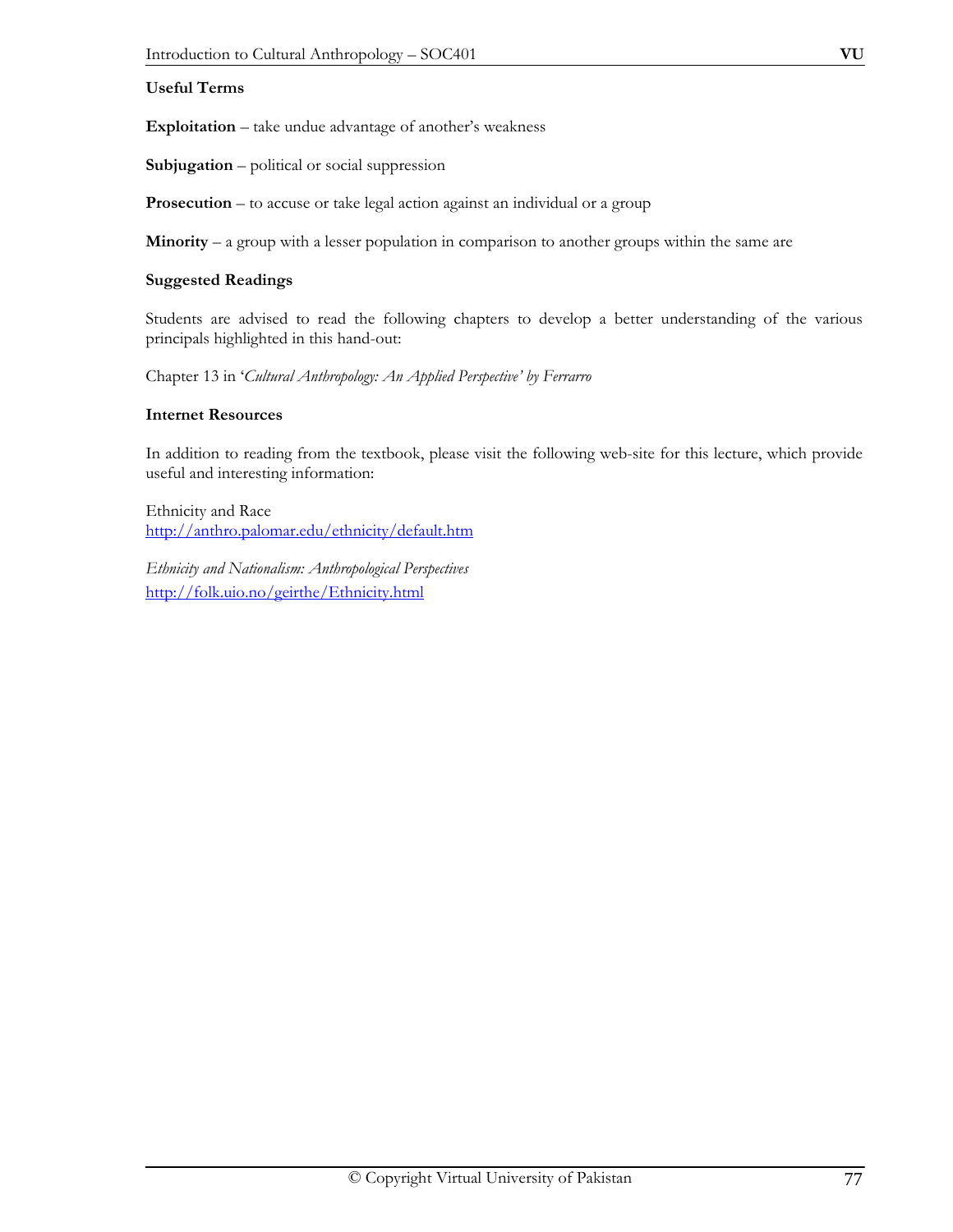**Useful Terms**

**Exploitation** – take undue advantage of another's weakness

**Subjugation** – political or social suppression

**Prosecution** – to accuse or take legal action against an individual or a group

**Minority** – a group with a lesser population in comparison to another groups within the same are

**Suggested Readings**

Students are advised to read the following chapters to develop a better understanding of the various principals highlighted in this hand-out:

Chapter 13 in '*Cultural Anthropology: An Applied Perspective' by Ferrarro*

**Internet Resources**

In addition to reading from the textbook, please visit the following web-site for this lecture, which provide useful and interesting information:

Ethnicity and Race
http://anthro.palomar.edu/ethnicity/default.htm

*Ethnicity and Nationalism: Anthropological Perspectives*
http://folk.uio.no/geirthe/Ethnicity.html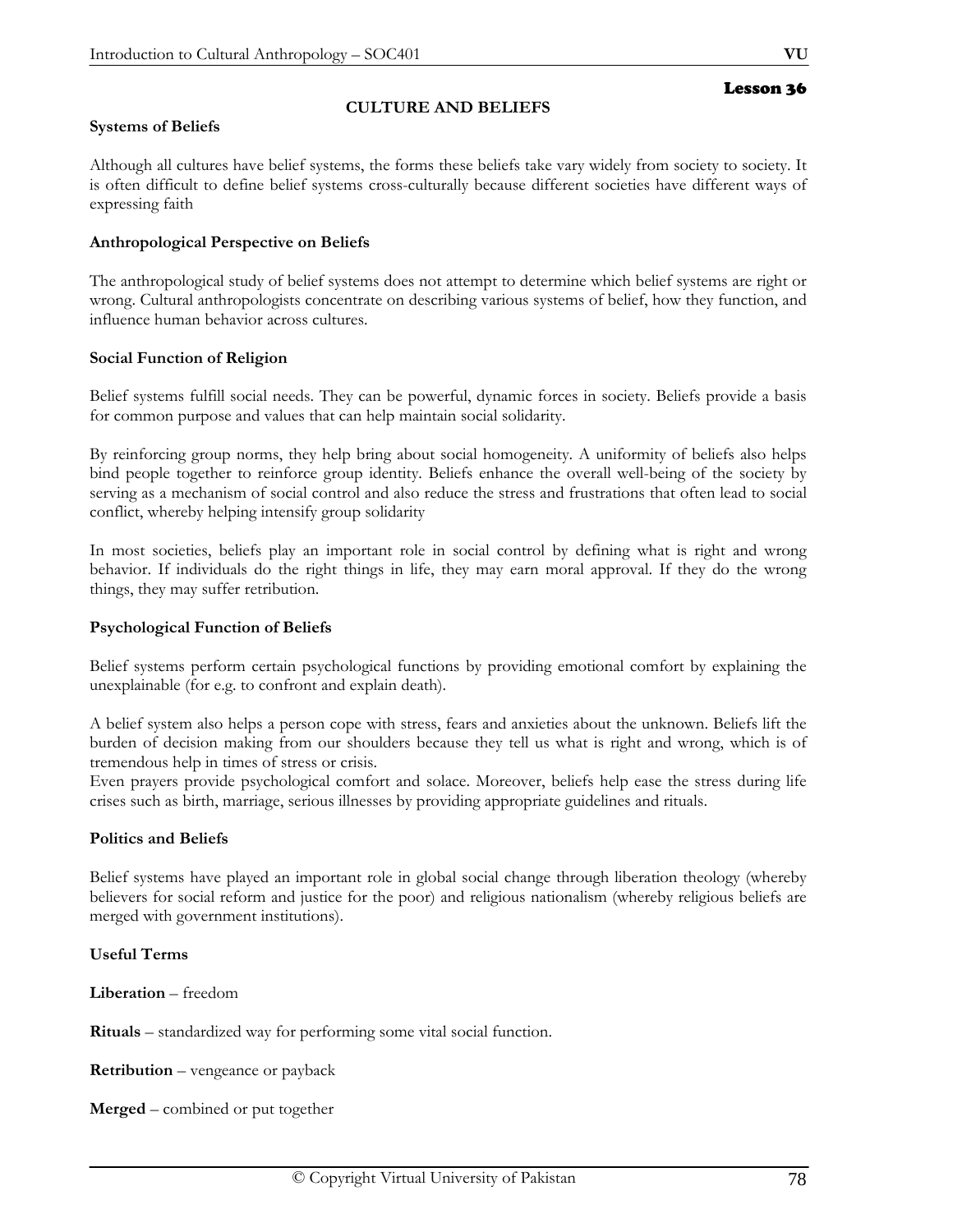Lesson 36

## CULTURE AND BELIEFS

### Systems of Beliefs

Although all cultures have belief systems, the forms these beliefs take vary widely from society to society. It is often difficult to define belief systems cross-culturally because different societies have different ways of expressing faith

### Anthropological Perspective on Beliefs

The anthropological study of belief systems does not attempt to determine which belief systems are right or wrong. Cultural anthropologists concentrate on describing various systems of belief, how they function, and influence human behavior across cultures.

### Social Function of Religion

Belief systems fulfill social needs. They can be powerful, dynamic forces in society. Beliefs provide a basis for common purpose and values that can help maintain social solidarity.

By reinforcing group norms, they help bring about social homogeneity. A uniformity of beliefs also helps bind people together to reinforce group identity. Beliefs enhance the overall well-being of the society by serving as a mechanism of social control and also reduce the stress and frustrations that often lead to social conflict, whereby helping intensify group solidarity

In most societies, beliefs play an important role in social control by defining what is right and wrong behavior. If individuals do the right things in life, they may earn moral approval. If they do the wrong things, they may suffer retribution.

### Psychological Function of Beliefs

Belief systems perform certain psychological functions by providing emotional comfort by explaining the unexplainable (for e.g. to confront and explain death).

A belief system also helps a person cope with stress, fears and anxieties about the unknown. Beliefs lift the burden of decision making from our shoulders because they tell us what is right and wrong, which is of tremendous help in times of stress or crisis.
Even prayers provide psychological comfort and solace. Moreover, beliefs help ease the stress during life crises such as birth, marriage, serious illnesses by providing appropriate guidelines and rituals.

### Politics and Beliefs

Belief systems have played an important role in global social change through liberation theology (whereby believers for social reform and justice for the poor) and religious nationalism (whereby religious beliefs are merged with government institutions).

### Useful Terms

**Liberation** – freedom

**Rituals** – standardized way for performing some vital social function.

**Retribution** – vengeance or payback

**Merged** – combined or put together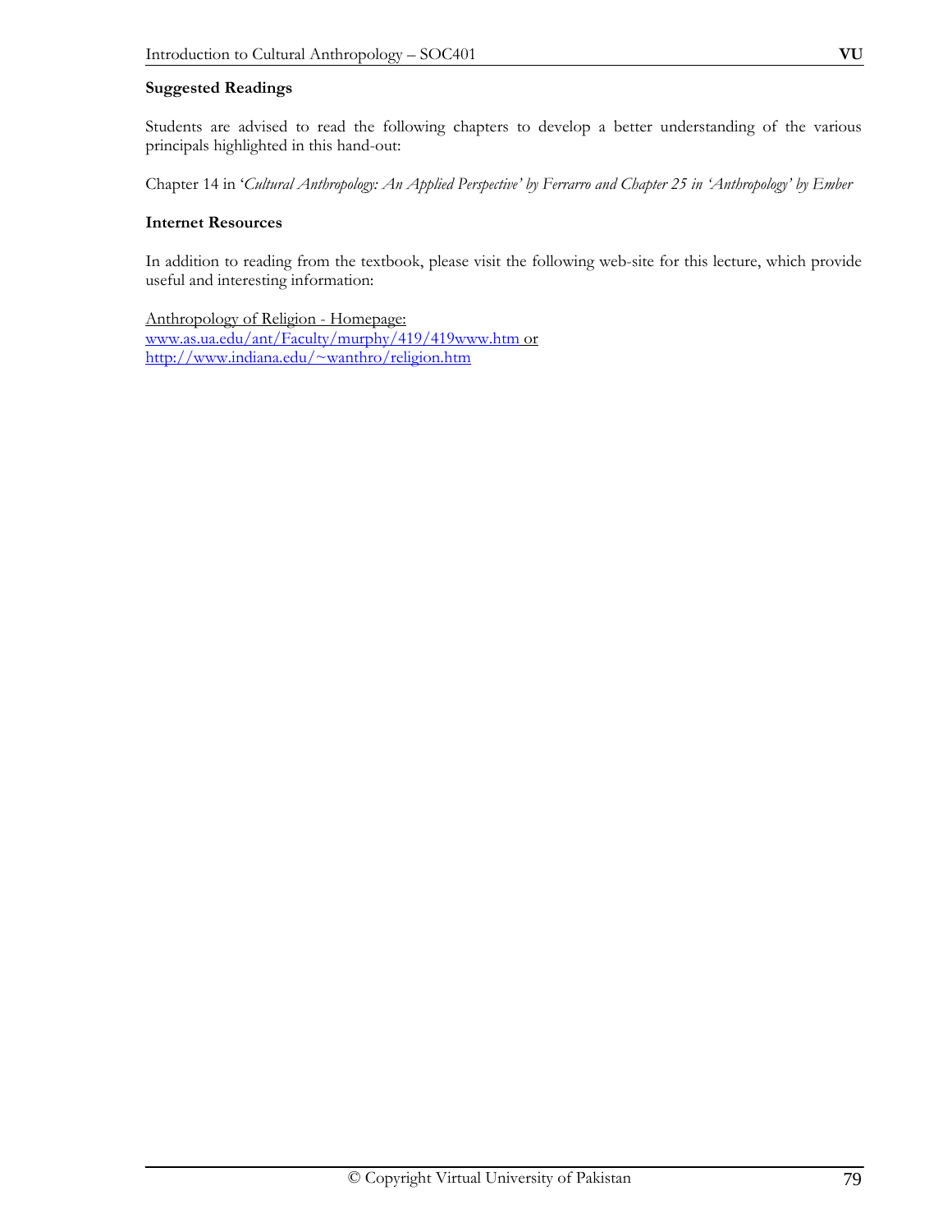**Suggested Readings**

Students are advised to read the following chapters to develop a better understanding of the various principals highlighted in this hand-out:

Chapter 14 in '*Cultural Anthropology: An Applied Perspective' by Ferrarro and Chapter 25 in 'Anthropology' by Ember*

**Internet Resources**

In addition to reading from the textbook, please visit the following web-site for this lecture, which provide useful and interesting information:

Anthropology of Religion - Homepage:
www.as.ua.edu/ant/Faculty/murphy/419/419www.htm or
http://www.indiana.edu/~wanthro/religion.htm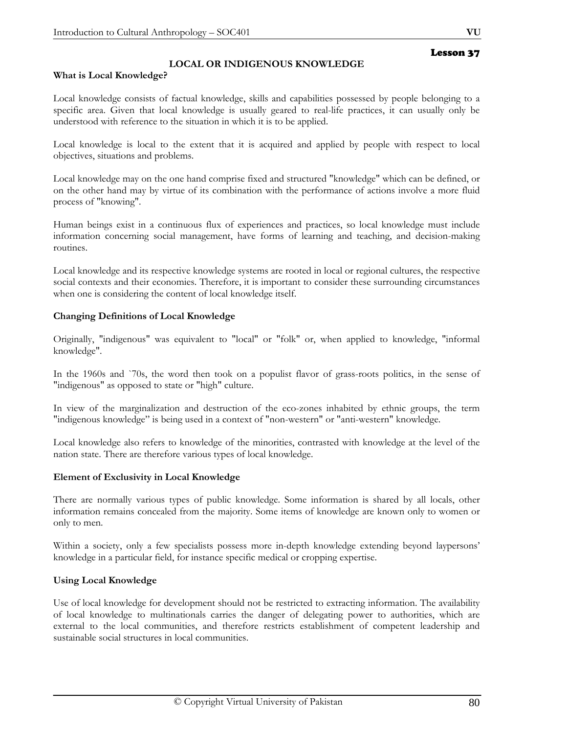## Lesson 37

# LOCAL OR INDIGENOUS KNOWLEDGE

### What is Local Knowledge?

Local knowledge consists of factual knowledge, skills and capabilities possessed by people belonging to a specific area. Given that local knowledge is usually geared to real-life practices, it can usually only be understood with reference to the situation in which it is to be applied.

Local knowledge is local to the extent that it is acquired and applied by people with respect to local objectives, situations and problems.

Local knowledge may on the one hand comprise fixed and structured "knowledge" which can be defined, or on the other hand may by virtue of its combination with the performance of actions involve a more fluid process of "knowing".

Human beings exist in a continuous flux of experiences and practices, so local knowledge must include information concerning social management, have forms of learning and teaching, and decision-making routines.

Local knowledge and its respective knowledge systems are rooted in local or regional cultures, the respective social contexts and their economies. Therefore, it is important to consider these surrounding circumstances when one is considering the content of local knowledge itself.

### Changing Definitions of Local Knowledge

Originally, "indigenous" was equivalent to "local" or "folk" or, when applied to knowledge, "informal knowledge".

In the 1960s and `70s, the word then took on a populist flavor of grass-roots politics, in the sense of "indigenous" as opposed to state or "high" culture.

In view of the marginalization and destruction of the eco-zones inhabited by ethnic groups, the term "indigenous knowledge" is being used in a context of "non-western" or "anti-western" knowledge.

Local knowledge also refers to knowledge of the minorities, contrasted with knowledge at the level of the nation state. There are therefore various types of local knowledge.

### Element of Exclusivity in Local Knowledge

There are normally various types of public knowledge. Some information is shared by all locals, other information remains concealed from the majority. Some items of knowledge are known only to women or only to men.

Within a society, only a few specialists possess more in-depth knowledge extending beyond laypersons' knowledge in a particular field, for instance specific medical or cropping expertise.

### Using Local Knowledge

Use of local knowledge for development should not be restricted to extracting information. The availability of local knowledge to multinationals carries the danger of delegating power to authorities, which are external to the local communities, and therefore restricts establishment of competent leadership and sustainable social structures in local communities.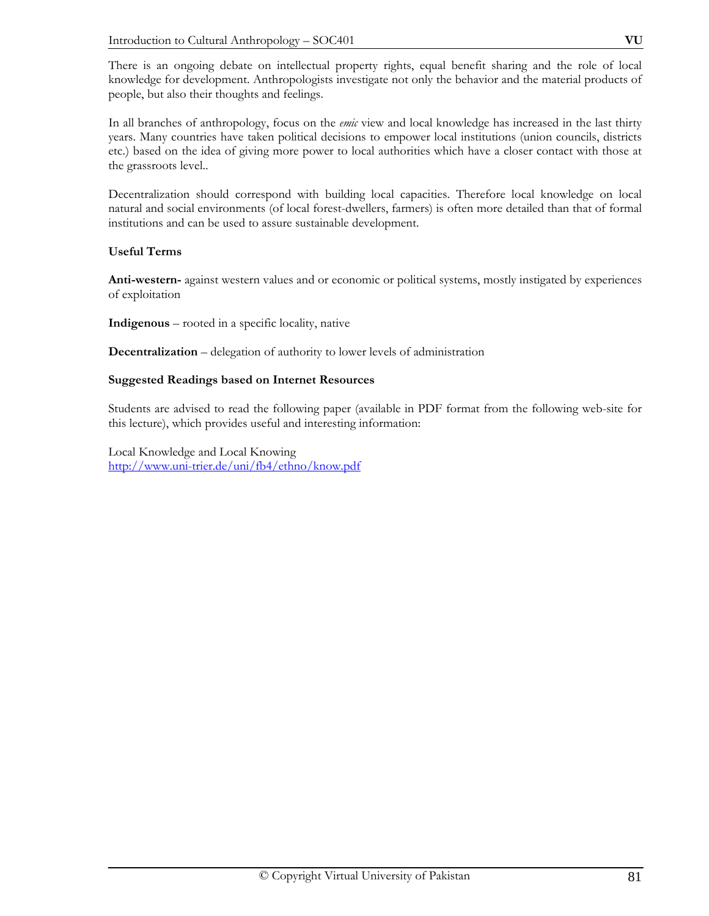There is an ongoing debate on intellectual property rights, equal benefit sharing and the role of local knowledge for development. Anthropologists investigate not only the behavior and the material products of people, but also their thoughts and feelings.

In all branches of anthropology, focus on the *emic* view and local knowledge has increased in the last thirty years. Many countries have taken political decisions to empower local institutions (union councils, districts etc.) based on the idea of giving more power to local authorities which have a closer contact with those at the grassroots level..

Decentralization should correspond with building local capacities. Therefore local knowledge on local natural and social environments (of local forest-dwellers, farmers) is often more detailed than that of formal institutions and can be used to assure sustainable development.

**Useful Terms**

**Anti-western-** against western values and or economic or political systems, mostly instigated by experiences of exploitation

**Indigenous** – rooted in a specific locality, native

**Decentralization** – delegation of authority to lower levels of administration

**Suggested Readings based on Internet Resources**

Students are advised to read the following paper (available in PDF format from the following web-site for this lecture), which provides useful and interesting information:

Local Knowledge and Local Knowing
http://www.uni-trier.de/uni/fb4/ethno/know.pdf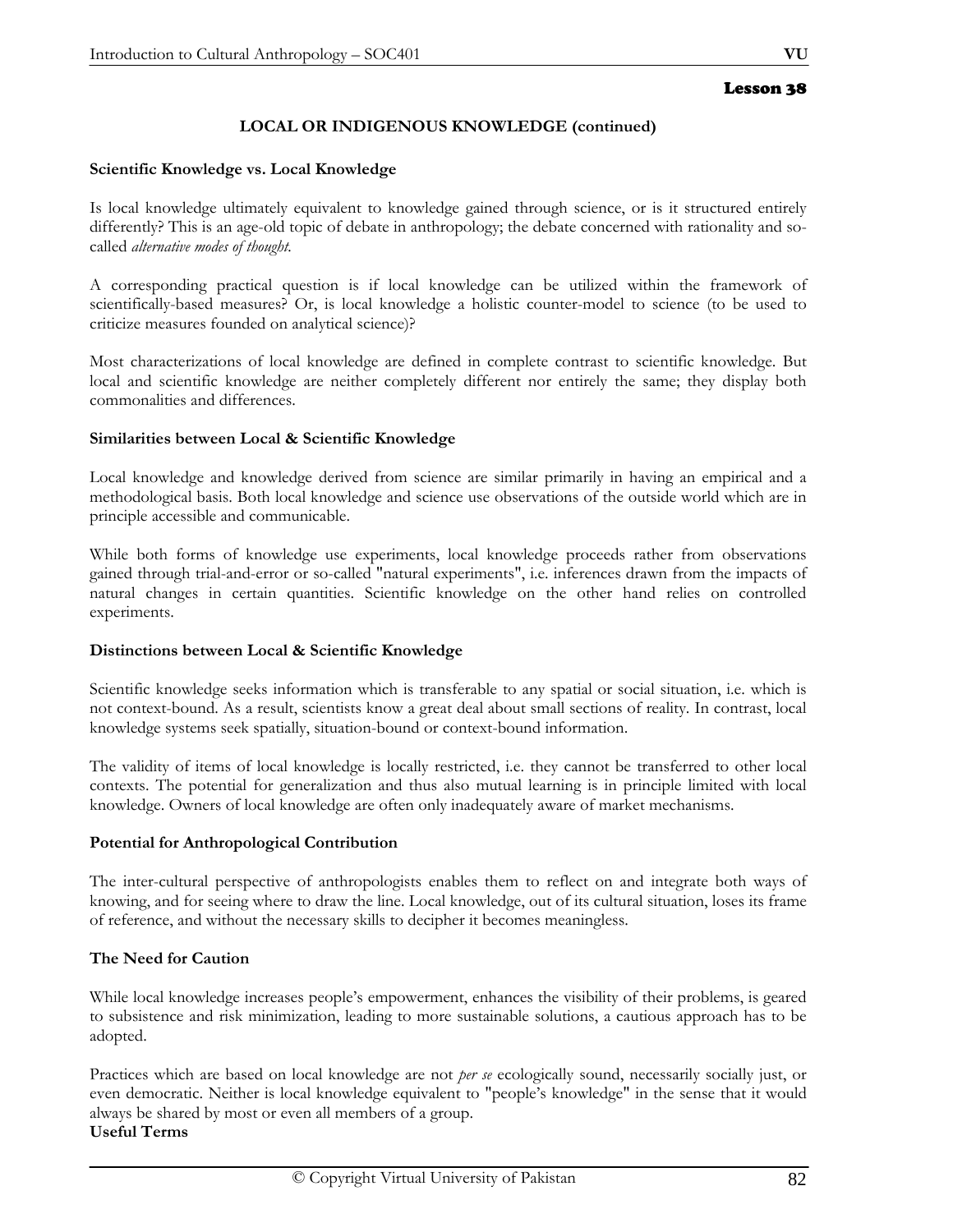# Lesson 38

## LOCAL OR INDIGENOUS KNOWLEDGE (continued)

### Scientific Knowledge vs. Local Knowledge

Is local knowledge ultimately equivalent to knowledge gained through science, or is it structured entirely differently? This is an age-old topic of debate in anthropology; the debate concerned with rationality and so-called *alternative modes of thought.*

A corresponding practical question is if local knowledge can be utilized within the framework of scientifically-based measures? Or, is local knowledge a holistic counter-model to science (to be used to criticize measures founded on analytical science)?

Most characterizations of local knowledge are defined in complete contrast to scientific knowledge. But local and scientific knowledge are neither completely different nor entirely the same; they display both commonalities and differences.

### Similarities between Local & Scientific Knowledge

Local knowledge and knowledge derived from science are similar primarily in having an empirical and a methodological basis. Both local knowledge and science use observations of the outside world which are in principle accessible and communicable.

While both forms of knowledge use experiments, local knowledge proceeds rather from observations gained through trial-and-error or so-called "natural experiments", i.e. inferences drawn from the impacts of natural changes in certain quantities. Scientific knowledge on the other hand relies on controlled experiments.

### Distinctions between Local & Scientific Knowledge

Scientific knowledge seeks information which is transferable to any spatial or social situation, i.e. which is not context-bound. As a result, scientists know a great deal about small sections of reality. In contrast, local knowledge systems seek spatially, situation-bound or context-bound information.

The validity of items of local knowledge is locally restricted, i.e. they cannot be transferred to other local contexts. The potential for generalization and thus also mutual learning is in principle limited with local knowledge. Owners of local knowledge are often only inadequately aware of market mechanisms.

### Potential for Anthropological Contribution

The inter-cultural perspective of anthropologists enables them to reflect on and integrate both ways of knowing, and for seeing where to draw the line. Local knowledge, out of its cultural situation, loses its frame of reference, and without the necessary skills to decipher it becomes meaningless.

### The Need for Caution

While local knowledge increases people's empowerment, enhances the visibility of their problems, is geared to subsistence and risk minimization, leading to more sustainable solutions, a cautious approach has to be adopted.

Practices which are based on local knowledge are not *per se* ecologically sound, necessarily socially just, or even democratic. Neither is local knowledge equivalent to "people's knowledge" in the sense that it would always be shared by most or even all members of a group.

### Useful Terms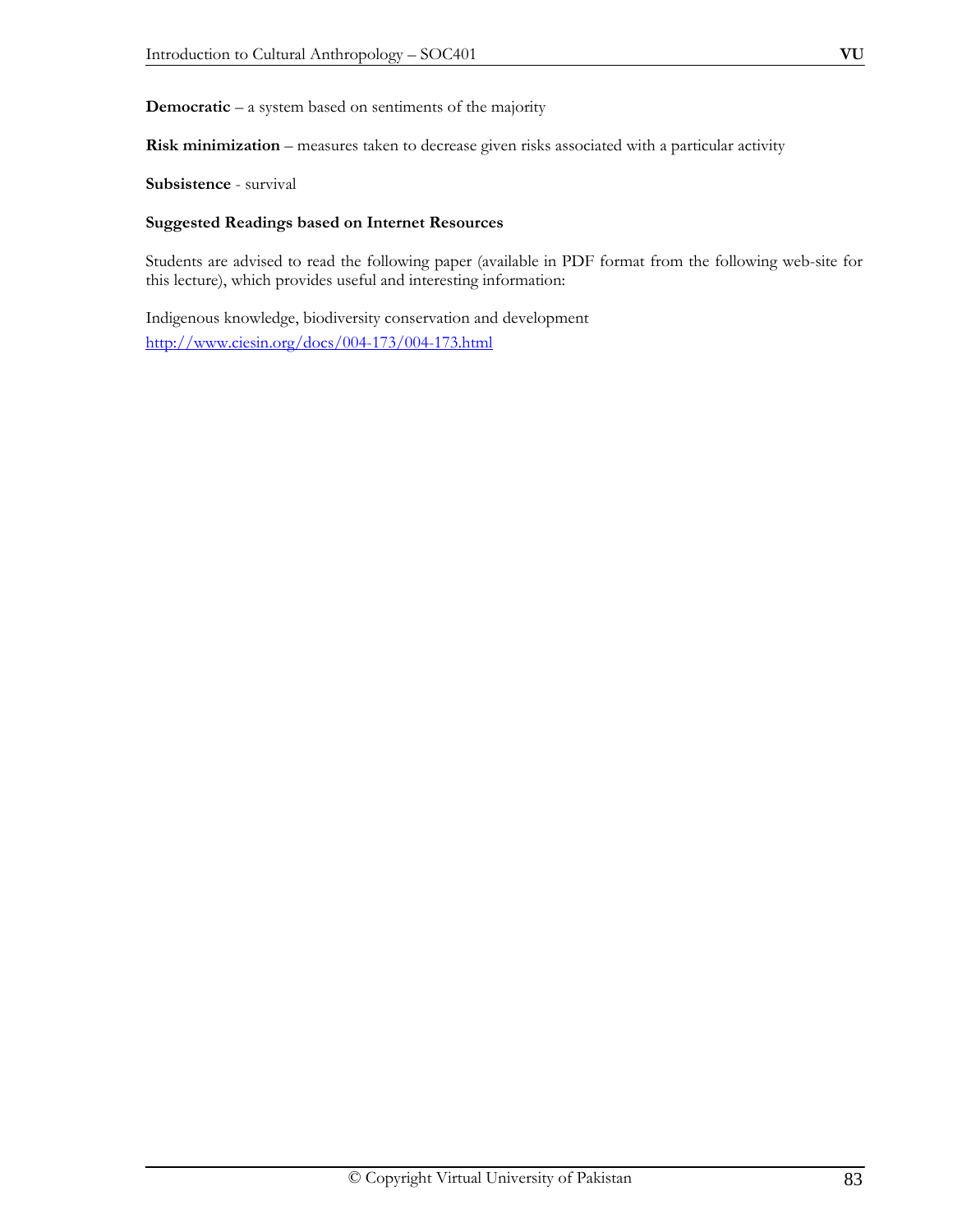**Democratic** – a system based on sentiments of the majority

**Risk minimization** – measures taken to decrease given risks associated with a particular activity

**Subsistence** - survival

**Suggested Readings based on Internet Resources**

Students are advised to read the following paper (available in PDF format from the following web-site for this lecture), which provides useful and interesting information:

Indigenous knowledge, biodiversity conservation and development
http://www.ciesin.org/docs/004-173/004-173.html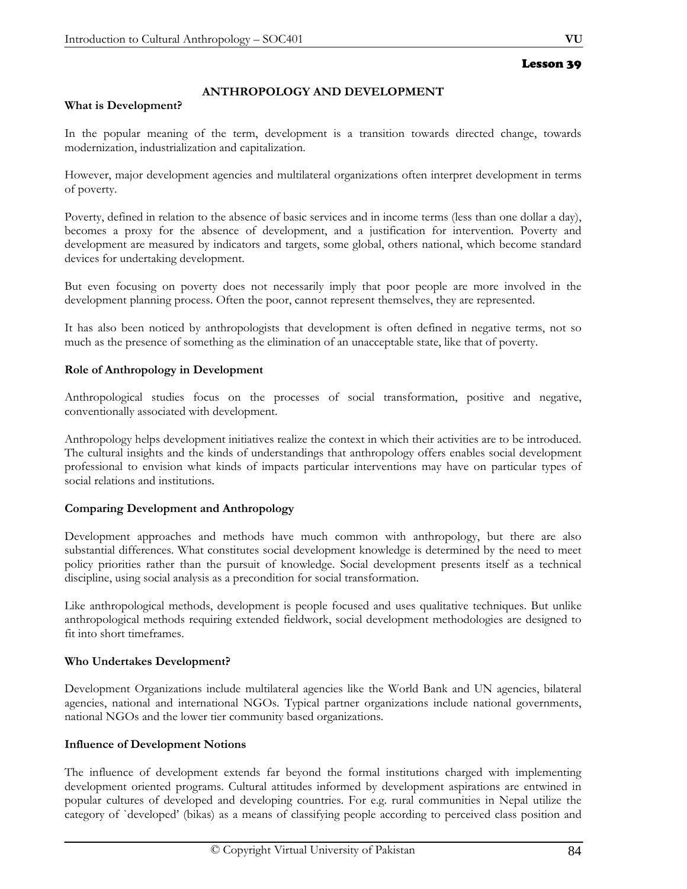# Lesson 39

## ANTHROPOLOGY AND DEVELOPMENT

**What is Development?**

In the popular meaning of the term, development is a transition towards directed change, towards modernization, industrialization and capitalization.

However, major development agencies and multilateral organizations often interpret development in terms of poverty.

Poverty, defined in relation to the absence of basic services and in income terms (less than one dollar a day), becomes a proxy for the absence of development, and a justification for intervention. Poverty and development are measured by indicators and targets, some global, others national, which become standard devices for undertaking development.

But even focusing on poverty does not necessarily imply that poor people are more involved in the development planning process. Often the poor, cannot represent themselves, they are represented.

It has also been noticed by anthropologists that development is often defined in negative terms, not so much as the presence of something as the elimination of an unacceptable state, like that of poverty.

**Role of Anthropology in Development**

Anthropological studies focus on the processes of social transformation, positive and negative, conventionally associated with development.

Anthropology helps development initiatives realize the context in which their activities are to be introduced. The cultural insights and the kinds of understandings that anthropology offers enables social development professional to envision what kinds of impacts particular interventions may have on particular types of social relations and institutions.

**Comparing Development and Anthropology**

Development approaches and methods have much common with anthropology, but there are also substantial differences. What constitutes social development knowledge is determined by the need to meet policy priorities rather than the pursuit of knowledge. Social development presents itself as a technical discipline, using social analysis as a precondition for social transformation.

Like anthropological methods, development is people focused and uses qualitative techniques. But unlike anthropological methods requiring extended fieldwork, social development methodologies are designed to fit into short timeframes.

**Who Undertakes Development?**

Development Organizations include multilateral agencies like the World Bank and UN agencies, bilateral agencies, national and international NGOs. Typical partner organizations include national governments, national NGOs and the lower tier community based organizations.

**Influence of Development Notions**

The influence of development extends far beyond the formal institutions charged with implementing development oriented programs. Cultural attitudes informed by development aspirations are entwined in popular cultures of developed and developing countries. For e.g. rural communities in Nepal utilize the category of `developed' (bikas) as a means of classifying people according to perceived class position and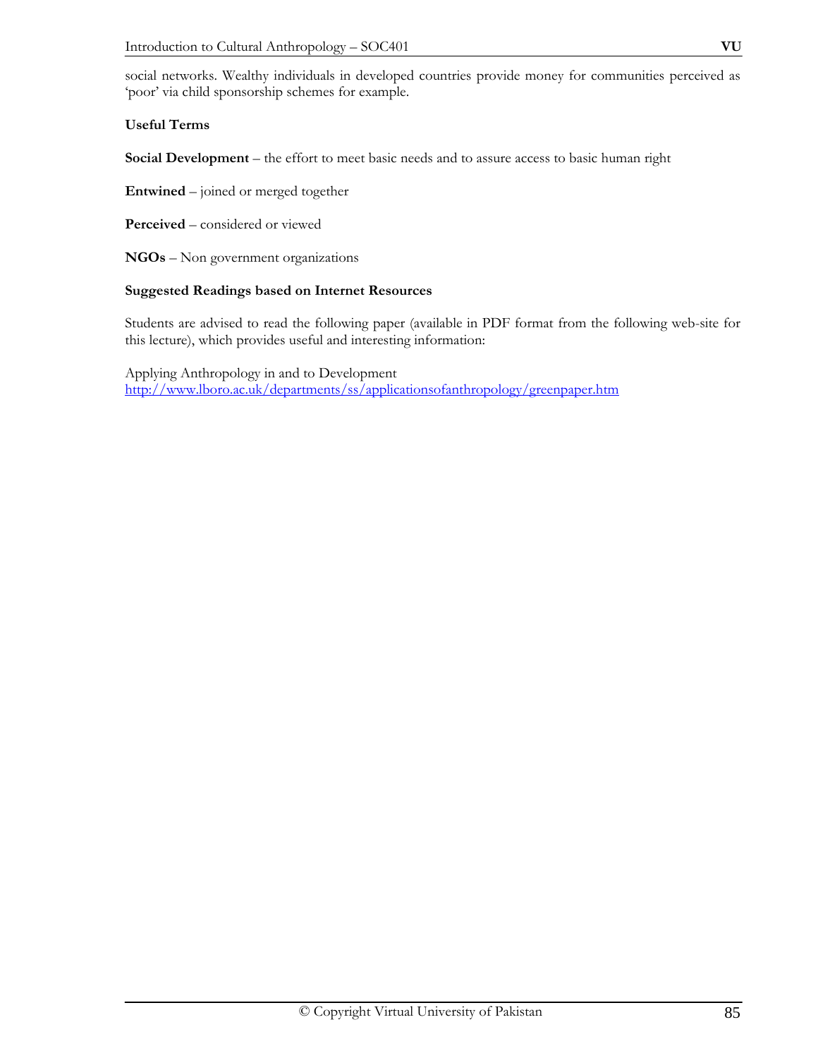social networks. Wealthy individuals in developed countries provide money for communities perceived as 'poor' via child sponsorship schemes for example.

**Useful Terms**

**Social Development** – the effort to meet basic needs and to assure access to basic human right

**Entwined** – joined or merged together

**Perceived** – considered or viewed

**NGOs** – Non government organizations

**Suggested Readings based on Internet Resources**

Students are advised to read the following paper (available in PDF format from the following web-site for this lecture), which provides useful and interesting information:

Applying Anthropology in and to Development
http://www.lboro.ac.uk/departments/ss/applicationsofanthropology/greenpaper.htm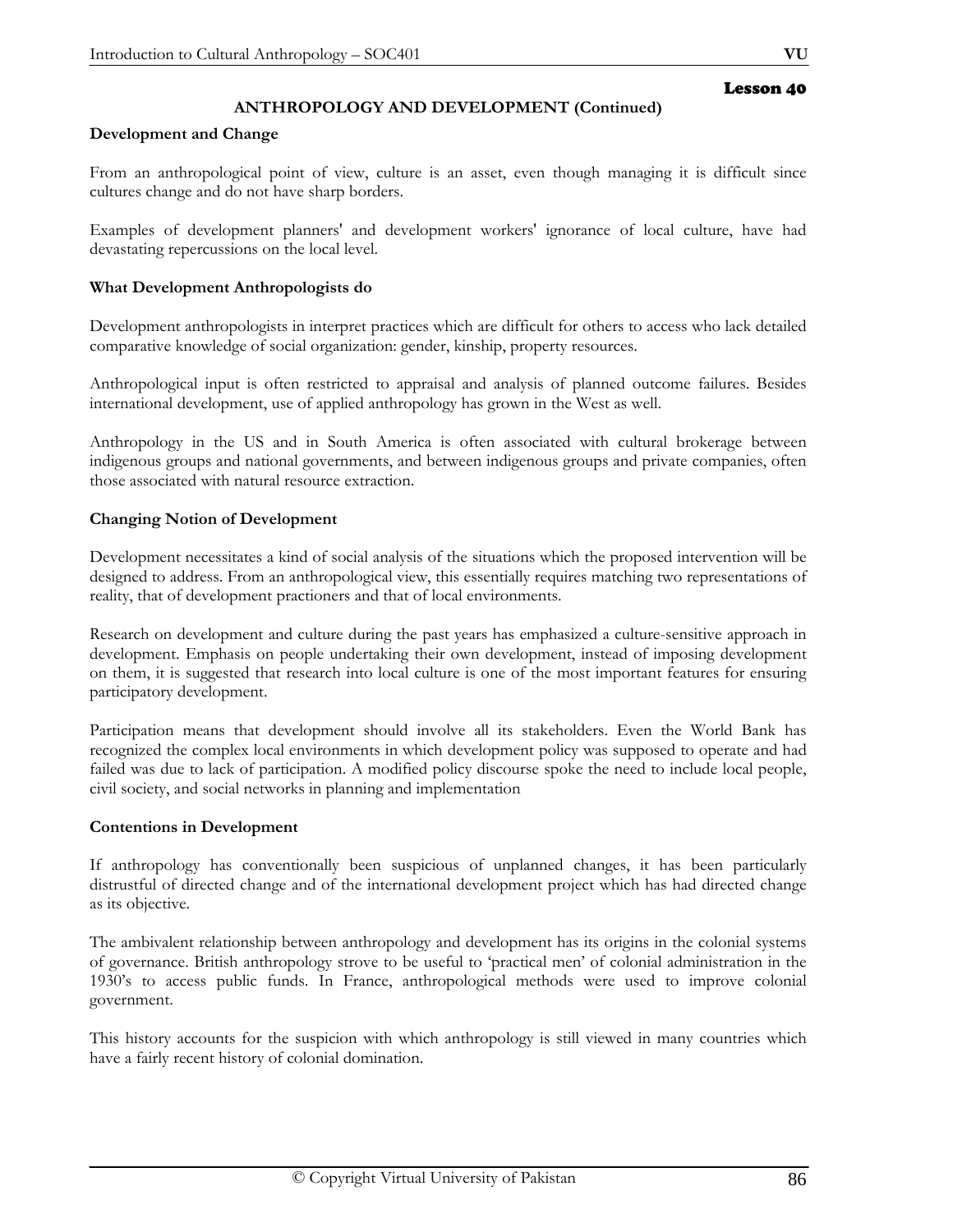## Lesson 40

### ANTHROPOLOGY AND DEVELOPMENT (Continued)

**Development and Change**

From an anthropological point of view, culture is an asset, even though managing it is difficult since cultures change and do not have sharp borders.

Examples of development planners' and development workers' ignorance of local culture, have had devastating repercussions on the local level.

**What Development Anthropologists do**

Development anthropologists in interpret practices which are difficult for others to access who lack detailed comparative knowledge of social organization: gender, kinship, property resources.

Anthropological input is often restricted to appraisal and analysis of planned outcome failures. Besides international development, use of applied anthropology has grown in the West as well.

Anthropology in the US and in South America is often associated with cultural brokerage between indigenous groups and national governments, and between indigenous groups and private companies, often those associated with natural resource extraction.

**Changing Notion of Development**

Development necessitates a kind of social analysis of the situations which the proposed intervention will be designed to address. From an anthropological view, this essentially requires matching two representations of reality, that of development practioners and that of local environments.

Research on development and culture during the past years has emphasized a culture-sensitive approach in development. Emphasis on people undertaking their own development, instead of imposing development on them, it is suggested that research into local culture is one of the most important features for ensuring participatory development.

Participation means that development should involve all its stakeholders. Even the World Bank has recognized the complex local environments in which development policy was supposed to operate and had failed was due to lack of participation. A modified policy discourse spoke the need to include local people, civil society, and social networks in planning and implementation

**Contentions in Development**

If anthropology has conventionally been suspicious of unplanned changes, it has been particularly distrustful of directed change and of the international development project which has had directed change as its objective.

The ambivalent relationship between anthropology and development has its origins in the colonial systems of governance. British anthropology strove to be useful to 'practical men' of colonial administration in the 1930's to access public funds. In France, anthropological methods were used to improve colonial government.

This history accounts for the suspicion with which anthropology is still viewed in many countries which have a fairly recent history of colonial domination.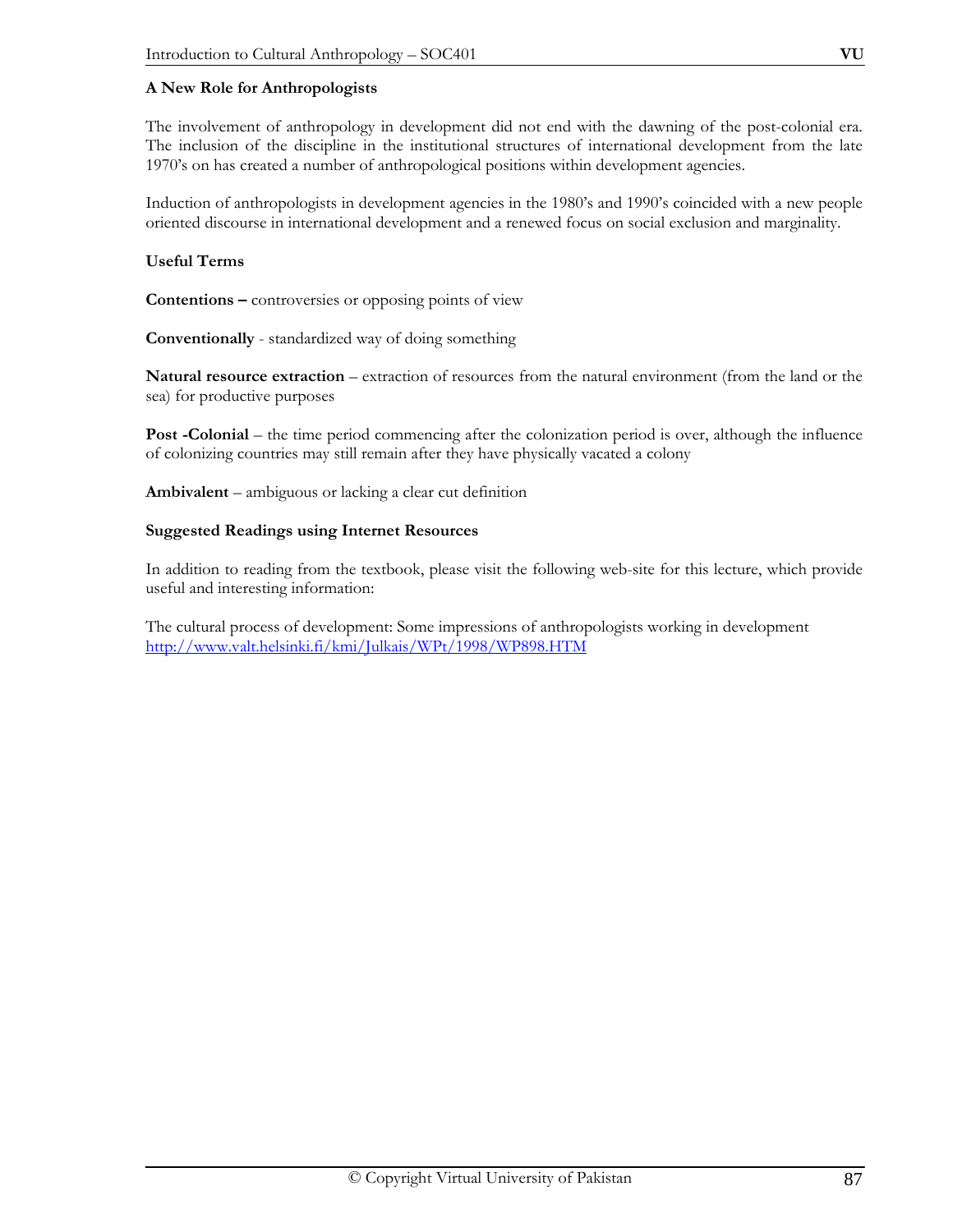**A New Role for Anthropologists**

The involvement of anthropology in development did not end with the dawning of the post-colonial era. The inclusion of the discipline in the institutional structures of international development from the late 1970's on has created a number of anthropological positions within development agencies.

Induction of anthropologists in development agencies in the 1980's and 1990's coincided with a new people oriented discourse in international development and a renewed focus on social exclusion and marginality.

**Useful Terms**

**Contentions –** controversies or opposing points of view

**Conventionally** - standardized way of doing something

**Natural resource extraction** – extraction of resources from the natural environment (from the land or the sea) for productive purposes

**Post -Colonial** – the time period commencing after the colonization period is over, although the influence of colonizing countries may still remain after they have physically vacated a colony

**Ambivalent** – ambiguous or lacking a clear cut definition

**Suggested Readings using Internet Resources**

In addition to reading from the textbook, please visit the following web-site for this lecture, which provide useful and interesting information:

The cultural process of development: Some impressions of anthropologists working in development
http://www.valt.helsinki.fi/kmi/Julkais/WPt/1998/WP898.HTM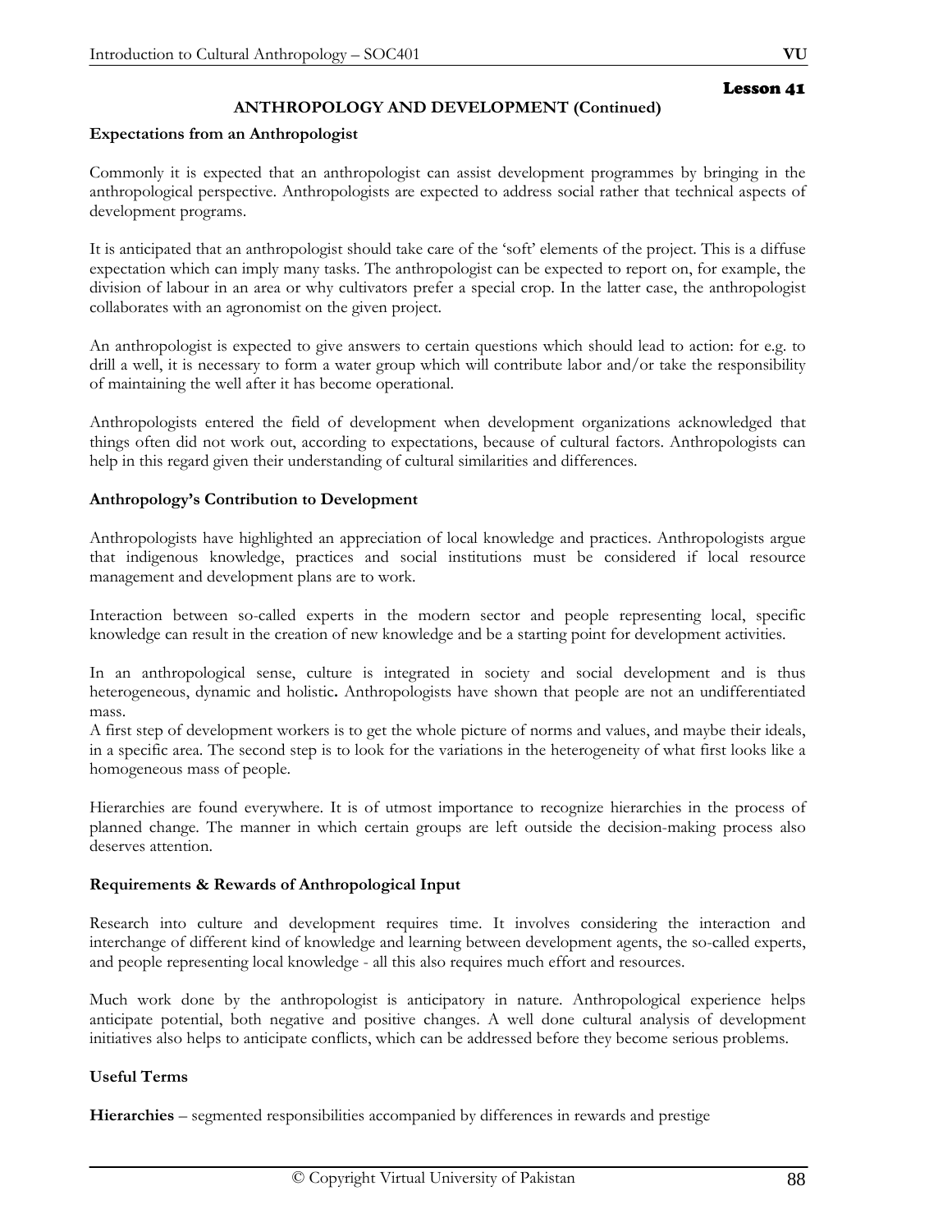# Lesson 41

## ANTHROPOLOGY AND DEVELOPMENT (Continued)

**Expectations from an Anthropologist**

Commonly it is expected that an anthropologist can assist development programmes by bringing in the anthropological perspective. Anthropologists are expected to address social rather that technical aspects of development programs.

It is anticipated that an anthropologist should take care of the 'soft' elements of the project. This is a diffuse expectation which can imply many tasks. The anthropologist can be expected to report on, for example, the division of labour in an area or why cultivators prefer a special crop. In the latter case, the anthropologist collaborates with an agronomist on the given project.

An anthropologist is expected to give answers to certain questions which should lead to action: for e.g. to drill a well, it is necessary to form a water group which will contribute labor and/or take the responsibility of maintaining the well after it has become operational.

Anthropologists entered the field of development when development organizations acknowledged that things often did not work out, according to expectations, because of cultural factors. Anthropologists can help in this regard given their understanding of cultural similarities and differences.

**Anthropology's Contribution to Development**

Anthropologists have highlighted an appreciation of local knowledge and practices. Anthropologists argue that indigenous knowledge, practices and social institutions must be considered if local resource management and development plans are to work.

Interaction between so-called experts in the modern sector and people representing local, specific knowledge can result in the creation of new knowledge and be a starting point for development activities.

In an anthropological sense, culture is integrated in society and social development and is thus heterogeneous, dynamic and holistic**.** Anthropologists have shown that people are not an undifferentiated mass.
A first step of development workers is to get the whole picture of norms and values, and maybe their ideals, in a specific area. The second step is to look for the variations in the heterogeneity of what first looks like a homogeneous mass of people.

Hierarchies are found everywhere. It is of utmost importance to recognize hierarchies in the process of planned change. The manner in which certain groups are left outside the decision-making process also deserves attention.

**Requirements & Rewards of Anthropological Input**

Research into culture and development requires time. It involves considering the interaction and interchange of different kind of knowledge and learning between development agents, the so-called experts, and people representing local knowledge - all this also requires much effort and resources.

Much work done by the anthropologist is anticipatory in nature. Anthropological experience helps anticipate potential, both negative and positive changes. A well done cultural analysis of development initiatives also helps to anticipate conflicts, which can be addressed before they become serious problems.

**Useful Terms**

**Hierarchies** – segmented responsibilities accompanied by differences in rewards and prestige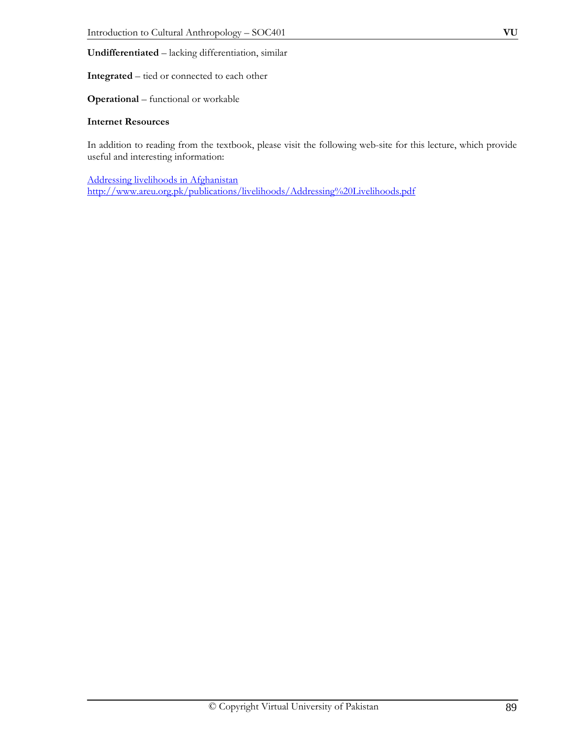**Undifferentiated** – lacking differentiation, similar

**Integrated** – tied or connected to each other

**Operational** – functional or workable

**Internet Resources**

In addition to reading from the textbook, please visit the following web-site for this lecture, which provide useful and interesting information:

[Addressing livelihoods in Afghanistan](http://www.areu.org.pk/publications/livelihoods/Addressing%20Livelihoods.pdf)
http://www.areu.org.pk/publications/livelihoods/Addressing%20Livelihoods.pdf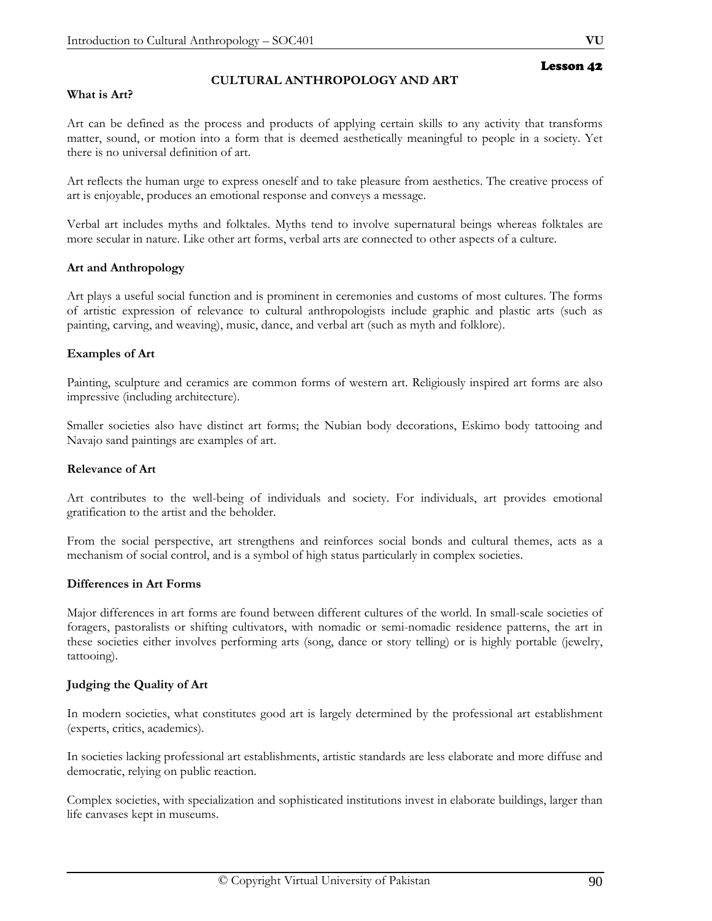## Lesson 42

# CULTURAL ANTHROPOLOGY AND ART

**What is Art?**

Art can be defined as the process and products of applying certain skills to any activity that transforms matter, sound, or motion into a form that is deemed aesthetically meaningful to people in a society. Yet there is no universal definition of art.

Art reflects the human urge to express oneself and to take pleasure from aesthetics. The creative process of art is enjoyable, produces an emotional response and conveys a message.

Verbal art includes myths and folktales. Myths tend to involve supernatural beings whereas folktales are more secular in nature. Like other art forms, verbal arts are connected to other aspects of a culture.

**Art and Anthropology**

Art plays a useful social function and is prominent in ceremonies and customs of most cultures. The forms of artistic expression of relevance to cultural anthropologists include graphic and plastic arts (such as painting, carving, and weaving), music, dance, and verbal art (such as myth and folklore).

**Examples of Art**

Painting, sculpture and ceramics are common forms of western art. Religiously inspired art forms are also impressive (including architecture).

Smaller societies also have distinct art forms; the Nubian body decorations, Eskimo body tattooing and Navajo sand paintings are examples of art.

**Relevance of Art**

Art contributes to the well-being of individuals and society. For individuals, art provides emotional gratification to the artist and the beholder.

From the social perspective, art strengthens and reinforces social bonds and cultural themes, acts as a mechanism of social control, and is a symbol of high status particularly in complex societies.

**Differences in Art Forms**

Major differences in art forms are found between different cultures of the world. In small-scale societies of foragers, pastoralists or shifting cultivators, with nomadic or semi-nomadic residence patterns, the art in these societies either involves performing arts (song, dance or story telling) or is highly portable (jewelry, tattooing).

**Judging the Quality of Art**

In modern societies, what constitutes good art is largely determined by the professional art establishment (experts, critics, academics).

In societies lacking professional art establishments, artistic standards are less elaborate and more diffuse and democratic, relying on public reaction.

Complex societies, with specialization and sophisticated institutions invest in elaborate buildings, larger than life canvases kept in museums.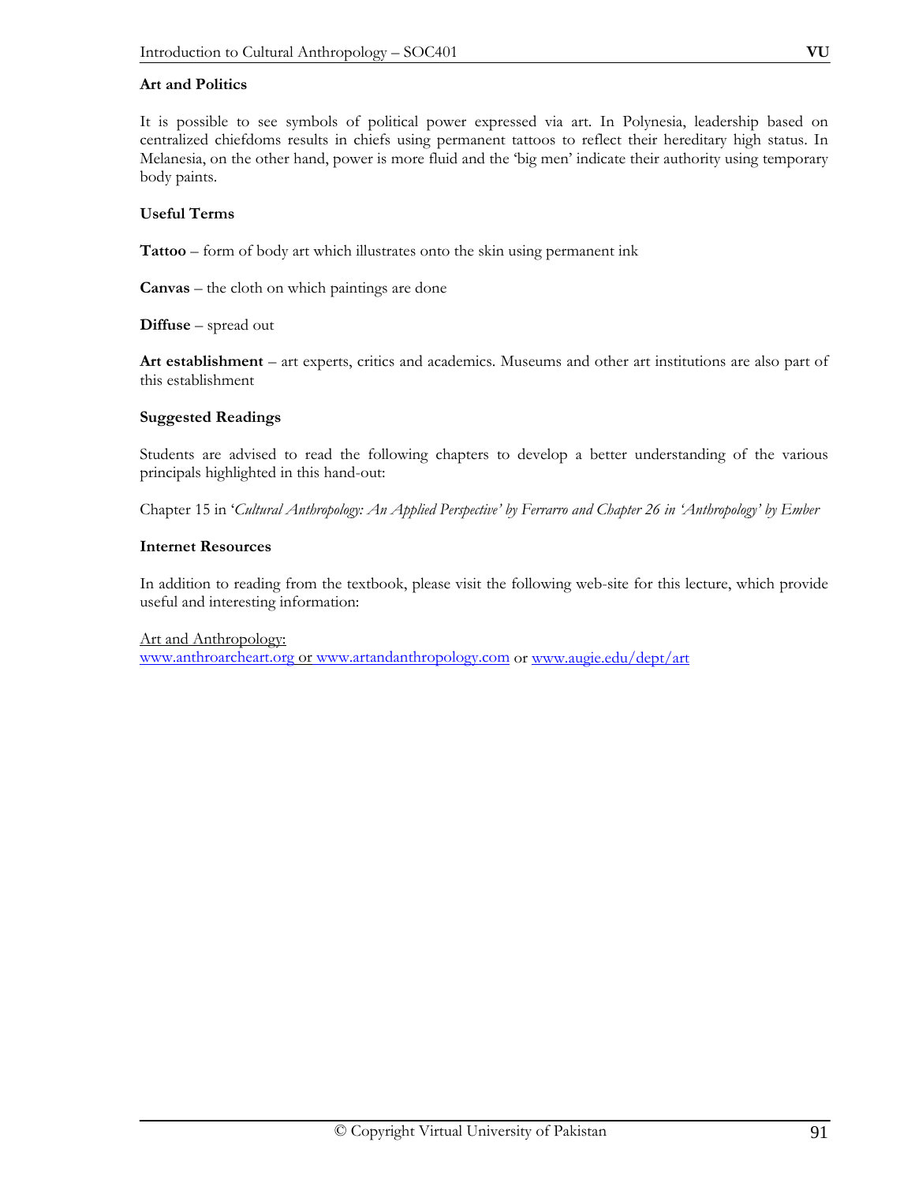**Art and Politics**

It is possible to see symbols of political power expressed via art. In Polynesia, leadership based on centralized chiefdoms results in chiefs using permanent tattoos to reflect their hereditary high status. In Melanesia, on the other hand, power is more fluid and the 'big men' indicate their authority using temporary body paints.

**Useful Terms**

**Tattoo** – form of body art which illustrates onto the skin using permanent ink

**Canvas** – the cloth on which paintings are done

**Diffuse** – spread out

**Art establishment** – art experts, critics and academics. Museums and other art institutions are also part of this establishment

**Suggested Readings**

Students are advised to read the following chapters to develop a better understanding of the various principals highlighted in this hand-out:

Chapter 15 in '*Cultural Anthropology: An Applied Perspective' by Ferrarro and Chapter 26 in 'Anthropology' by Ember*

**Internet Resources**

In addition to reading from the textbook, please visit the following web-site for this lecture, which provide useful and interesting information:

Art and Anthropology:
www.anthroarcheart.org or www.artandanthropology.com or www.augie.edu/dept/art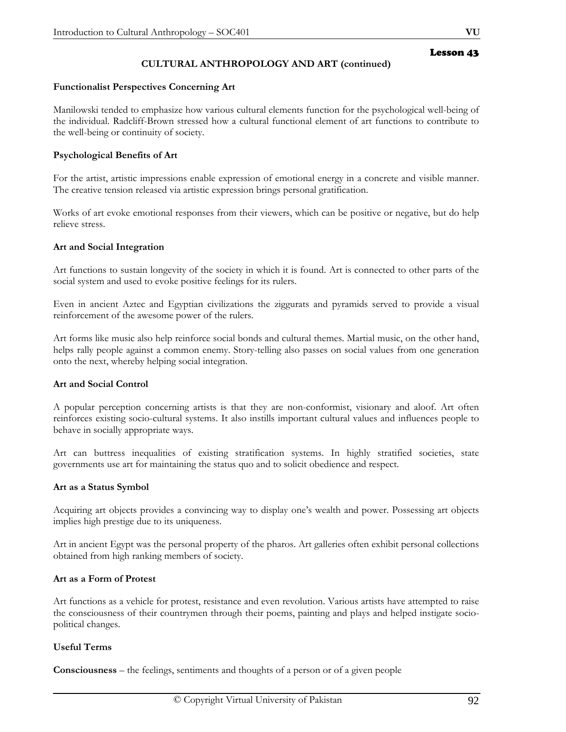Lesson 43

## CULTURAL ANTHROPOLOGY AND ART (continued)

**Functionalist Perspectives Concerning Art**

Manilowski tended to emphasize how various cultural elements function for the psychological well-being of the individual. Radcliff-Brown stressed how a cultural functional element of art functions to contribute to the well-being or continuity of society.

**Psychological Benefits of Art**

For the artist, artistic impressions enable expression of emotional energy in a concrete and visible manner. The creative tension released via artistic expression brings personal gratification.

Works of art evoke emotional responses from their viewers, which can be positive or negative, but do help relieve stress.

**Art and Social Integration**

Art functions to sustain longevity of the society in which it is found. Art is connected to other parts of the social system and used to evoke positive feelings for its rulers.

Even in ancient Aztec and Egyptian civilizations the ziggurats and pyramids served to provide a visual reinforcement of the awesome power of the rulers.

Art forms like music also help reinforce social bonds and cultural themes. Martial music, on the other hand, helps rally people against a common enemy. Story-telling also passes on social values from one generation onto the next, whereby helping social integration.

**Art and Social Control**

A popular perception concerning artists is that they are non-conformist, visionary and aloof. Art often reinforces existing socio-cultural systems. It also instills important cultural values and influences people to behave in socially appropriate ways.

Art can buttress inequalities of existing stratification systems. In highly stratified societies, state governments use art for maintaining the status quo and to solicit obedience and respect.

**Art as a Status Symbol**

Acquiring art objects provides a convincing way to display one's wealth and power. Possessing art objects implies high prestige due to its uniqueness.

Art in ancient Egypt was the personal property of the pharos. Art galleries often exhibit personal collections obtained from high ranking members of society.

**Art as a Form of Protest**

Art functions as a vehicle for protest, resistance and even revolution. Various artists have attempted to raise the consciousness of their countrymen through their poems, painting and plays and helped instigate socio-political changes.

**Useful Terms**

**Consciousness** – the feelings, sentiments and thoughts of a person or of a given people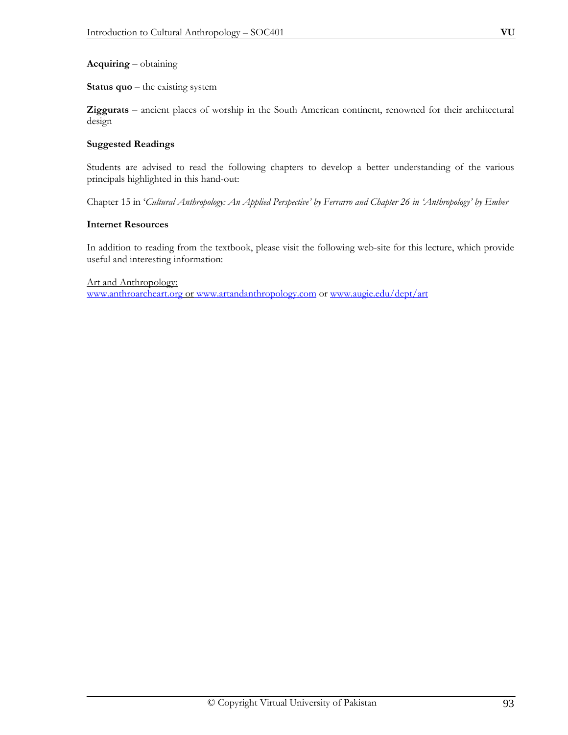**Acquiring** – obtaining

**Status quo** – the existing system

**Ziggurats** – ancient places of worship in the South American continent, renowned for their architectural design

**Suggested Readings**

Students are advised to read the following chapters to develop a better understanding of the various principals highlighted in this hand-out:

Chapter 15 in '*Cultural Anthropology: An Applied Perspective' by Ferrarro and Chapter 26 in 'Anthropology' by Ember*

**Internet Resources**

In addition to reading from the textbook, please visit the following web-site for this lecture, which provide useful and interesting information:

Art and Anthropology:
www.anthroarcheart.org or www.artandanthropology.com or www.augie.edu/dept/art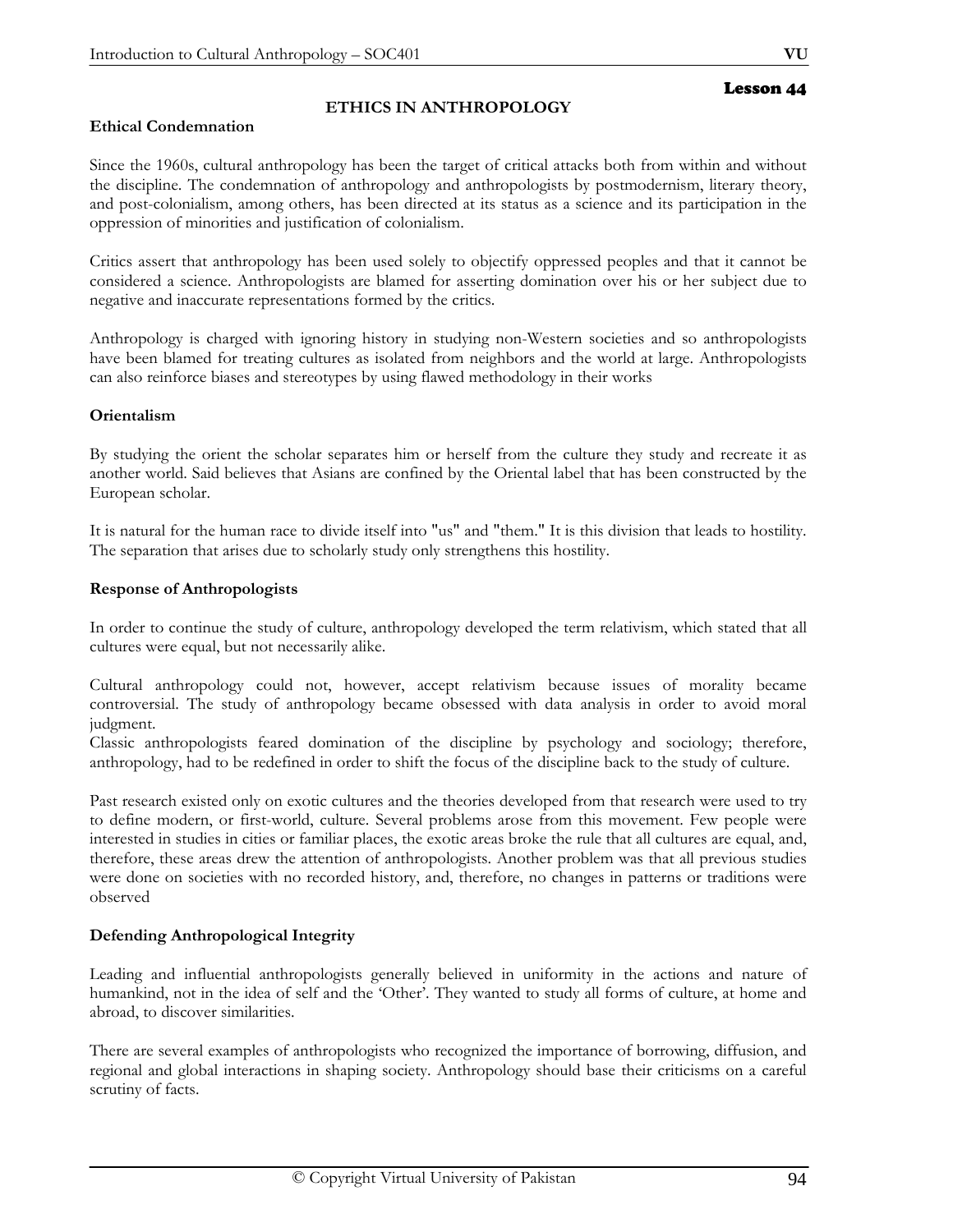## Lesson 44

# ETHICS IN ANTHROPOLOGY

**Ethical Condemnation**

Since the 1960s, cultural anthropology has been the target of critical attacks both from within and without the discipline. The condemnation of anthropology and anthropologists by postmodernism, literary theory, and post-colonialism, among others, has been directed at its status as a science and its participation in the oppression of minorities and justification of colonialism.

Critics assert that anthropology has been used solely to objectify oppressed peoples and that it cannot be considered a science. Anthropologists are blamed for asserting domination over his or her subject due to negative and inaccurate representations formed by the critics.

Anthropology is charged with ignoring history in studying non-Western societies and so anthropologists have been blamed for treating cultures as isolated from neighbors and the world at large. Anthropologists can also reinforce biases and stereotypes by using flawed methodology in their works

**Orientalism**

By studying the orient the scholar separates him or herself from the culture they study and recreate it as another world. Said believes that Asians are confined by the Oriental label that has been constructed by the European scholar.

It is natural for the human race to divide itself into "us" and "them." It is this division that leads to hostility. The separation that arises due to scholarly study only strengthens this hostility.

**Response of Anthropologists**

In order to continue the study of culture, anthropology developed the term relativism, which stated that all cultures were equal, but not necessarily alike.

Cultural anthropology could not, however, accept relativism because issues of morality became controversial. The study of anthropology became obsessed with data analysis in order to avoid moral judgment.
Classic anthropologists feared domination of the discipline by psychology and sociology; therefore, anthropology, had to be redefined in order to shift the focus of the discipline back to the study of culture.

Past research existed only on exotic cultures and the theories developed from that research were used to try to define modern, or first-world, culture. Several problems arose from this movement. Few people were interested in studies in cities or familiar places, the exotic areas broke the rule that all cultures are equal, and, therefore, these areas drew the attention of anthropologists. Another problem was that all previous studies were done on societies with no recorded history, and, therefore, no changes in patterns or traditions were observed

**Defending Anthropological Integrity**

Leading and influential anthropologists generally believed in uniformity in the actions and nature of humankind, not in the idea of self and the 'Other'. They wanted to study all forms of culture, at home and abroad, to discover similarities.

There are several examples of anthropologists who recognized the importance of borrowing, diffusion, and regional and global interactions in shaping society. Anthropology should base their criticisms on a careful scrutiny of facts.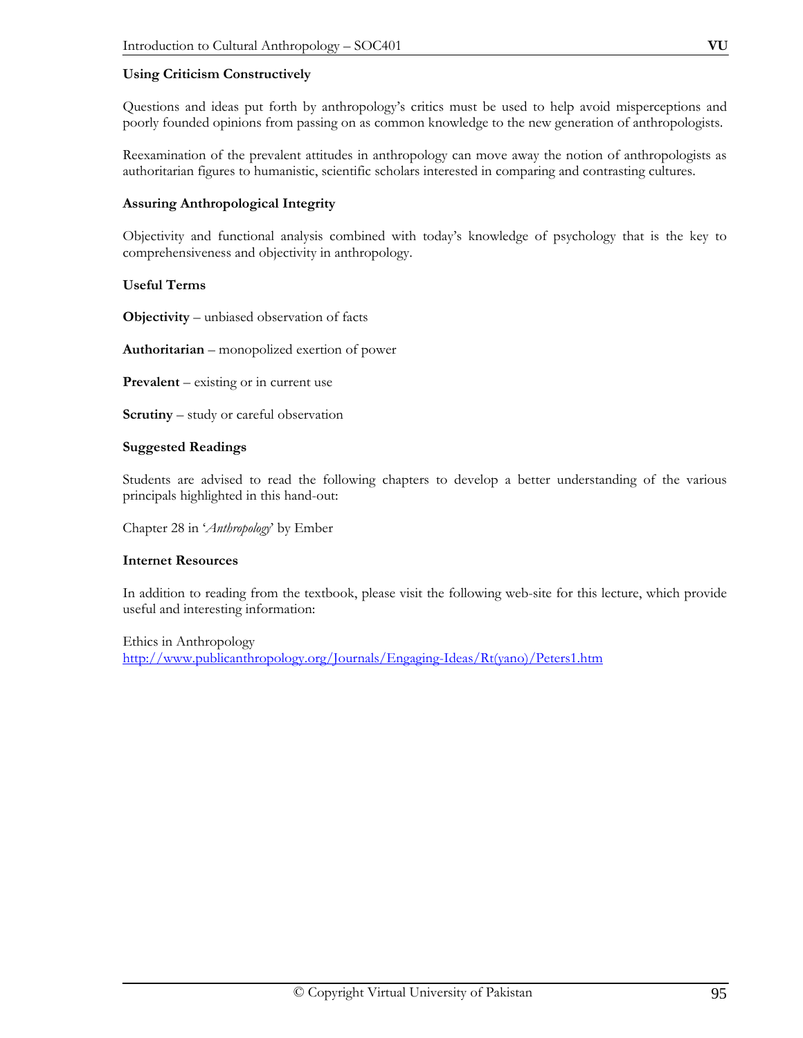### Using Criticism Constructively

Questions and ideas put forth by anthropology's critics must be used to help avoid misperceptions and poorly founded opinions from passing on as common knowledge to the new generation of anthropologists.

Reexamination of the prevalent attitudes in anthropology can move away the notion of anthropologists as authoritarian figures to humanistic, scientific scholars interested in comparing and contrasting cultures.

### Assuring Anthropological Integrity

Objectivity and functional analysis combined with today's knowledge of psychology that is the key to comprehensiveness and objectivity in anthropology.

### Useful Terms

**Objectivity** – unbiased observation of facts

**Authoritarian** – monopolized exertion of power

**Prevalent** – existing or in current use

**Scrutiny** – study or careful observation

### Suggested Readings

Students are advised to read the following chapters to develop a better understanding of the various principals highlighted in this hand-out:

Chapter 28 in '*Anthropology*' by Ember

### Internet Resources

In addition to reading from the textbook, please visit the following web-site for this lecture, which provide useful and interesting information:

Ethics in Anthropology
http://www.publicanthropology.org/Journals/Engaging-Ideas/Rt(yano)/Peters1.htm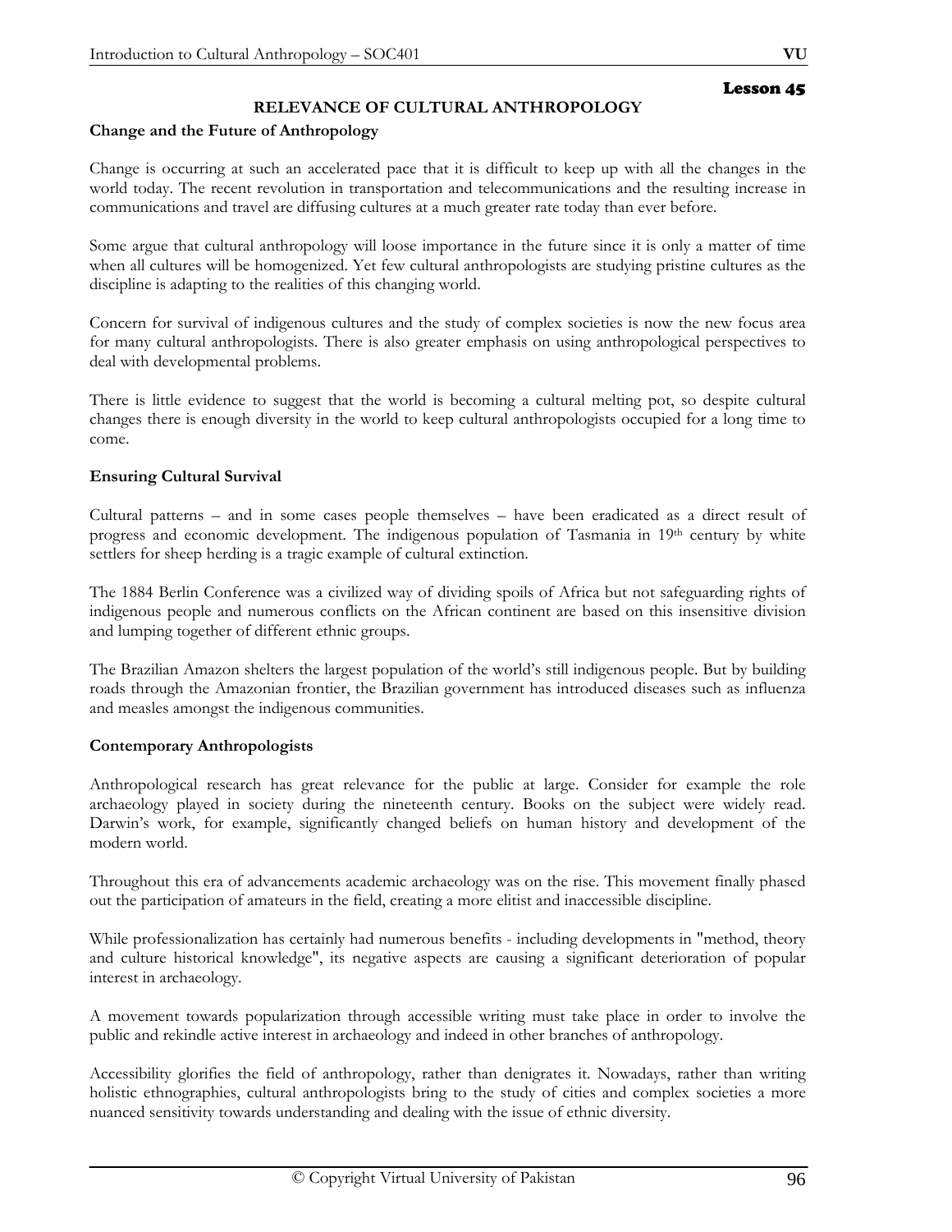# Lesson 45

## RELEVANCE OF CULTURAL ANTHROPOLOGY

### Change and the Future of Anthropology

Change is occurring at such an accelerated pace that it is difficult to keep up with all the changes in the world today. The recent revolution in transportation and telecommunications and the resulting increase in communications and travel are diffusing cultures at a much greater rate today than ever before.

Some argue that cultural anthropology will loose importance in the future since it is only a matter of time when all cultures will be homogenized. Yet few cultural anthropologists are studying pristine cultures as the discipline is adapting to the realities of this changing world.

Concern for survival of indigenous cultures and the study of complex societies is now the new focus area for many cultural anthropologists. There is also greater emphasis on using anthropological perspectives to deal with developmental problems.

There is little evidence to suggest that the world is becoming a cultural melting pot, so despite cultural changes there is enough diversity in the world to keep cultural anthropologists occupied for a long time to come.

### Ensuring Cultural Survival

Cultural patterns – and in some cases people themselves – have been eradicated as a direct result of progress and economic development. The indigenous population of Tasmania in 19th century by white settlers for sheep herding is a tragic example of cultural extinction.

The 1884 Berlin Conference was a civilized way of dividing spoils of Africa but not safeguarding rights of indigenous people and numerous conflicts on the African continent are based on this insensitive division and lumping together of different ethnic groups.

The Brazilian Amazon shelters the largest population of the world's still indigenous people. But by building roads through the Amazonian frontier, the Brazilian government has introduced diseases such as influenza and measles amongst the indigenous communities.

### Contemporary Anthropologists

Anthropological research has great relevance for the public at large. Consider for example the role archaeology played in society during the nineteenth century. Books on the subject were widely read. Darwin's work, for example, significantly changed beliefs on human history and development of the modern world.

Throughout this era of advancements academic archaeology was on the rise. This movement finally phased out the participation of amateurs in the field, creating a more elitist and inaccessible discipline.

While professionalization has certainly had numerous benefits - including developments in "method, theory and culture historical knowledge", its negative aspects are causing a significant deterioration of popular interest in archaeology.

A movement towards popularization through accessible writing must take place in order to involve the public and rekindle active interest in archaeology and indeed in other branches of anthropology.

Accessibility glorifies the field of anthropology, rather than denigrates it. Nowadays, rather than writing holistic ethnographies, cultural anthropologists bring to the study of cities and complex societies a more nuanced sensitivity towards understanding and dealing with the issue of ethnic diversity.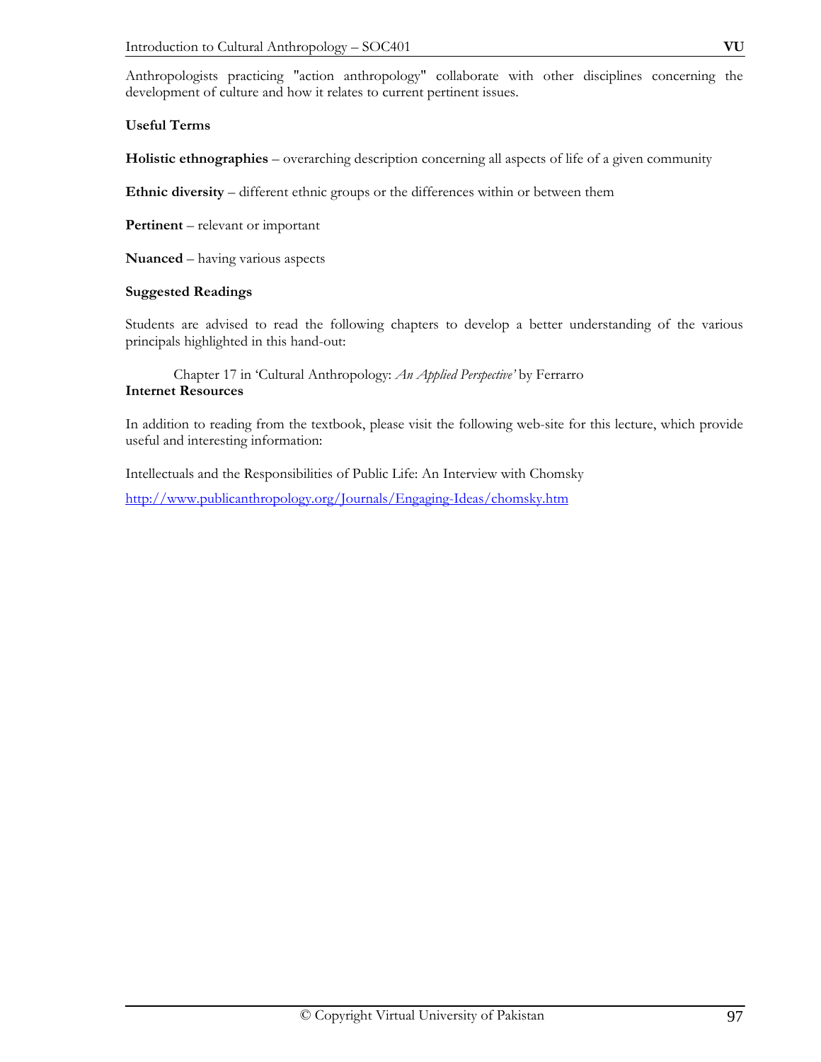Anthropologists practicing "action anthropology" collaborate with other disciplines concerning the development of culture and how it relates to current pertinent issues.

**Useful Terms**

**Holistic ethnographies** – overarching description concerning all aspects of life of a given community

**Ethnic diversity** – different ethnic groups or the differences within or between them

**Pertinent** – relevant or important

**Nuanced** – having various aspects

**Suggested Readings**

Students are advised to read the following chapters to develop a better understanding of the various principals highlighted in this hand-out:

Chapter 17 in 'Cultural Anthropology: *An Applied Perspective'* by Ferrarro

**Internet Resources**

In addition to reading from the textbook, please visit the following web-site for this lecture, which provide useful and interesting information:

Intellectuals and the Responsibilities of Public Life: An Interview with Chomsky

http://www.publicanthropology.org/Journals/Engaging-Ideas/chomsky.htm